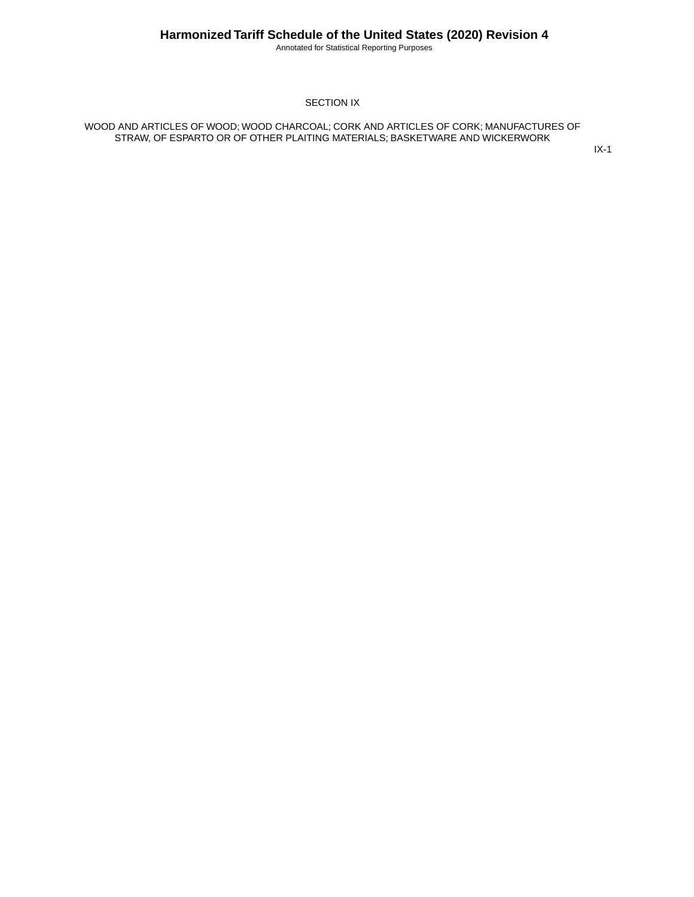# SECTION IX

## WOOD AND ARTICLES OF WOOD; WOOD CHARCOAL; CORK AND ARTICLES OF CORK; MANUFACTURES OF STRAW, OF ESPARTO OR OF OTHER PLAITING MATERIALS; BASKETWARE AND WICKERWORK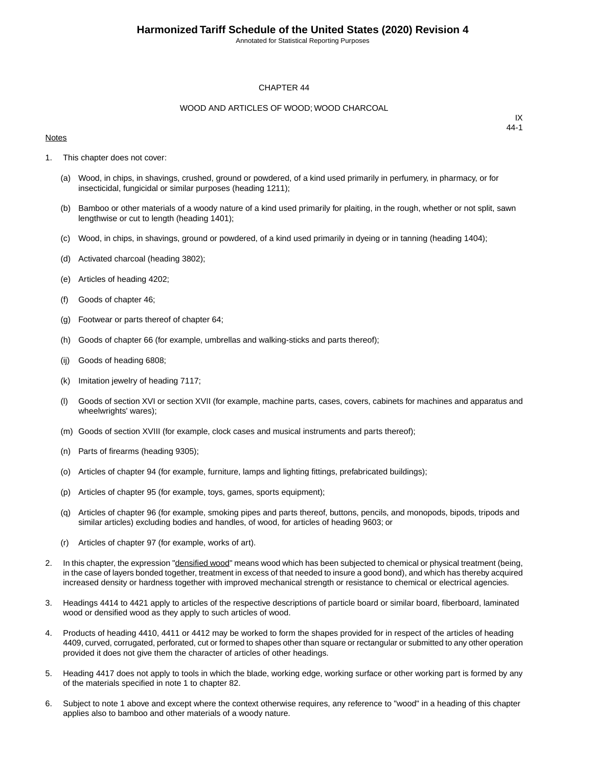# CHAPTER 44

## WOOD AND ARTICLES OF WOOD; WOOD CHARCOAL

IX
44-1

Notes

1. This chapter does not cover:

   (a) Wood, in chips, in shavings, crushed, ground or powdered, of a kind used primarily in perfumery, in pharmacy, or for insecticidal, fungicidal or similar purposes (heading 1211);

   (b) Bamboo or other materials of a woody nature of a kind used primarily for plaiting, in the rough, whether or not split, sawn lengthwise or cut to length (heading 1401);

   (c) Wood, in chips, in shavings, ground or powdered, of a kind used primarily in dyeing or in tanning (heading 1404);

   (d) Activated charcoal (heading 3802);

   (e) Articles of heading 4202;

   (f) Goods of chapter 46;

   (g) Footwear or parts thereof of chapter 64;

   (h) Goods of chapter 66 (for example, umbrellas and walking-sticks and parts thereof);

   (ij) Goods of heading 6808;

   (k) Imitation jewelry of heading 7117;

   (l) Goods of section XVI or section XVII (for example, machine parts, cases, covers, cabinets for machines and apparatus and wheelwrights' wares);

   (m) Goods of section XVIII (for example, clock cases and musical instruments and parts thereof);

   (n) Parts of firearms (heading 9305);

   (o) Articles of chapter 94 (for example, furniture, lamps and lighting fittings, prefabricated buildings);

   (p) Articles of chapter 95 (for example, toys, games, sports equipment);

   (q) Articles of chapter 96 (for example, smoking pipes and parts thereof, buttons, pencils, and monopods, bipods, tripods and similar articles) excluding bodies and handles, of wood, for articles of heading 9603; or

   (r) Articles of chapter 97 (for example, works of art).

2. In this chapter, the expression "densified wood" means wood which has been subjected to chemical or physical treatment (being, in the case of layers bonded together, treatment in excess of that needed to insure a good bond), and which has thereby acquired increased density or hardness together with improved mechanical strength or resistance to chemical or electrical agencies.

3. Headings 4414 to 4421 apply to articles of the respective descriptions of particle board or similar board, fiberboard, laminated wood or densified wood as they apply to such articles of wood.

4. Products of heading 4410, 4411 or 4412 may be worked to form the shapes provided for in respect of the articles of heading 4409, curved, corrugated, perforated, cut or formed to shapes other than square or rectangular or submitted to any other operation provided it does not give them the character of articles of other headings.

5. Heading 4417 does not apply to tools in which the blade, working edge, working surface or other working part is formed by any of the materials specified in note 1 to chapter 82.

6. Subject to note 1 above and except where the context otherwise requires, any reference to "wood" in a heading of this chapter applies also to bamboo and other materials of a woody nature.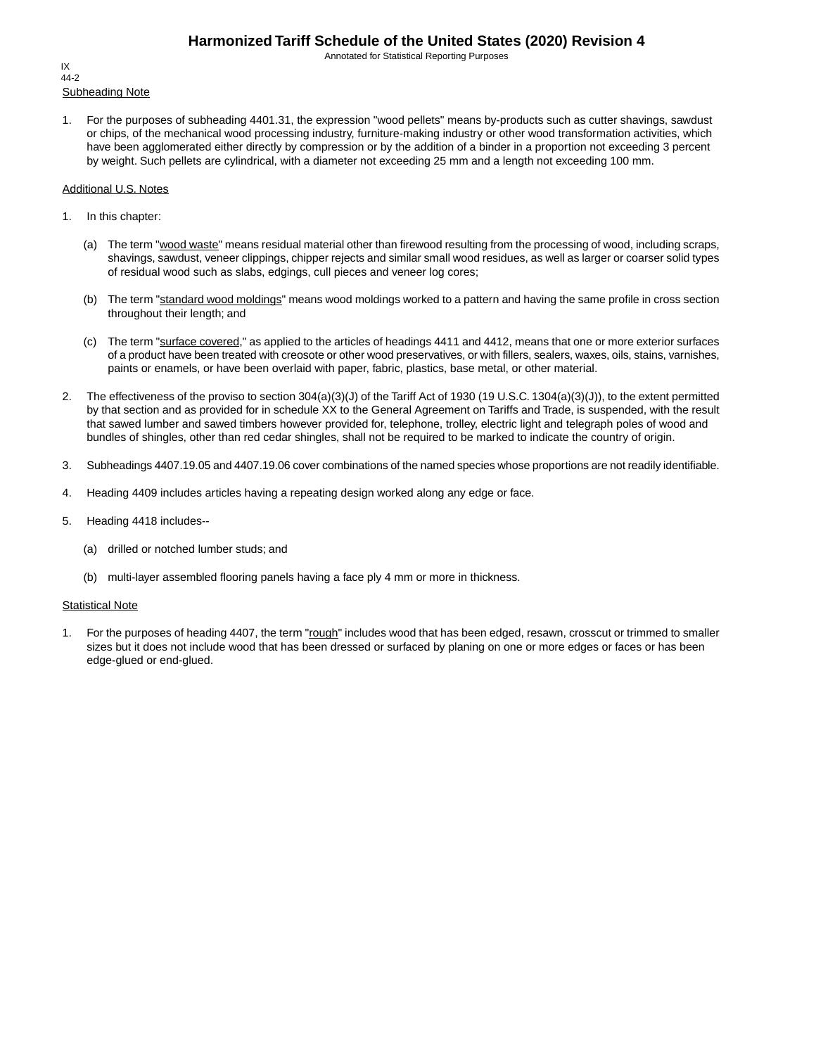Subheading Note

1. For the purposes of subheading 4401.31, the expression "wood pellets" means by-products such as cutter shavings, sawdust or chips, of the mechanical wood processing industry, furniture-making industry or other wood transformation activities, which have been agglomerated either directly by compression or by the addition of a binder in a proportion not exceeding 3 percent by weight. Such pellets are cylindrical, with a diameter not exceeding 25 mm and a length not exceeding 100 mm.

Additional U.S. Notes

1. In this chapter:

   (a) The term "wood waste" means residual material other than firewood resulting from the processing of wood, including scraps, shavings, sawdust, veneer clippings, chipper rejects and similar small wood residues, as well as larger or coarser solid types of residual wood such as slabs, edgings, cull pieces and veneer log cores;

   (b) The term "standard wood moldings" means wood moldings worked to a pattern and having the same profile in cross section throughout their length; and

   (c) The term "surface covered," as applied to the articles of headings 4411 and 4412, means that one or more exterior surfaces of a product have been treated with creosote or other wood preservatives, or with fillers, sealers, waxes, oils, stains, varnishes, paints or enamels, or have been overlaid with paper, fabric, plastics, base metal, or other material.

2. The effectiveness of the proviso to section 304(a)(3)(J) of the Tariff Act of 1930 (19 U.S.C. 1304(a)(3)(J)), to the extent permitted by that section and as provided for in schedule XX to the General Agreement on Tariffs and Trade, is suspended, with the result that sawed lumber and sawed timbers however provided for, telephone, trolley, electric light and telegraph poles of wood and bundles of shingles, other than red cedar shingles, shall not be required to be marked to indicate the country of origin.

3. Subheadings 4407.19.05 and 4407.19.06 cover combinations of the named species whose proportions are not readily identifiable.

4. Heading 4409 includes articles having a repeating design worked along any edge or face.

5. Heading 4418 includes--

   (a) drilled or notched lumber studs; and

   (b) multi-layer assembled flooring panels having a face ply 4 mm or more in thickness.

Statistical Note

1. For the purposes of heading 4407, the term "rough" includes wood that has been edged, resawn, crosscut or trimmed to smaller sizes but it does not include wood that has been dressed or surfaced by planing on one or more edges or faces or has been edge-glued or end-glued.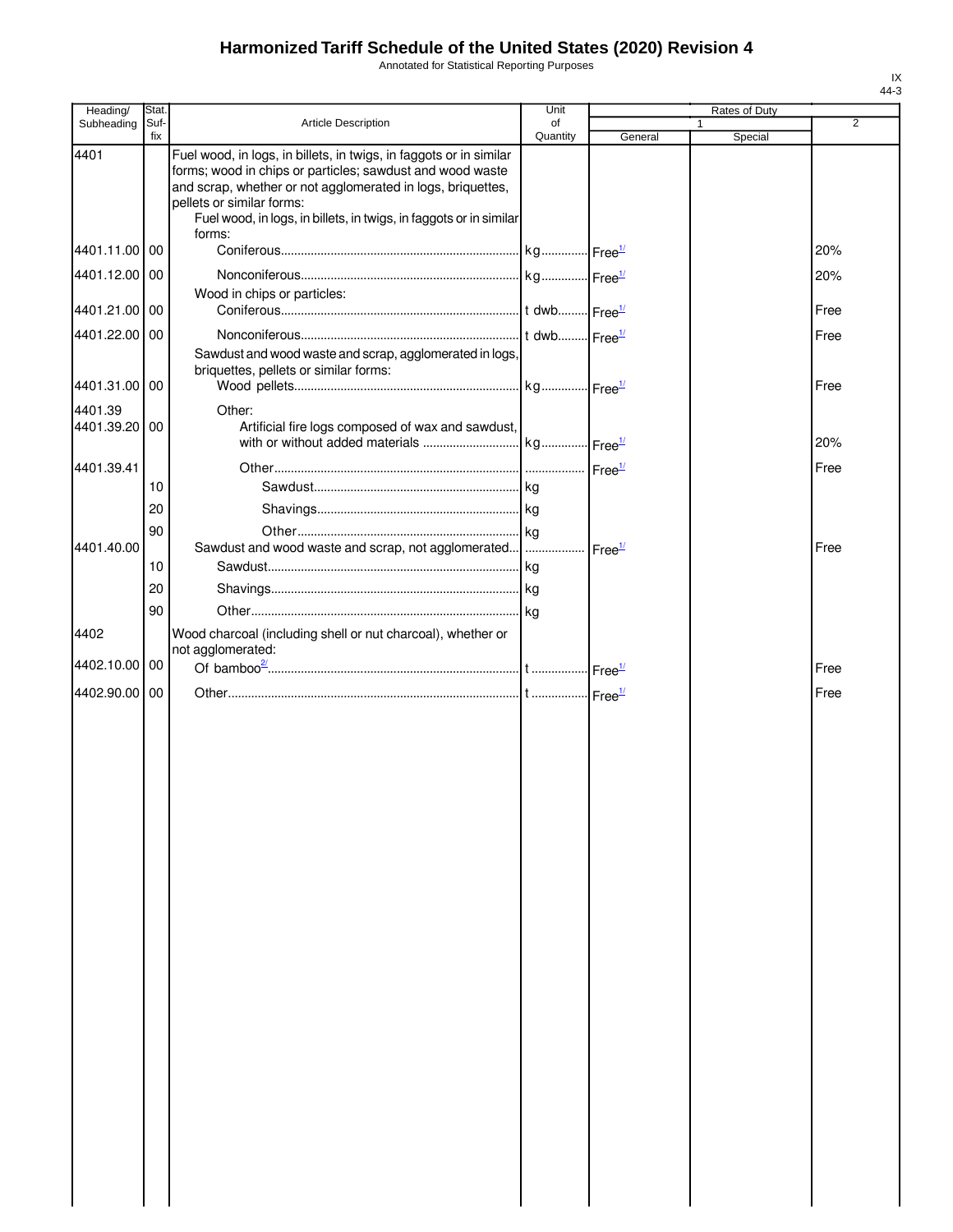# Harmonized Tariff Schedule of the United States (2020) Revision 4

Annotated for Statistical Reporting Purposes

IX
44-3

| Heading/ Subheading | Stat. Suf- fix | Article Description | Unit of Quantity | Rates of Duty 1 General | Special | 2 |
|---|---|---|---|---|---|---|
| 4401 | | Fuel wood, in logs, in billets, in twigs, in faggots or in similar forms; wood in chips or particles; sawdust and wood waste and scrap, whether or not agglomerated in logs, briquettes, pellets or similar forms: | | | | |
| | | Fuel wood, in logs, in billets, in twigs, in faggots or in similar forms: | | | | |
| 4401.11.00 | 00 | Coniferous | kg | Free[1/] | | 20% |
| 4401.12.00 | 00 | Nonconiferous | kg | Free[1/] | | 20% |
| | | Wood in chips or particles: | | | | |
| 4401.21.00 | 00 | Coniferous | t dwb | Free[1/] | | Free |
| 4401.22.00 | 00 | Nonconiferous | t dwb | Free[1/] | | Free |
| | | Sawdust and wood waste and scrap, agglomerated in logs, briquettes, pellets or similar forms: | | | | |
| 4401.31.00 | 00 | Wood pellets | kg | Free[1/] | | Free |
| 4401.39 | | Other: | | | | |
| 4401.39.20 | 00 | Artificial fire logs composed of wax and sawdust, with or without added materials | kg | Free[1/] | | 20% |
| 4401.39.41 | | Other | | Free[1/] | | Free |
| | 10 | Sawdust | kg | | | |
| | 20 | Shavings | kg | | | |
| | 90 | Other | kg | | | |
| 4401.40.00 | | Sawdust and wood waste and scrap, not agglomerated | | Free[1/] | | Free |
| | 10 | Sawdust | kg | | | |
| | 20 | Shavings | kg | | | |
| | 90 | Other | kg | | | |
| 4402 | | Wood charcoal (including shell or nut charcoal), whether or not agglomerated: | | | | |
| 4402.10.00 | 00 | Of bamboo[2/] | t | Free[1/] | | Free |
| 4402.90.00 | 00 | Other | t | Free[1/] | | Free |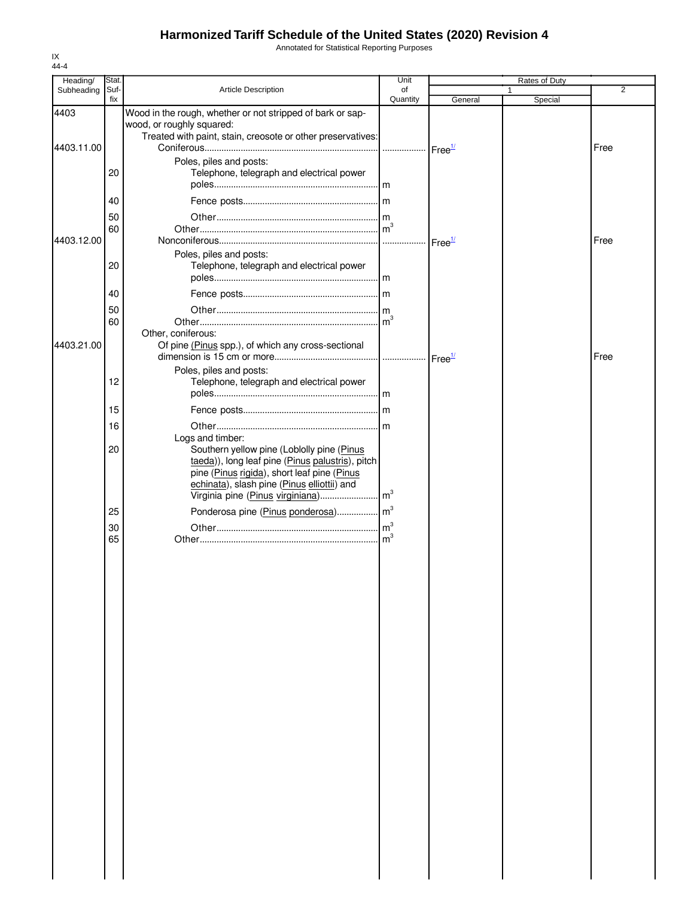# Harmonized Tariff Schedule of the United States (2020) Revision 4

Annotated for Statistical Reporting Purposes

IX
44-4

| Heading/ Subheading | Stat. Suf-fix | Article Description | Unit of Quantity | Rates of Duty 1 General | Rates of Duty 1 Special | Rates of Duty 2 |
|---|---|---|---|---|---|---|
| 4403 | | Wood in the rough, whether or not stripped of bark or sapwood, or roughly squared: | | | | |
| | | Treated with paint, stain, creosote or other preservatives: | | | | |
| 4403.11.00 | | Coniferous | | Free[1/] | | Free |
| | | Poles, piles and posts: | | | | |
| | 20 | Telephone, telegraph and electrical power poles | m | | | |
| | 40 | Fence posts | m | | | |
| | 50 | Other | m | | | |
| | 60 | Other | $m^3$ | | | |
| 4403.12.00 | | Nonconiferous | | Free[1/] | | Free |
| | | Poles, piles and posts: | | | | |
| | 20 | Telephone, telegraph and electrical power poles | m | | | |
| | 40 | Fence posts | m | | | |
| | 50 | Other | m | | | |
| | 60 | Other | $m^3$ | | | |
| | | Other, coniferous: | | | | |
| 4403.21.00 | | Of pine (Pinus spp.), of which any cross-sectional dimension is 15 cm or more | | Free[1/] | | Free |
| | | Poles, piles and posts: | | | | |
| | 12 | Telephone, telegraph and electrical power poles | m | | | |
| | 15 | Fence posts | m | | | |
| | 16 | Other | m | | | |
| | | Logs and timber: | | | | |
| | 20 | Southern yellow pine (Loblolly pine (Pinus taeda)), long leaf pine (Pinus palustris), pitch pine (Pinus rigida), short leaf pine (Pinus echinata), slash pine (Pinus elliottii) and Virginia pine (Pinus virginiana) | $m^3$ | | | |
| | 25 | Ponderosa pine (Pinus ponderosa) | $m^3$ | | | |
| | 30 | Other | $m^3$ | | | |
| | 65 | Other | $m^3$ | | | |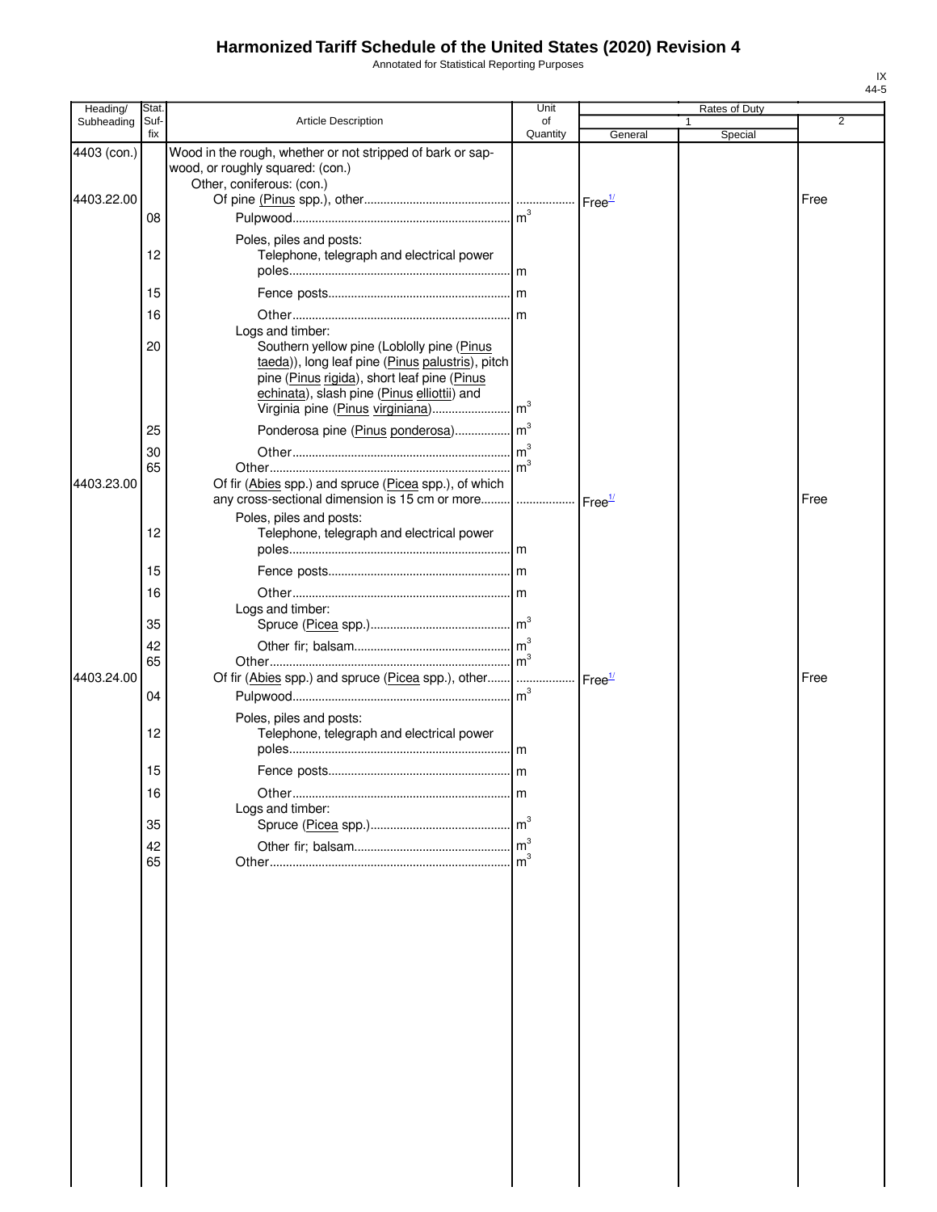# Harmonized Tariff Schedule of the United States (2020) Revision 4

Annotated for Statistical Reporting Purposes

IX
44-5

| Heading/ Subheading | Stat. Suf- fix | Article Description | Unit of Quantity | Rates of Duty 1 General | Special | 2 |
|---|---|---|---|---|---|---|
| 4403 (con.) | | Wood in the rough, whether or not stripped of bark or sapwood, or roughly squared: (con.) | | | | |
| | | Other, coniferous: (con.) | | | | |
| 4403.22.00 | | Of pine (Pinus spp.), other | | Free[1/] | | Free |
| | 08 | Pulpwood | $m^3$ | | | |
| | | Poles, piles and posts: | | | | |
| | 12 | Telephone, telegraph and electrical power poles | m | | | |
| | 15 | Fence posts | m | | | |
| | 16 | Other | m | | | |
| | | Logs and timber: | | | | |
| | 20 | Southern yellow pine (Loblolly pine (Pinus taeda)), long leaf pine (Pinus palustris), pitch pine (Pinus rigida), short leaf pine (Pinus echinata), slash pine (Pinus elliottii) and Virginia pine (Pinus virginiana) | $m^3$ | | | |
| | 25 | Ponderosa pine (Pinus ponderosa) | $m^3$ | | | |
| | 30 | Other | $m^3$ | | | |
| | 65 | Other | $m^3$ | | | |
| 4403.23.00 | | Of fir (Abies spp.) and spruce (Picea spp.), of which any cross-sectional dimension is 15 cm or more | | Free[1/] | | Free |
| | | Poles, piles and posts: | | | | |
| | 12 | Telephone, telegraph and electrical power poles | m | | | |
| | 15 | Fence posts | m | | | |
| | 16 | Other | m | | | |
| | | Logs and timber: | | | | |
| | 35 | Spruce (Picea spp.) | $m^3$ | | | |
| | 42 | Other fir; balsam | $m^3$ | | | |
| | 65 | Other | $m^3$ | | | |
| 4403.24.00 | | Of fir (Abies spp.) and spruce (Picea spp.), other | | Free[1/] | | Free |
| | 04 | Pulpwood | $m^3$ | | | |
| | | Poles, piles and posts: | | | | |
| | 12 | Telephone, telegraph and electrical power poles | m | | | |
| | 15 | Fence posts | m | | | |
| | 16 | Other | m | | | |
| | | Logs and timber: | | | | |
| | 35 | Spruce (Picea spp.) | $m^3$ | | | |
| | 42 | Other fir; balsam | $m^3$ | | | |
| | 65 | Other | $m^3$ | | | |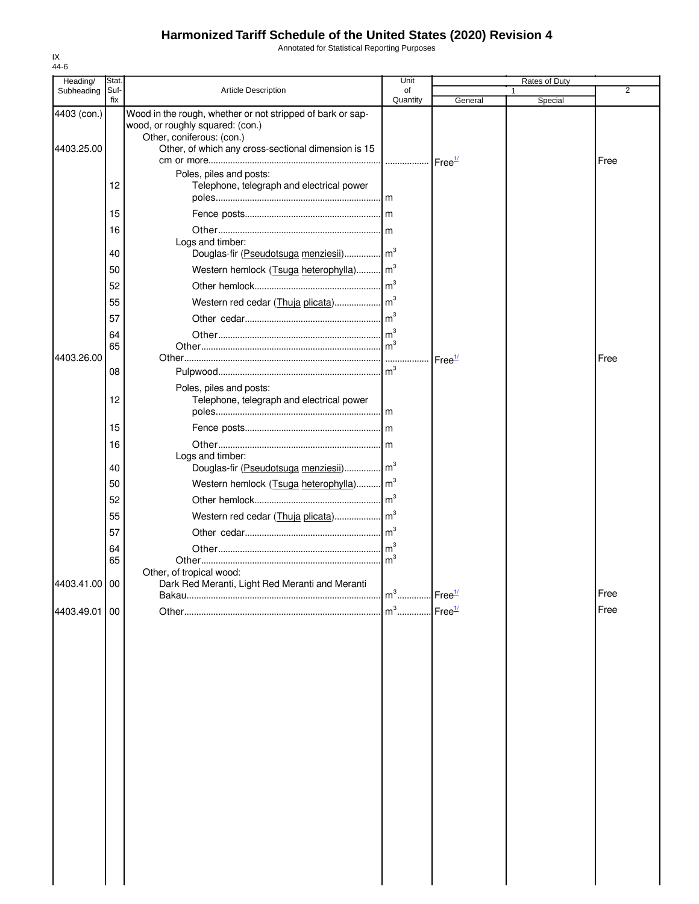# Harmonized Tariff Schedule of the United States (2020) Revision 4

Annotated for Statistical Reporting Purposes

IX
44-6

| Heading/ Subheading | Stat. Suf- fix | Article Description | Unit of Quantity | Rates of Duty 1 General | Special | 2 |
|---|---|---|---|---|---|---|
| 4403 (con.) | | Wood in the rough, whether or not stripped of bark or sapwood, or roughly squared: (con.) | | | | |
| | | Other, coniferous: (con.) | | | | |
| 4403.25.00 | | Other, of which any cross-sectional dimension is 15 cm or more | | Free[1/] | | Free |
| | | Poles, piles and posts: | | | | |
| | 12 | Telephone, telegraph and electrical power poles | m | | | |
| | 15 | Fence posts | m | | | |
| | 16 | Other | m | | | |
| | | Logs and timber: | | | | |
| | 40 | Douglas-fir (Pseudotsuga menziesii) | $m^3$ | | | |
| | 50 | Western hemlock (Tsuga heterophylla) | $m^3$ | | | |
| | 52 | Other hemlock | $m^3$ | | | |
| | 55 | Western red cedar (Thuja plicata) | $m^3$ | | | |
| | 57 | Other cedar | $m^3$ | | | |
| | 64 | Other | $m^3$ | | | |
| | 65 | Other | $m^3$ | | | |
| 4403.26.00 | | Other | | Free[1/] | | Free |
| | 08 | Pulpwood | $m^3$ | | | |
| | | Poles, piles and posts: | | | | |
| | 12 | Telephone, telegraph and electrical power poles | m | | | |
| | 15 | Fence posts | m | | | |
| | 16 | Other | m | | | |
| | | Logs and timber: | | | | |
| | 40 | Douglas-fir (Pseudotsuga menziesii) | $m^3$ | | | |
| | 50 | Western hemlock (Tsuga heterophylla) | $m^3$ | | | |
| | 52 | Other hemlock | $m^3$ | | | |
| | 55 | Western red cedar (Thuja plicata) | $m^3$ | | | |
| | 57 | Other cedar | $m^3$ | | | |
| | 64 | Other | $m^3$ | | | |
| | 65 | Other | $m^3$ | | | |
| | | Other, of tropical wood: | | | | |
| 4403.41.00 | 00 | Dark Red Meranti, Light Red Meranti and Meranti Bakau | $m^3$ | Free[1/] | | Free |
| 4403.49.01 | 00 | Other | $m^3$ | Free[1/] | | Free |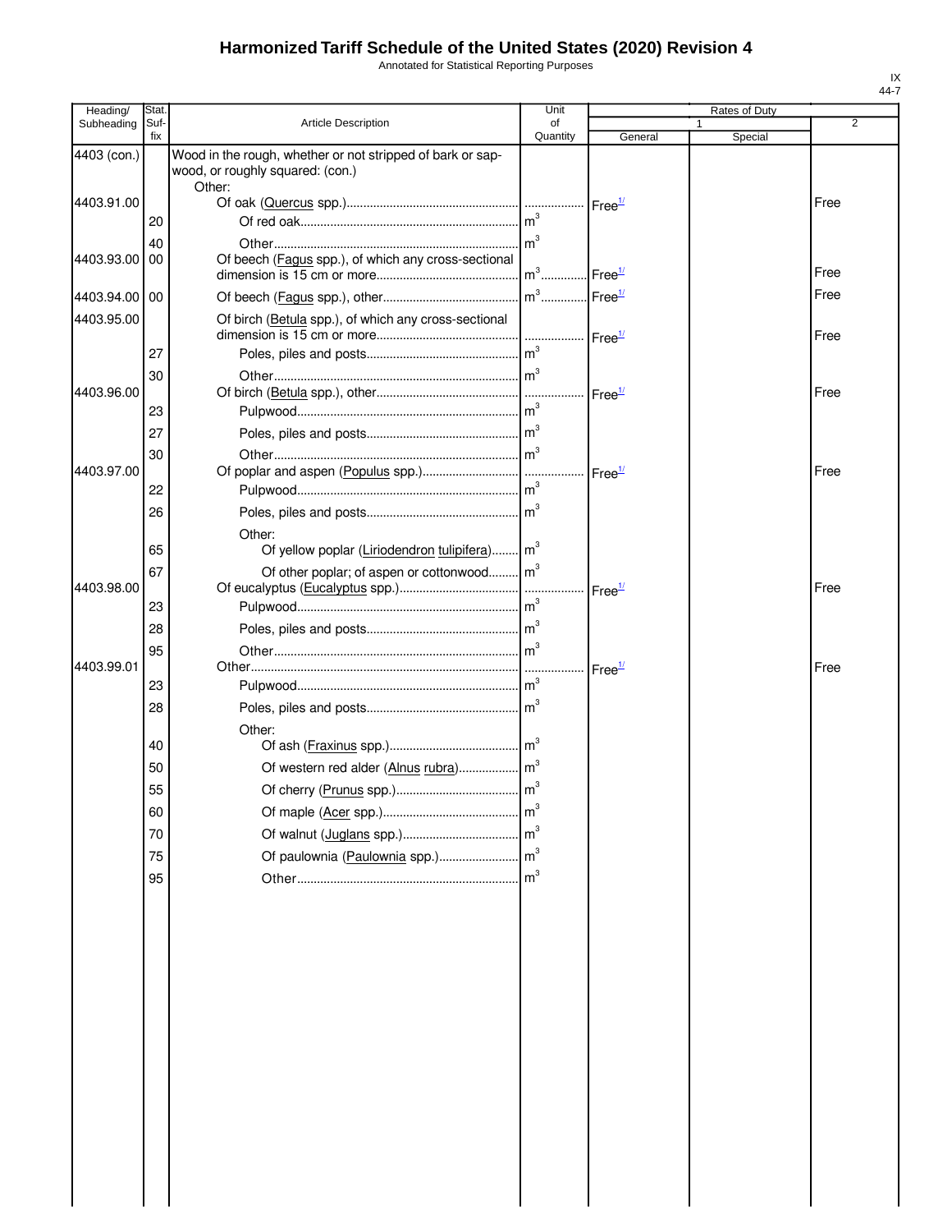# Harmonized Tariff Schedule of the United States (2020) Revision 4

Annotated for Statistical Reporting Purposes

IX
44-7

| Heading/ Subheading | Stat. Suf- fix | Article Description | Unit of Quantity | Rates of Duty 1 General | Special | 2 |
|---|---|---|---|---|---|---|
| 4403 (con.) | | Wood in the rough, whether or not stripped of bark or sapwood, or roughly squared: (con.) | | | | |
| | | Other: | | | | |
| 4403.91.00 | | Of oak (Quercus spp.) | | Free[1/] | | Free |
| | 20 | Of red oak | $m^3$ | | | |
| | 40 | Other | $m^3$ | | | |
| 4403.93.00 | 00 | Of beech (Fagus spp.), of which any cross-sectional dimension is 15 cm or more | $m^3$ | Free[1/] | | Free |
| 4403.94.00 | 00 | Of beech (Fagus spp.), other | $m^3$ | Free[1/] | | Free |
| 4403.95.00 | | Of birch (Betula spp.), of which any cross-sectional dimension is 15 cm or more | | Free[1/] | | Free |
| | 27 | Poles, piles and posts | $m^3$ | | | |
| | 30 | Other | $m^3$ | | | |
| 4403.96.00 | | Of birch (Betula spp.), other | | Free[1/] | | Free |
| | 23 | Pulpwood | $m^3$ | | | |
| | 27 | Poles, piles and posts | $m^3$ | | | |
| | 30 | Other | $m^3$ | | | |
| 4403.97.00 | | Of poplar and aspen (Populus spp.) | | Free[1/] | | Free |
| | 22 | Pulpwood | $m^3$ | | | |
| | 26 | Poles, piles and posts | $m^3$ | | | |
| | | Other: | | | | |
| | 65 | Of yellow poplar (Liriodendron tulipifera) | $m^3$ | | | |
| | 67 | Of other poplar; of aspen or cottonwood | $m^3$ | | | |
| 4403.98.00 | | Of eucalyptus (Eucalyptus spp.) | | Free[1/] | | Free |
| | 23 | Pulpwood | $m^3$ | | | |
| | 28 | Poles, piles and posts | $m^3$ | | | |
| | 95 | Other | $m^3$ | | | |
| 4403.99.01 | | Other | | Free[1/] | | Free |
| | 23 | Pulpwood | $m^3$ | | | |
| | 28 | Poles, piles and posts | $m^3$ | | | |
| | | Other: | | | | |
| | 40 | Of ash (Fraxinus spp.) | $m^3$ | | | |
| | 50 | Of western red alder (Alnus rubra) | $m^3$ | | | |
| | 55 | Of cherry (Prunus spp.) | $m^3$ | | | |
| | 60 | Of maple (Acer spp.) | $m^3$ | | | |
| | 70 | Of walnut (Juglans spp.) | $m^3$ | | | |
| | 75 | Of paulownia (Paulownia spp.) | $m^3$ | | | |
| | 95 | Other | $m^3$ | | | |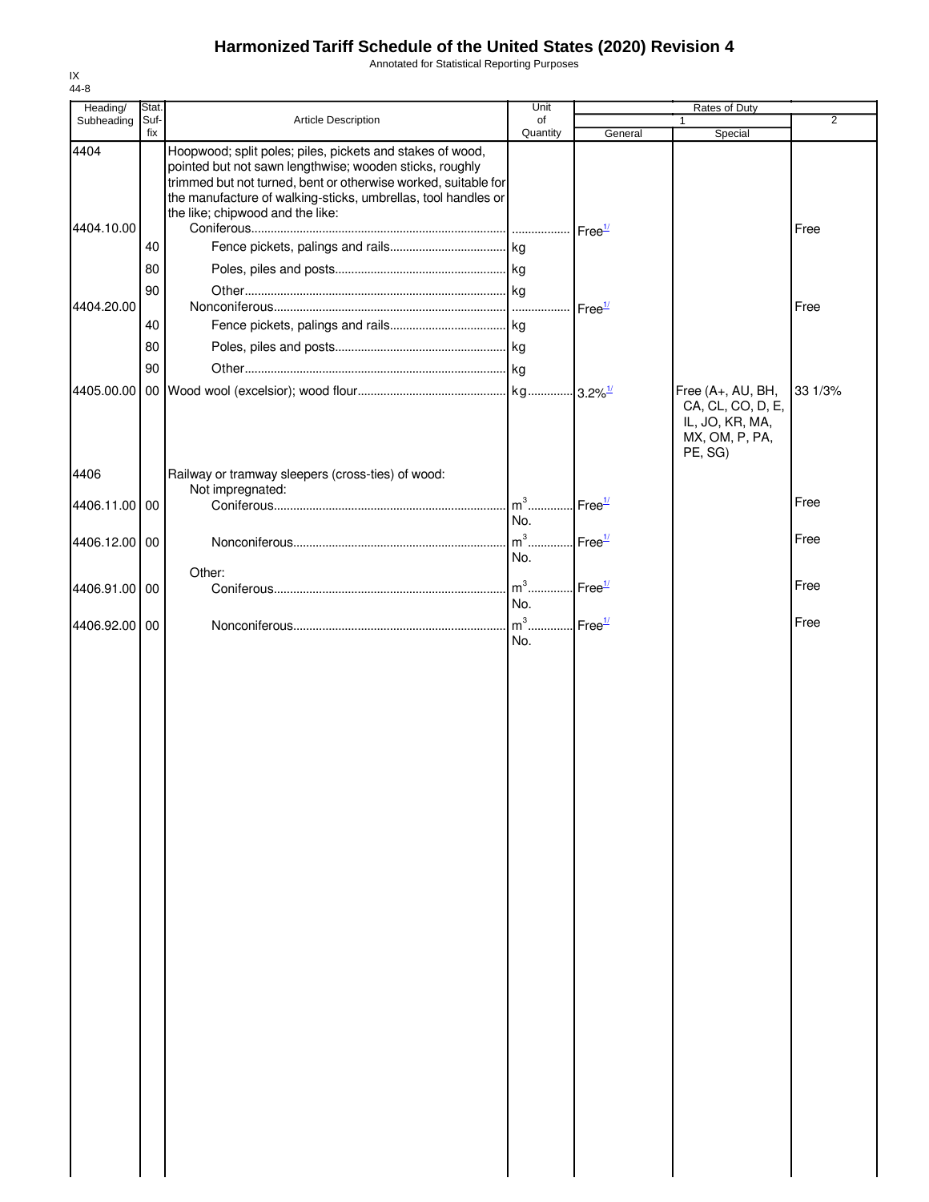# Harmonized Tariff Schedule of the United States (2020) Revision 4

Annotated for Statistical Reporting Purposes

IX
44-8

| Heading/ Subheading | Stat. Suf- fix | Article Description | Unit of Quantity | Rates of Duty 1 General | Special | 2 |
|---|---|---|---|---|---|---|
| 4404 | | Hoopwood; split poles; piles, pickets and stakes of wood, pointed but not sawn lengthwise; wooden sticks, roughly trimmed but not turned, bent or otherwise worked, suitable for the manufacture of walking-sticks, umbrellas, tool handles or the like; chipwood and the like: | | | | |
| 4404.10.00 | | Coniferous | | Free[1/] | | Free |
| | 40 | Fence pickets, palings and rails | kg | | | |
| | 80 | Poles, piles and posts | kg | | | |
| | 90 | Other | kg | | | |
| 4404.20.00 | | Nonconiferous | | Free[1/] | | Free |
| | 40 | Fence pickets, palings and rails | kg | | | |
| | 80 | Poles, piles and posts | kg | | | |
| | 90 | Other | kg | | | |
| 4405.00.00 | 00 | Wood wool (excelsior); wood flour | kg | 3.2%[1/] | Free (A+, AU, BH, CA, CL, CO, D, E, IL, JO, KR, MA, MX, OM, P, PA, PE, SG) | 33 1/3% |
| 4406 | | Railway or tramway sleepers (cross-ties) of wood: | | | | |
| | | Not impregnated: | | | | |
| 4406.11.00 | 00 | Coniferous | $m^3$ No. | Free[1/] | | Free |
| 4406.12.00 | 00 | Nonconiferous | $m^3$ No. | Free[1/] | | Free |
| | | Other: | | | | |
| 4406.91.00 | 00 | Coniferous | $m^3$ No. | Free[1/] | | Free |
| 4406.92.00 | 00 | Nonconiferous | $m^3$ No. | Free[1/] | | Free |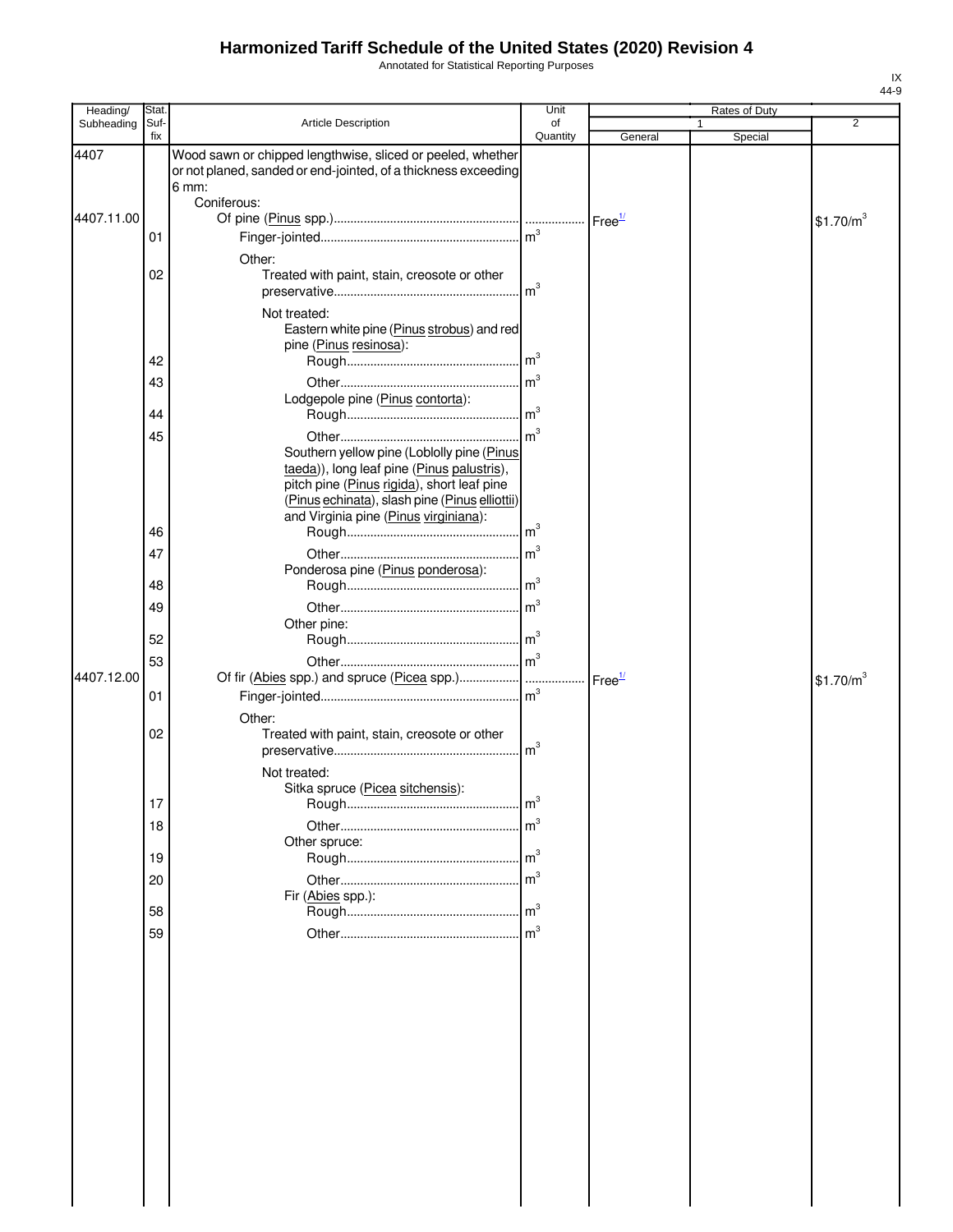# Harmonized Tariff Schedule of the United States (2020) Revision 4

Annotated for Statistical Reporting Purposes

IX
44-9

| Heading/ Subheading | Stat. Suf- fix | Article Description | Unit of Quantity | Rates of Duty 1 General | Special | 2 |
|---|---|---|---|---|---|---|
| 4407 | | Wood sawn or chipped lengthwise, sliced or peeled, whether or not planed, sanded or end-jointed, of a thickness exceeding 6 mm: | | | | |
| | | Coniferous: | | | | |
| 4407.11.00 | | Of pine (Pinus spp.) | | Free[1/] | | $1.70/m^3$ |
| | 01 | Finger-jointed | $m^3$ | | | |
| | | Other: | | | | |
| | 02 | Treated with paint, stain, creosote or other preservative | $m^3$ | | | |
| | | Not treated: | | | | |
| | | Eastern white pine (Pinus strobus) and red pine (Pinus resinosa): | | | | |
| | 42 | Rough | $m^3$ | | | |
| | 43 | Other | $m^3$ | | | |
| | | Lodgepole pine (Pinus contorta): | | | | |
| | 44 | Rough | $m^3$ | | | |
| | 45 | Other | $m^3$ | | | |
| | | Southern yellow pine (Loblolly pine (Pinus taeda)), long leaf pine (Pinus palustris), pitch pine (Pinus rigida), short leaf pine (Pinus echinata), slash pine (Pinus elliottii) and Virginia pine (Pinus virginiana): | | | | |
| | 46 | Rough | $m^3$ | | | |
| | 47 | Other | $m^3$ | | | |
| | | Ponderosa pine (Pinus ponderosa): | | | | |
| | 48 | Rough | $m^3$ | | | |
| | 49 | Other | $m^3$ | | | |
| | | Other pine: | | | | |
| | 52 | Rough | $m^3$ | | | |
| | 53 | Other | $m^3$ | | | |
| 4407.12.00 | | Of fir (Abies spp.) and spruce (Picea spp.) | | Free[1/] | | $1.70/m^3$ |
| | 01 | Finger-jointed | $m^3$ | | | |
| | | Other: | | | | |
| | 02 | Treated with paint, stain, creosote or other preservative | $m^3$ | | | |
| | | Not treated: | | | | |
| | | Sitka spruce (Picea sitchensis): | | | | |
| | 17 | Rough | $m^3$ | | | |
| | 18 | Other | $m^3$ | | | |
| | | Other spruce: | | | | |
| | 19 | Rough | $m^3$ | | | |
| | 20 | Other | $m^3$ | | | |
| | | Fir (Abies spp.): | | | | |
| | 58 | Rough | $m^3$ | | | |
| | 59 | Other | $m^3$ | | | |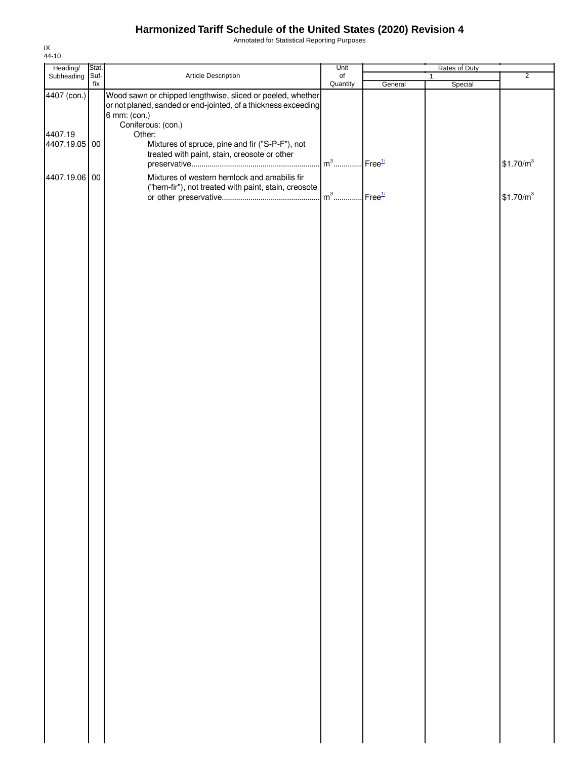# Harmonized Tariff Schedule of the United States (2020) Revision 4

Annotated for Statistical Reporting Purposes

IX
44-10

| Heading/ Subheading | Stat. Suf- fix | Article Description | Unit of Quantity | Rates of Duty 1 General | Special | 2 |
|---|---|---|---|---|---|---|
| 4407 (con.) | | Wood sawn or chipped lengthwise, sliced or peeled, whether or not planed, sanded or end-jointed, of a thickness exceeding 6 mm: (con.) | | | | |
| | | Coniferous: (con.) | | | | |
| 4407.19 | | Other: | | | | |
| 4407.19.05 | 00 | Mixtures of spruce, pine and fir ("S-P-F"), not treated with paint, stain, creosote or other preservative | $m^3$ | Free[1/] | | $1.70/$m^3$ |
| 4407.19.06 | 00 | Mixtures of western hemlock and amabilis fir ("hem-fir"), not treated with paint, stain, creosote or other preservative | $m^3$ | Free[1/] | | $1.70/$m^3$ |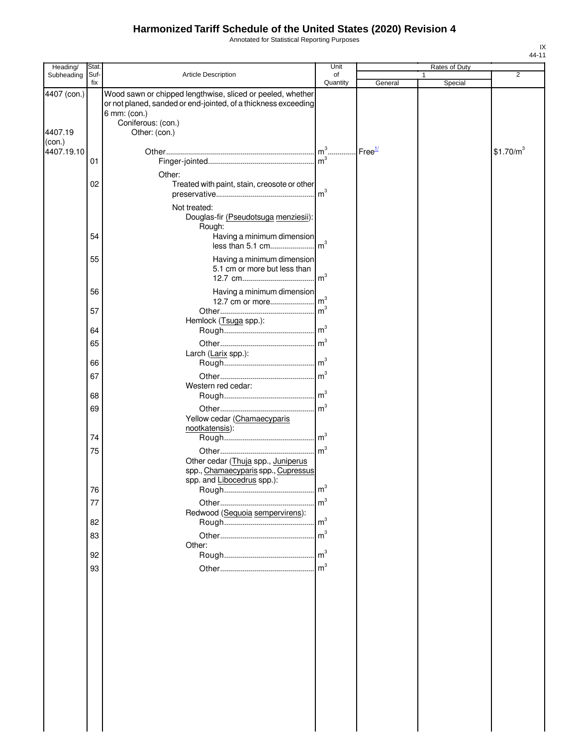# Harmonized Tariff Schedule of the United States (2020) Revision 4

Annotated for Statistical Reporting Purposes

IX
44-11

| Heading/ Subheading | Stat. Suf- fix | Article Description | Unit of Quantity | Rates of Duty 1 General | Special | 2 |
|---|---|---|---|---|---|---|
| 4407 (con.) | | Wood sawn or chipped lengthwise, sliced or peeled, whether or not planed, sanded or end-jointed, of a thickness exceeding 6 mm: (con.) | | | | |
| | | Coniferous: (con.) | | | | |
| 4407.19 (con.) | | Other: (con.) | | | | |
| 4407.19.10 | | Other | $m^3$ | Free[1/] | | \$1.70/$m^3$ |
| | 01 | Finger-jointed | $m^3$ | | | |
| | | Other: | | | | |
| | 02 | Treated with paint, stain, creosote or other preservative | $m^3$ | | | |
| | | Not treated: | | | | |
| | | Douglas-fir (Pseudotsuga menziesii): | | | | |
| | | Rough: | | | | |
| | 54 | Having a minimum dimension less than 5.1 cm | $m^3$ | | | |
| | 55 | Having a minimum dimension 5.1 cm or more but less than 12.7 cm | $m^3$ | | | |
| | 56 | Having a minimum dimension 12.7 cm or more | $m^3$ | | | |
| | 57 | Other | $m^3$ | | | |
| | | Hemlock (Tsuga spp.): | | | | |
| | 64 | Rough | $m^3$ | | | |
| | 65 | Other | $m^3$ | | | |
| | | Larch (Larix spp.): | | | | |
| | 66 | Rough | $m^3$ | | | |
| | 67 | Other | $m^3$ | | | |
| | | Western red cedar: | | | | |
| | 68 | Rough | $m^3$ | | | |
| | 69 | Other | $m^3$ | | | |
| | | Yellow cedar (Chamaecyparis nootkatensis): | | | | |
| | 74 | Rough | $m^3$ | | | |
| | 75 | Other | $m^3$ | | | |
| | | Other cedar (Thuja spp., Juniperus spp., Chamaecyparis spp., Cupressus spp. and Libocedrus spp.): | | | | |
| | 76 | Rough | $m^3$ | | | |
| | 77 | Other | $m^3$ | | | |
| | | Redwood (Sequoia sempervirens): | | | | |
| | 82 | Rough | $m^3$ | | | |
| | 83 | Other | $m^3$ | | | |
| | | Other: | | | | |
| | 92 | Rough | $m^3$ | | | |
| | 93 | Other | $m^3$ | | | |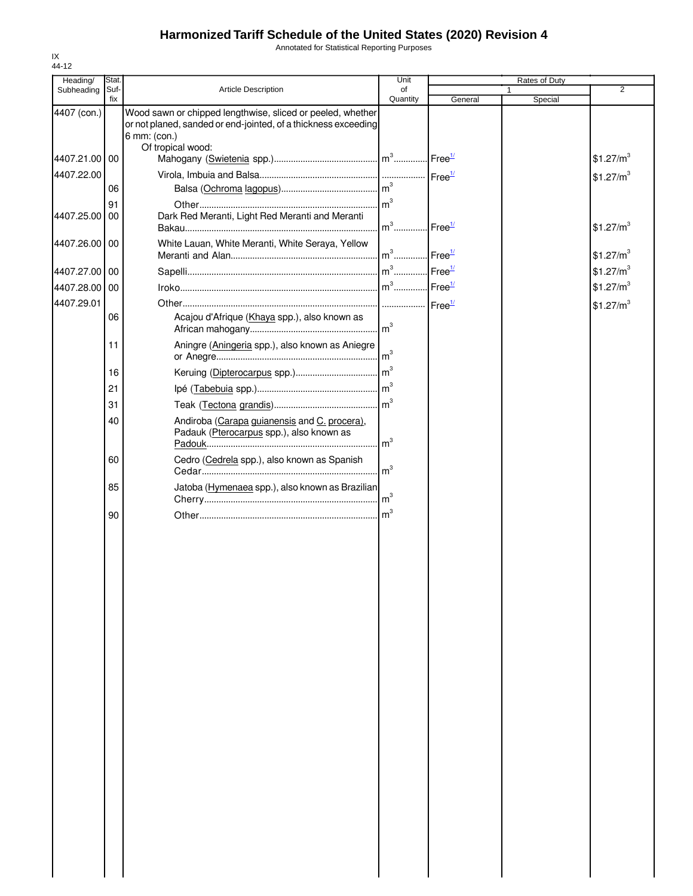# Harmonized Tariff Schedule of the United States (2020) Revision 4

Annotated for Statistical Reporting Purposes

IX
44-12

| Heading/ Subheading | Stat. Suf-fix | Article Description | Unit of Quantity | Rates of Duty 1 General | Rates of Duty 1 Special | Rates of Duty 2 |
|---|---|---|---|---|---|---|
| 4407 (con.) | | Wood sawn or chipped lengthwise, sliced or peeled, whether or not planed, sanded or end-jointed, of a thickness exceeding 6 mm: (con.) | | | | |
| | | Of tropical wood: | | | | |
| 4407.21.00 | 00 | Mahogany (Swietenia spp.) | $m^3$ | Free[1/] | | $1.27/m^3$ |
| 4407.22.00 | | Virola, Imbuia and Balsa | | Free[1/] | | $1.27/m^3$ |
| | 06 | Balsa (Ochroma lagopus) | $m^3$ | | | |
| | 91 | Other | $m^3$ | | | |
| 4407.25.00 | 00 | Dark Red Meranti, Light Red Meranti and Meranti Bakau | $m^3$ | Free[1/] | | $1.27/m^3$ |
| 4407.26.00 | 00 | White Lauan, White Meranti, White Seraya, Yellow Meranti and Alan | $m^3$ | Free[1/] | | $1.27/m^3$ |
| 4407.27.00 | 00 | Sapelli | $m^3$ | Free[1/] | | $1.27/m^3$ |
| 4407.28.00 | 00 | Iroko | $m^3$ | Free[1/] | | $1.27/m^3$ |
| 4407.29.01 | | Other | | Free[1/] | | $1.27/m^3$ |
| | 06 | Acajou d'Afrique (Khaya spp.), also known as African mahogany | $m^3$ | | | |
| | 11 | Aningre (Aningeria spp.), also known as Aniegre or Anegre | $m^3$ | | | |
| | 16 | Keruing (Dipterocarpus spp.) | $m^3$ | | | |
| | 21 | Ipé (Tabebuia spp.) | $m^3$ | | | |
| | 31 | Teak (Tectona grandis) | $m^3$ | | | |
| | 40 | Andiroba (Carapa guianensis and C. procera), Padauk (Pterocarpus spp.), also known as Padouk | $m^3$ | | | |
| | 60 | Cedro (Cedrela spp.), also known as Spanish Cedar | $m^3$ | | | |
| | 85 | Jatoba (Hymenaea spp.), also known as Brazilian Cherry | $m^3$ | | | |
| | 90 | Other | $m^3$ | | | |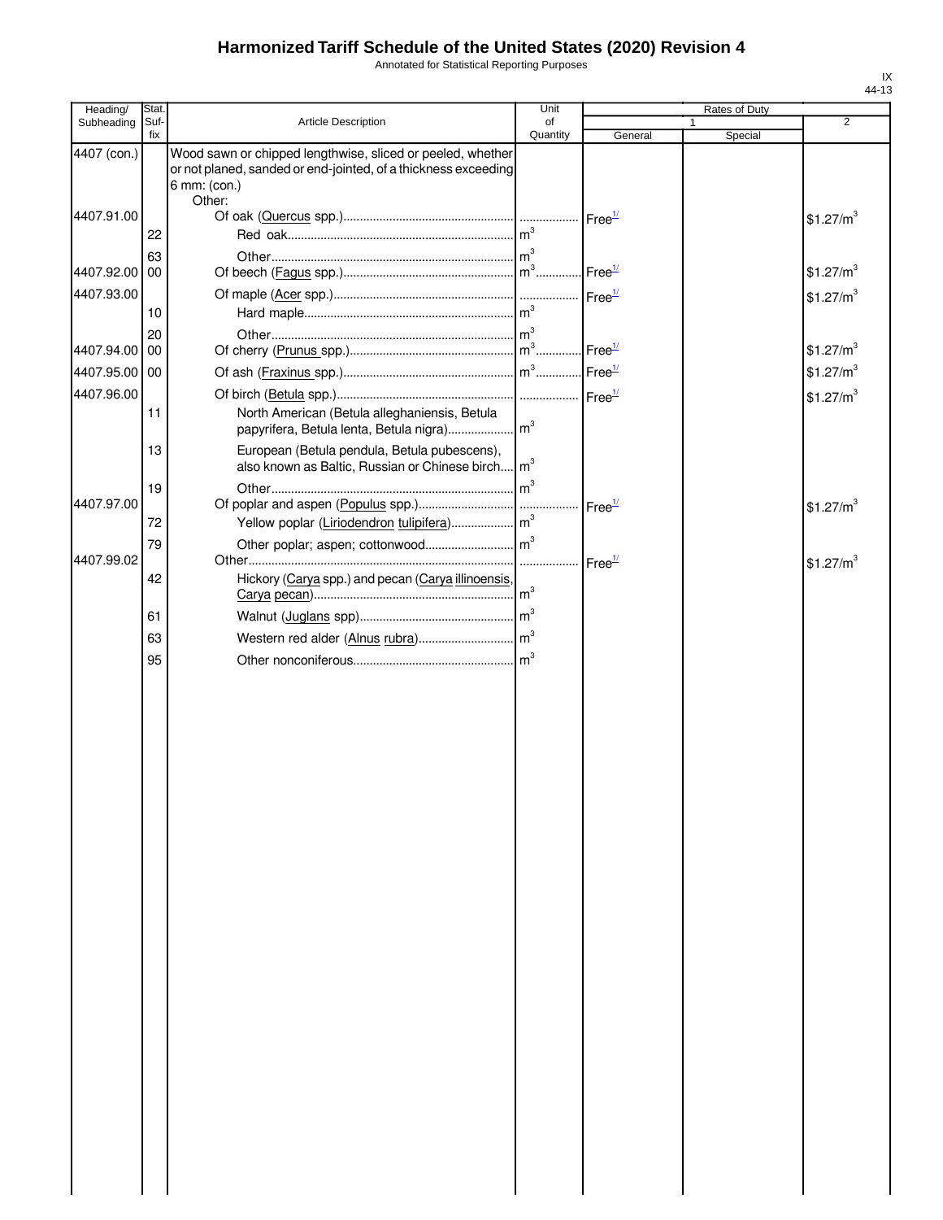# Harmonized Tariff Schedule of the United States (2020) Revision 4

Annotated for Statistical Reporting Purposes

IX
44-13

| Heading/ Subheading | Stat. Suf- fix | Article Description | Unit of Quantity | Rates of Duty | | |
|---|---|---|---|---|---|---|
| | | | | 1 | | 2 |
| | | | | General | Special | |
| 4407 (con.) | | Wood sawn or chipped lengthwise, sliced or peeled, whether or not planed, sanded or end-jointed, of a thickness exceeding 6 mm: (con.) | | | | |
| | | Other: | | | | |
| 4407.91.00 | | Of oak (Quercus spp.) | | Free[1/] | | $1.27/m^3$ |
| | 22 | Red oak | $m^3$ | | | |
| | 63 | Other | $m^3$ | | | |
| 4407.92.00 | 00 | Of beech (Fagus spp.) | $m^3$ | Free[1/] | | $1.27/m^3$ |
| 4407.93.00 | | Of maple (Acer spp.) | | Free[1/] | | $1.27/m^3$ |
| | 10 | Hard maple | $m^3$ | | | |
| | 20 | Other | $m^3$ | | | |
| 4407.94.00 | 00 | Of cherry (Prunus spp.) | $m^3$ | Free[1/] | | $1.27/m^3$ |
| 4407.95.00 | 00 | Of ash (Fraxinus spp.) | $m^3$ | Free[1/] | | $1.27/m^3$ |
| 4407.96.00 | | Of birch (Betula spp.) | | Free[1/] | | $1.27/m^3$ |
| | 11 | North American (Betula alleghaniensis, Betula papyrifera, Betula lenta, Betula nigra) | $m^3$ | | | |
| | 13 | European (Betula pendula, Betula pubescens), also known as Baltic, Russian or Chinese birch | $m^3$ | | | |
| | 19 | Other | $m^3$ | | | |
| 4407.97.00 | | Of poplar and aspen (Populus spp.) | | Free[1/] | | $1.27/m^3$ |
| | 72 | Yellow poplar (Liriodendron tulipifera) | $m^3$ | | | |
| | 79 | Other poplar; aspen; cottonwood | $m^3$ | | | |
| 4407.99.02 | | Other | | Free[1/] | | $1.27/m^3$ |
| | 42 | Hickory (Carya spp.) and pecan (Carya illinoensis, Carya pecan) | $m^3$ | | | |
| | 61 | Walnut (Juglans spp) | $m^3$ | | | |
| | 63 | Western red alder (Alnus rubra) | $m^3$ | | | |
| | 95 | Other nonconiferous | $m^3$ | | | |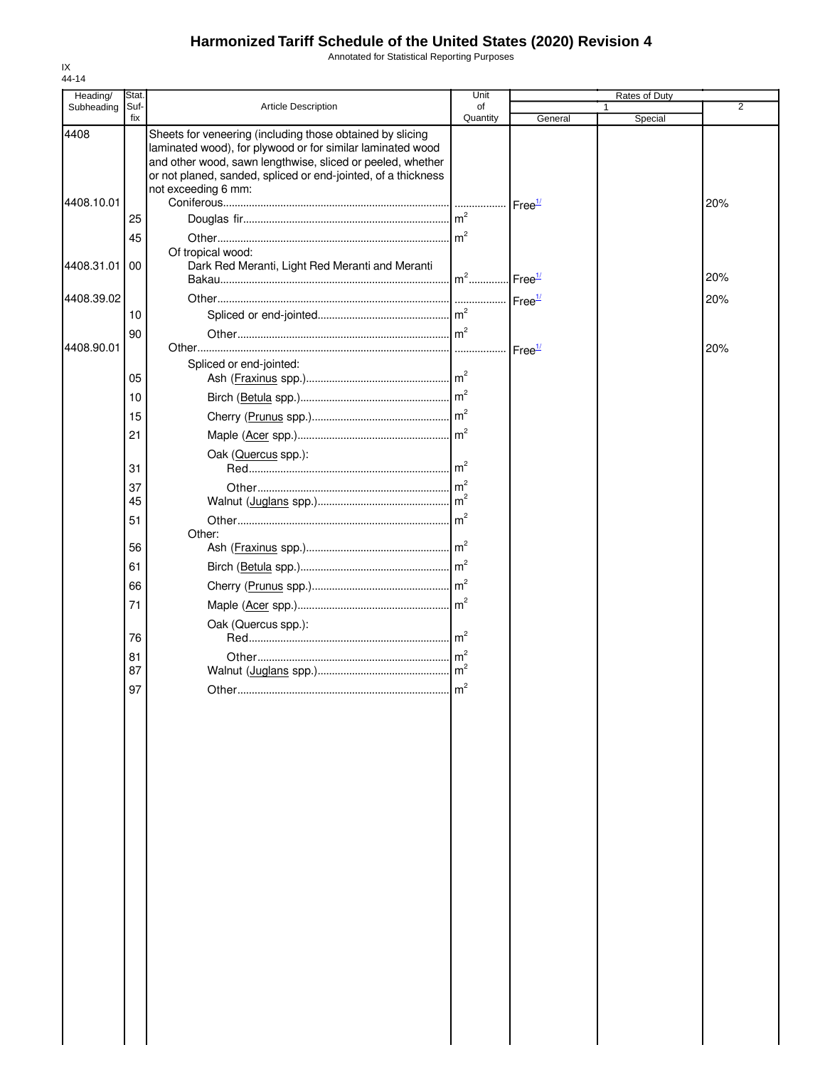# Harmonized Tariff Schedule of the United States (2020) Revision 4

Annotated for Statistical Reporting Purposes

IX
44-14

| Heading/ Subheading | Stat. Suf- fix | Article Description | Unit of Quantity | Rates of Duty 1 General | Special | 2 |
|---|---|---|---|---|---|---|
| 4408 | | Sheets for veneering (including those obtained by slicing laminated wood), for plywood or for similar laminated wood and other wood, sawn lengthwise, sliced or peeled, whether or not planed, sanded, spliced or end-jointed, of a thickness not exceeding 6 mm: | | | | |
| 4408.10.01 | | Coniferous | | Free[1/] | | 20% |
| | 25 | Douglas fir | $m^2$ | | | |
| | 45 | Other | $m^2$ | | | |
| | | Of tropical wood: | | | | |
| 4408.31.01 | 00 | Dark Red Meranti, Light Red Meranti and Meranti Bakau | $m^2$ | Free[1/] | | 20% |
| 4408.39.02 | | Other | | Free[1/] | | 20% |
| | 10 | Spliced or end-jointed | $m^2$ | | | |
| | 90 | Other | $m^2$ | | | |
| 4408.90.01 | | Other | | Free[1/] | | 20% |
| | | Spliced or end-jointed: | | | | |
| | 05 | Ash (Fraxinus spp.) | $m^2$ | | | |
| | 10 | Birch (Betula spp.) | $m^2$ | | | |
| | 15 | Cherry (Prunus spp.) | $m^2$ | | | |
| | 21 | Maple (Acer spp.) | $m^2$ | | | |
| | | Oak (Quercus spp.): | | | | |
| | 31 | Red | $m^2$ | | | |
| | 37 | Other | $m^2$ | | | |
| | 45 | Walnut (Juglans spp.) | $m^2$ | | | |
| | 51 | Other | $m^2$ | | | |
| | | Other: | | | | |
| | 56 | Ash (Fraxinus spp.) | $m^2$ | | | |
| | 61 | Birch (Betula spp.) | $m^2$ | | | |
| | 66 | Cherry (Prunus spp.) | $m^2$ | | | |
| | 71 | Maple (Acer spp.) | $m^2$ | | | |
| | | Oak (Quercus spp.): | | | | |
| | 76 | Red | $m^2$ | | | |
| | 81 | Other | $m^2$ | | | |
| | 87 | Walnut (Juglans spp.) | $m^2$ | | | |
| | 97 | Other | $m^2$ | | | |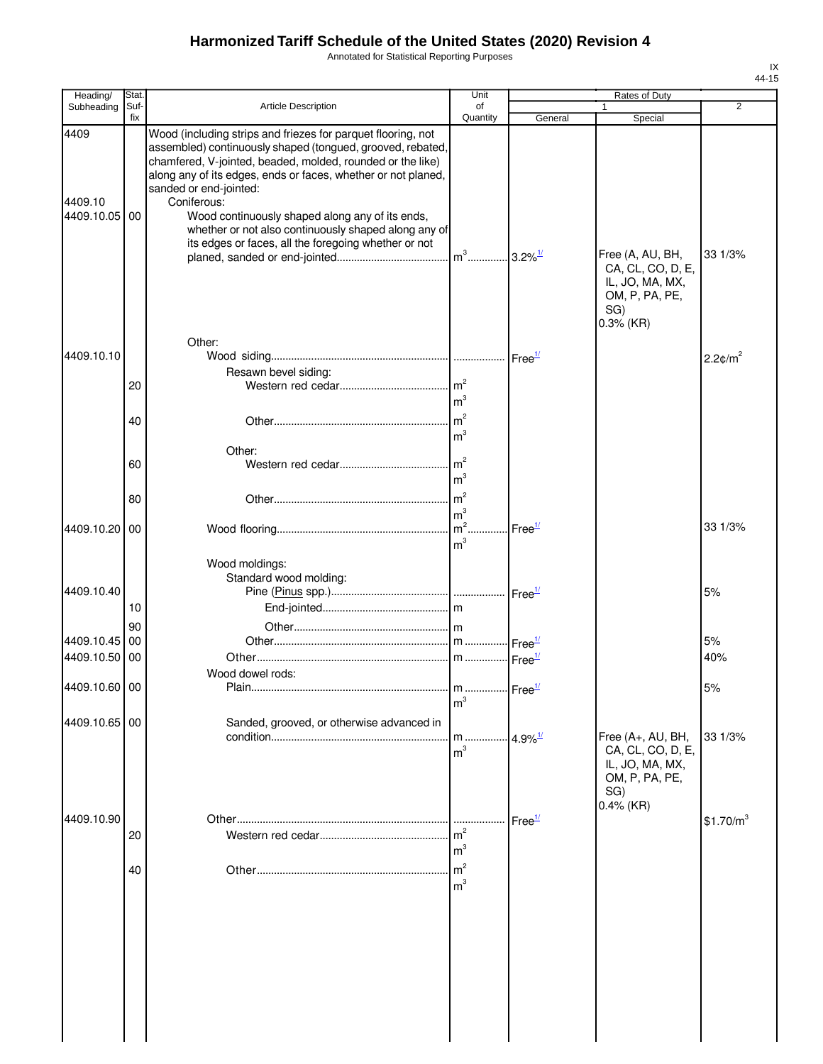# Harmonized Tariff Schedule of the United States (2020) Revision 4

Annotated for Statistical Reporting Purposes

IX
44-15

| Heading/ Subheading | Stat. Suf- fix | Article Description | Unit of Quantity | Rates of Duty 1 General | Rates of Duty 1 Special | Rates of Duty 2 |
|---|---|---|---|---|---|---|
| 4409 | | Wood (including strips and friezes for parquet flooring, not assembled) continuously shaped (tongued, grooved, rebated, chamfered, V-jointed, beaded, molded, rounded or the like) along any of its edges, ends or faces, whether or not planed, sanded or end-jointed: | | | | |
| 4409.10 | | Coniferous: | | | | |
| 4409.10.05 | 00 | Wood continuously shaped along any of its ends, whether or not also continuously shaped along any of its edges or faces, all the foregoing whether or not planed, sanded or end-jointed | $m^3$ | 3.2%[1/] | Free (A, AU, BH, CA, CL, CO, D, E, IL, JO, MA, MX, OM, P, PA, PE, SG) 0.3% (KR) | 33 1/3% |
| | | Other: | | | | |
| 4409.10.10 | | Wood siding | | Free[1/] | | 2.2¢/$m^2$ |
| | | Resawn bevel siding: | | | | |
| | 20 | Western red cedar | $m^2$ $m^3$ | | | |
| | 40 | Other | $m^2$ $m^3$ | | | |
| | | Other: | | | | |
| | 60 | Western red cedar | $m^2$ $m^3$ | | | |
| | 80 | Other | $m^2$ $m^3$ | | | |
| 4409.10.20 | 00 | Wood flooring | $m^2$ $m^3$ | Free[1/] | | 33 1/3% |
| | | Wood moldings: | | | | |
| | | Standard wood molding: | | | | |
| 4409.10.40 | | Pine (Pinus spp.) | | Free[1/] | | 5% |
| | 10 | End-jointed | m | | | |
| | 90 | Other | m | | | |
| 4409.10.45 | 00 | Other | m | Free[1/] | | 5% |
| 4409.10.50 | 00 | Other | m | Free[1/] | | 40% |
| | | Wood dowel rods: | | | | |
| 4409.10.60 | 00 | Plain | m $m^3$ | Free[1/] | | 5% |
| 4409.10.65 | 00 | Sanded, grooved, or otherwise advanced in condition | m $m^3$ | 4.9%[1/] | Free (A+, AU, BH, CA, CL, CO, D, E, IL, JO, MA, MX, OM, P, PA, PE, SG) 0.4% (KR) | 33 1/3% |
| 4409.10.90 | | Other | | Free[1/] | | $1.70/$m^3$ |
| | 20 | Western red cedar | $m^2$ $m^3$ | | | |
| | 40 | Other | $m^2$ $m^3$ | | | |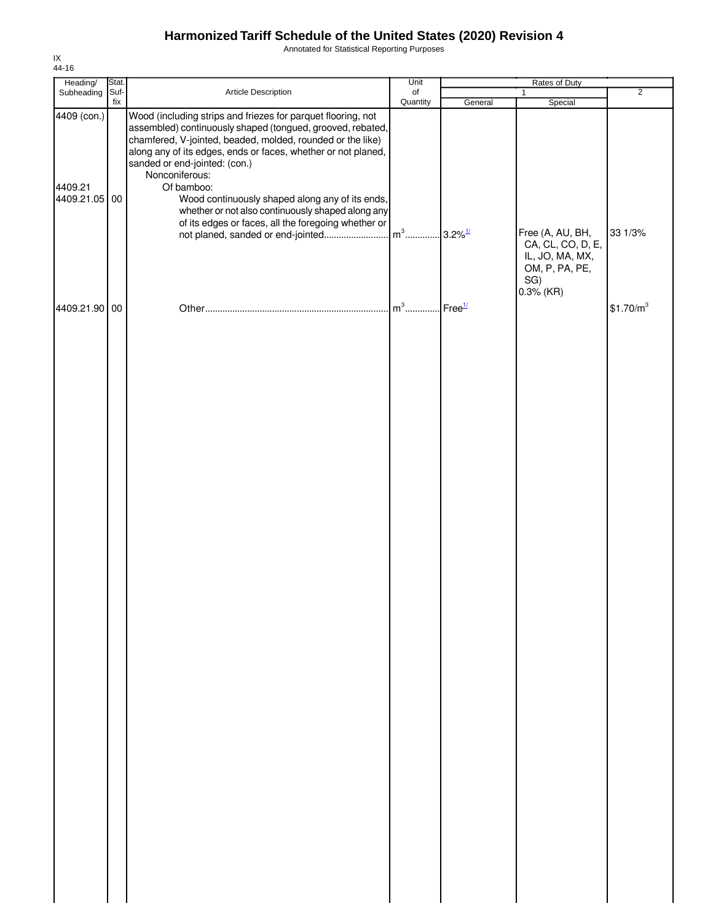# Harmonized Tariff Schedule of the United States (2020) Revision 4

Annotated for Statistical Reporting Purposes

IX
44-16

| Heading/ Subheading | Stat. Suf- fix | Article Description | Unit of Quantity | Rates of Duty 1 General | Rates of Duty 1 Special | Rates of Duty 2 |
|---|---|---|---|---|---|---|
| 4409 (con.) | | Wood (including strips and friezes for parquet flooring, not assembled) continuously shaped (tongued, grooved, rebated, chamfered, V-jointed, beaded, molded, rounded or the like) along any of its edges, ends or faces, whether or not planed, sanded or end-jointed: (con.) | | | | |
| | | Nonconiferous: | | | | |
| 4409.21 | | Of bamboo: | | | | |
| 4409.21.05 | 00 | Wood continuously shaped along any of its ends, whether or not also continuously shaped along any of its edges or faces, all the foregoing whether or not planed, sanded or end-jointed | $m^3$ | 3.2%[1/] | Free (A, AU, BH, CA, CL, CO, D, E, IL, JO, MA, MX, OM, P, PA, PE, SG) 0.3% (KR) | 33 1/3% |
| 4409.21.90 | 00 | Other | $m^3$ | Free[1/] | | $1.70/m^3 |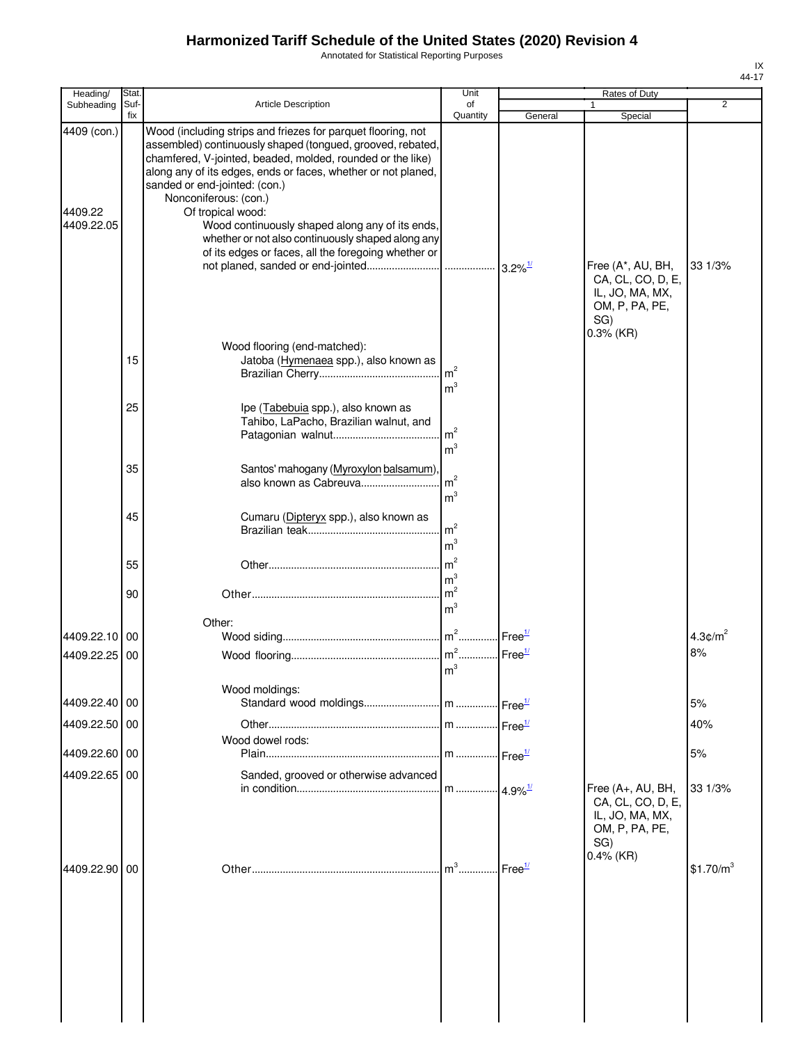# Harmonized Tariff Schedule of the United States (2020) Revision 4

Annotated for Statistical Reporting Purposes

IX
44-17

| Heading/ Subheading | Stat. Suf- fix | Article Description | Unit of Quantity | Rates of Duty 1 General | Rates of Duty 1 Special | Rates of Duty 2 |
|---|---|---|---|---|---|---|
| 4409 (con.) | | Wood (including strips and friezes for parquet flooring, not assembled) continuously shaped (tongued, grooved, rebated, chamfered, V-jointed, beaded, molded, rounded or the like) along any of its edges, ends or faces, whether or not planed, sanded or end-jointed: (con.) | | | | |
| | | Nonconiferous: (con.) | | | | |
| 4409.22 | | Of tropical wood: | | | | |
| 4409.22.05 | | Wood continuously shaped along any of its ends, whether or not also continuously shaped along any of its edges or faces, all the foregoing whether or not planed, sanded or end-jointed | | 3.2%[1/] | Free (A*, AU, BH, CA, CL, CO, D, E, IL, JO, MA, MX, OM, P, PA, PE, SG) 0.3% (KR) | 33 1/3% |
| | | Wood flooring (end-matched): | | | | |
| | 15 | Jatoba (Hymenaea spp.), also known as Brazilian Cherry | $m^2$ $m^3$ | | | |
| | 25 | Ipe (Tabebuia spp.), also known as Tahibo, LaPacho, Brazilian walnut, and Patagonian walnut | $m^2$ $m^3$ | | | |
| | 35 | Santos' mahogany (Myroxylon balsamum), also known as Cabreuva | $m^2$ $m^3$ | | | |
| | 45 | Cumaru (Dipteryx spp.), also known as Brazilian teak | $m^2$ $m^3$ | | | |
| | 55 | Other | $m^2$ $m^3$ | | | |
| | 90 | Other | $m^2$ $m^3$ | | | |
| | | Other: | | | | |
| 4409.22.10 | 00 | Wood siding | $m^2$ | Free[1/] | | 4.3¢/$m^2$ |
| 4409.22.25 | 00 | Wood flooring | $m^2$ $m^3$ | Free[1/] | | 8% |
| | | Wood moldings: | | | | |
| 4409.22.40 | 00 | Standard wood moldings | m | Free[1/] | | 5% |
| 4409.22.50 | 00 | Other | m | Free[1/] | | 40% |
| | | Wood dowel rods: | | | | |
| 4409.22.60 | 00 | Plain | m | Free[1/] | | 5% |
| 4409.22.65 | 00 | Sanded, grooved or otherwise advanced in condition | m | 4.9%[1/] | Free (A+, AU, BH, CA, CL, CO, D, E, IL, JO, MA, MX, OM, P, PA, PE, SG) 0.4% (KR) | 33 1/3% |
| 4409.22.90 | 00 | Other | $m^3$ | Free[1/] | | \$1.70/$m^3$ |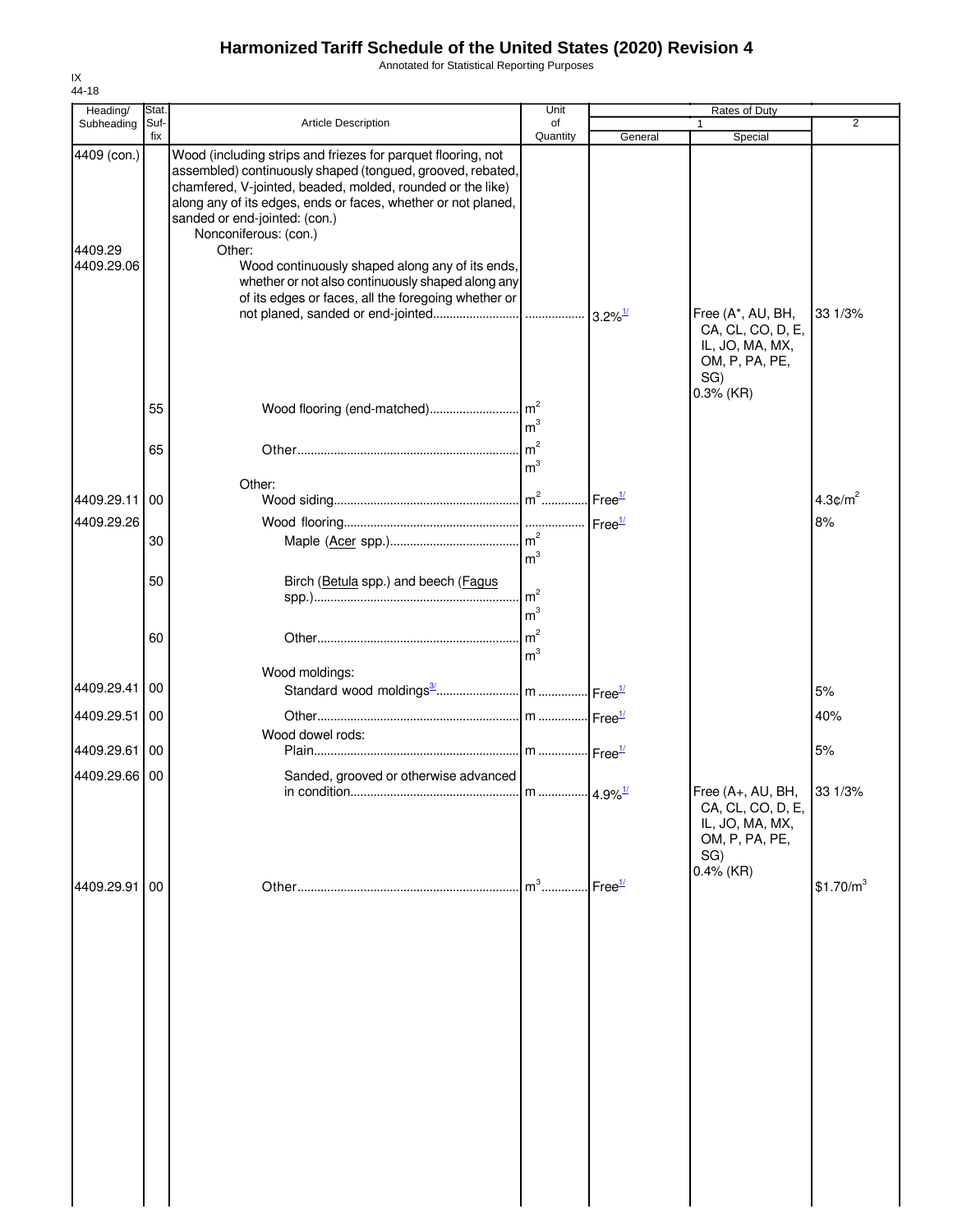# Harmonized Tariff Schedule of the United States (2020) Revision 4

Annotated for Statistical Reporting Purposes

IX
44-18

| Heading/ Subheading | Stat. Suf-fix | Article Description | Unit of Quantity | Rates of Duty 1 General | Rates of Duty 1 Special | Rates of Duty 2 |
|---|---|---|---|---|---|---|
| 4409 (con.) | | Wood (including strips and friezes for parquet flooring, not assembled) continuously shaped (tongued, grooved, rebated, chamfered, V-jointed, beaded, molded, rounded or the like) along any of its edges, ends or faces, whether or not planed, sanded or end-jointed: (con.) | | | | |
| | | Nonconiferous: (con.) | | | | |
| 4409.29 | | Other: | | | | |
| 4409.29.06 | | Wood continuously shaped along any of its ends, whether or not also continuously shaped along any of its edges or faces, all the foregoing whether or not planed, sanded or end-jointed | | 3.2%[1/] | Free (A*, AU, BH, CA, CL, CO, D, E, IL, JO, MA, MX, OM, P, PA, PE, SG) 0.3% (KR) | 33 1/3% |
| | 55 | Wood flooring (end-matched) | $m^2$ $m^3$ | | | |
| | 65 | Other | $m^2$ $m^3$ | | | |
| | | Other: | | | | |
| 4409.29.11 | 00 | Wood siding | $m^2$ | Free[1/] | | 4.3¢/$m^2$ |
| 4409.29.26 | | Wood flooring | | Free[1/] | | 8% |
| | 30 | Maple (Acer spp.) | $m^2$ $m^3$ | | | |
| | 50 | Birch (Betula spp.) and beech (Fagus spp.) | $m^2$ $m^3$ | | | |
| | 60 | Other | $m^2$ $m^3$ | | | |
| | | Wood moldings: | | | | |
| 4409.29.41 | 00 | Standard wood moldings[3/] | m | Free[1/] | | 5% |
| 4409.29.51 | 00 | Other | m | Free[1/] | | 40% |
| | | Wood dowel rods: | | | | |
| 4409.29.61 | 00 | Plain | m | Free[1/] | | 5% |
| 4409.29.66 | 00 | Sanded, grooved or otherwise advanced in condition | m | 4.9%[1/] | Free (A+, AU, BH, CA, CL, CO, D, E, IL, JO, MA, MX, OM, P, PA, PE, SG) 0.4% (KR) | 33 1/3% |
| 4409.29.91 | 00 | Other | $m^3$ | Free[1/] | | \$1.70/$m^3$ |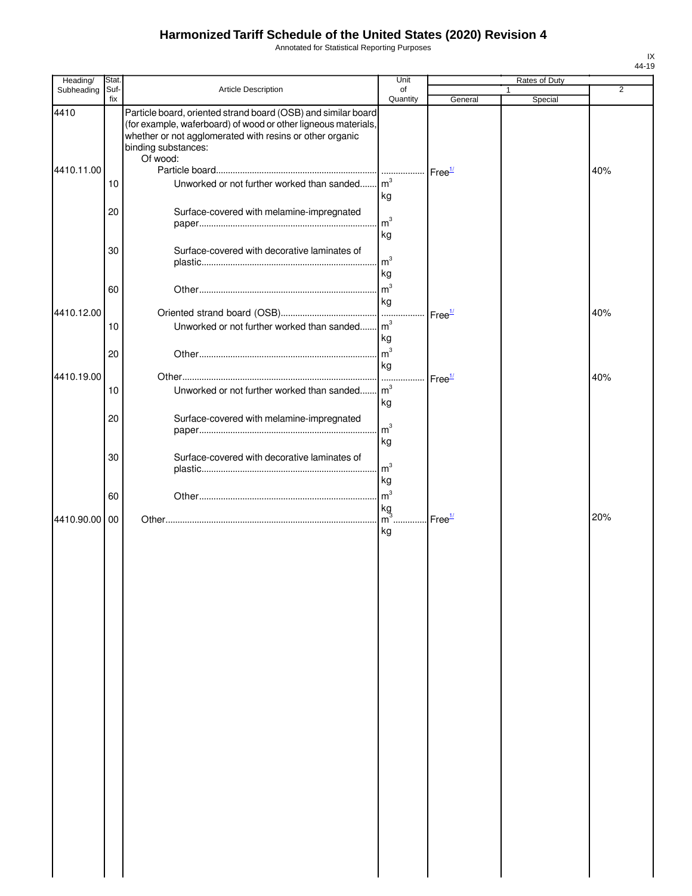# Harmonized Tariff Schedule of the United States (2020) Revision 4

Annotated for Statistical Reporting Purposes

| Heading/ Subheading | Stat. Suf- fix | Article Description | Unit of Quantity | Rates of Duty 1 General | Rates of Duty 1 Special | Rates of Duty 2 |
|---|---|---|---|---|---|---|
| 4410 | | Particle board, oriented strand board (OSB) and similar board (for example, waferboard) of wood or other ligneous materials, whether or not agglomerated with resins or other organic binding substances: | | | | |
| | | Of wood: | | | | |
| 4410.11.00 | | Particle board | | Free[1/] | | 40% |
| | 10 | Unworked or not further worked than sanded | $m^3$ kg | | | |
| | 20 | Surface-covered with melamine-impregnated paper | $m^3$ kg | | | |
| | 30 | Surface-covered with decorative laminates of plastic | $m^3$ kg | | | |
| | 60 | Other | $m^3$ kg | | | |
| 4410.12.00 | | Oriented strand board (OSB) | | Free[1/] | | 40% |
| | 10 | Unworked or not further worked than sanded | $m^3$ kg | | | |
| | 20 | Other | $m^3$ kg | | | |
| 4410.19.00 | | Other | | Free[1/] | | 40% |
| | 10 | Unworked or not further worked than sanded | $m^3$ kg | | | |
| | 20 | Surface-covered with melamine-impregnated paper | $m^3$ kg | | | |
| | 30 | Surface-covered with decorative laminates of plastic | $m^3$ kg | | | |
| | 60 | Other | $m^3$ kg | | | |
| 4410.90.00 | 00 | Other | $m^3$ kg | Free[1/] | | 20% |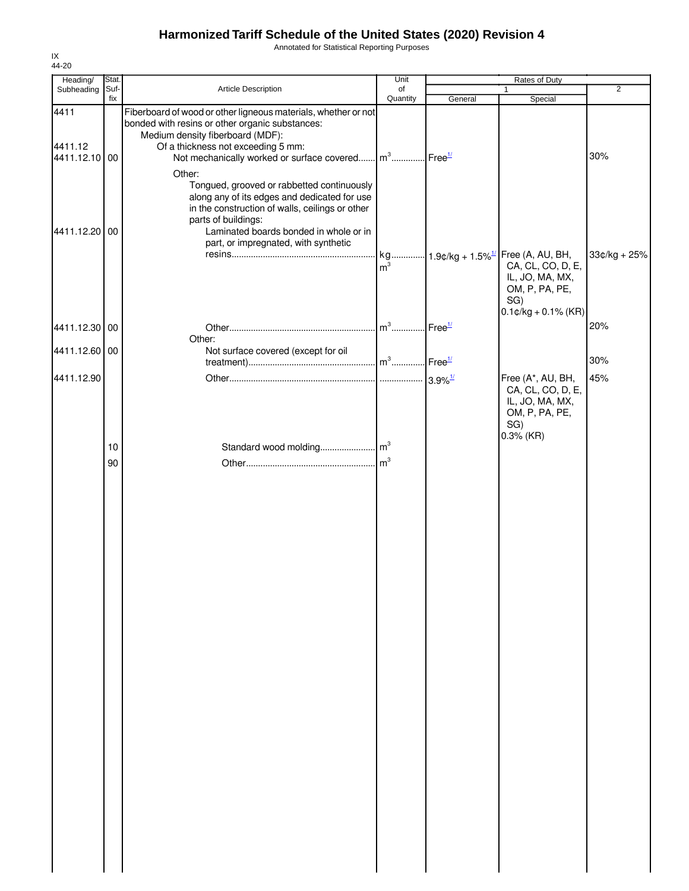# Harmonized Tariff Schedule of the United States (2020) Revision 4

Annotated for Statistical Reporting Purposes

IX
44-20

| Heading/ Subheading | Stat. Suf- fix | Article Description | Unit of Quantity | Rates of Duty 1 General | Rates of Duty 1 Special | Rates of Duty 2 |
|---|---|---|---|---|---|---|
| 4411 | | Fiberboard of wood or other ligneous materials, whether or not bonded with resins or other organic substances: | | | | |
| | | Medium density fiberboard (MDF): | | | | |
| 4411.12 | | Of a thickness not exceeding 5 mm: | | | | |
| 4411.12.10 | 00 | Not mechanically worked or surface covered | $m^3$ | Free[1/] | | 30% |
| | | Other: | | | | |
| | | Tongued, grooved or rabbetted continuously along any of its edges and dedicated for use in the construction of walls, ceilings or other parts of buildings: | | | | |
| 4411.12.20 | 00 | Laminated boards bonded in whole or in part, or impregnated, with synthetic resins | kg $m^3$ | 1.9¢/kg + 1.5%[1/] | Free (A, AU, BH, CA, CL, CO, D, E, IL, JO, MA, MX, OM, P, PA, PE, SG) 0.1¢/kg + 0.1% (KR) | 33¢/kg + 25% |
| 4411.12.30 | 00 | Other | $m^3$ | Free[1/] | | 20% |
| | | Other: | | | | |
| 4411.12.60 | 00 | Not surface covered (except for oil treatment) | $m^3$ | Free[1/] | | 30% |
| 4411.12.90 | | Other | | 3.9%[1/] | Free (A*, AU, BH, CA, CL, CO, D, E, IL, JO, MA, MX, OM, P, PA, PE, SG) 0.3% (KR) | 45% |
| | 10 | Standard wood molding | $m^3$ | | | |
| | 90 | Other | $m^3$ | | | |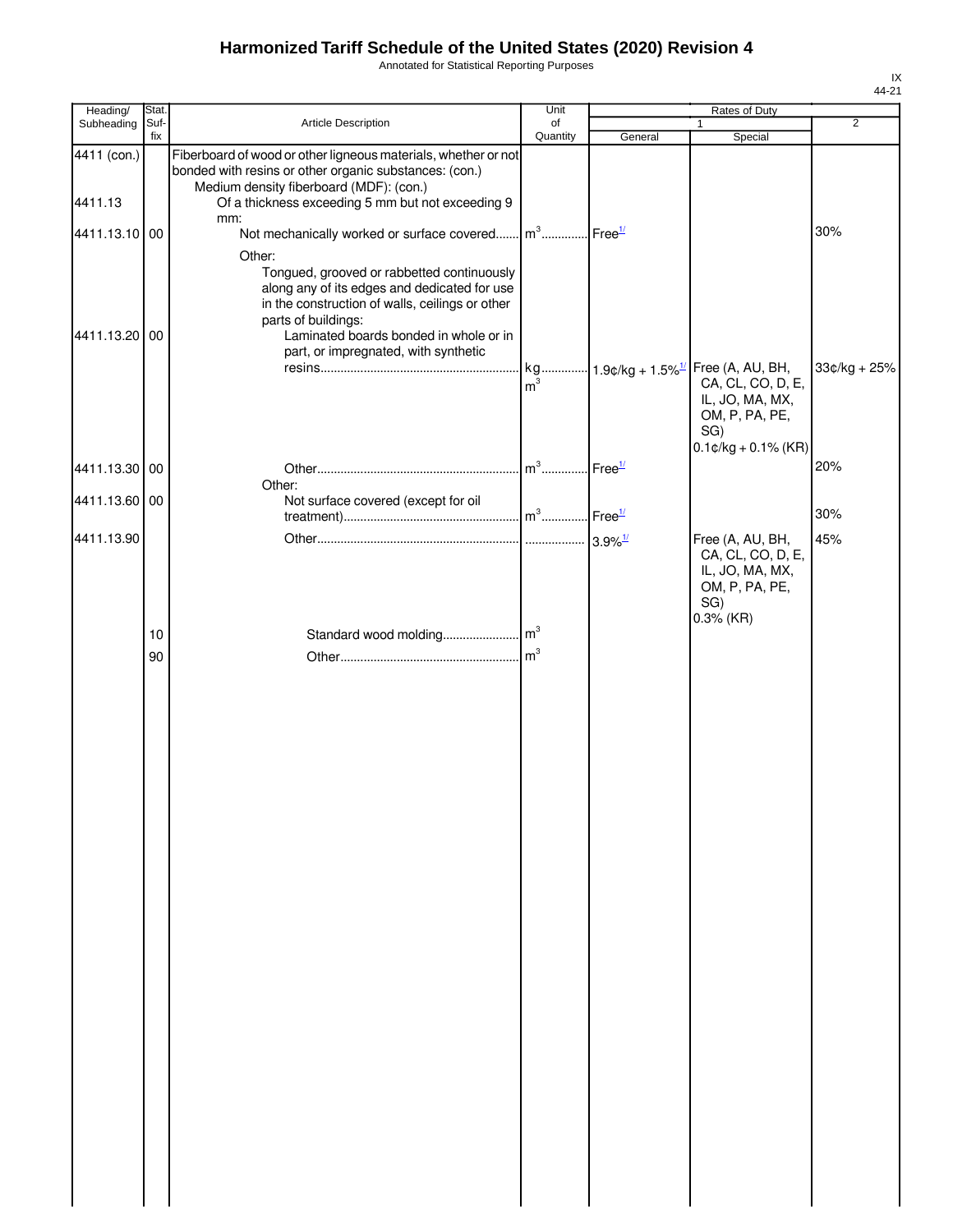# Harmonized Tariff Schedule of the United States (2020) Revision 4

Annotated for Statistical Reporting Purposes

IX
44-21

| Heading/ Subheading | Stat. Suf-fix | Article Description | Unit of Quantity | Rates of Duty 1 General | Special | 2 |
|---|---|---|---|---|---|---|
| 4411 (con.) | | Fiberboard of wood or other ligneous materials, whether or not bonded with resins or other organic substances: (con.) | | | | |
| | | Medium density fiberboard (MDF): (con.) | | | | |
| 4411.13 | | Of a thickness exceeding 5 mm but not exceeding 9 mm: | | | | |
| 4411.13.10 | 00 | Not mechanically worked or surface covered | $m^3$ | Free[1/] | | 30% |
| | | Other: | | | | |
| | | Tongued, grooved or rabbetted continuously along any of its edges and dedicated for use in the construction of walls, ceilings or other parts of buildings: | | | | |
| 4411.13.20 | 00 | Laminated boards bonded in whole or in part, or impregnated, with synthetic resins | kg<br>$m^3$ | 1.9¢/kg + 1.5%[1/] | Free (A, AU, BH, CA, CL, CO, D, E, IL, JO, MA, MX, OM, P, PA, PE, SG)<br>0.1¢/kg + 0.1% (KR) | 33¢/kg + 25% |
| 4411.13.30 | 00 | Other | $m^3$ | Free[1/] | | 20% |
| | | Other: | | | | |
| 4411.13.60 | 00 | Not surface covered (except for oil treatment) | $m^3$ | Free[1/] | | 30% |
| 4411.13.90 | | Other | | 3.9%[1/] | Free (A, AU, BH, CA, CL, CO, D, E, IL, JO, MA, MX, OM, P, PA, PE, SG)<br>0.3% (KR) | 45% |
| | 10 | Standard wood molding | $m^3$ | | | |
| | 90 | Other | $m^3$ | | | |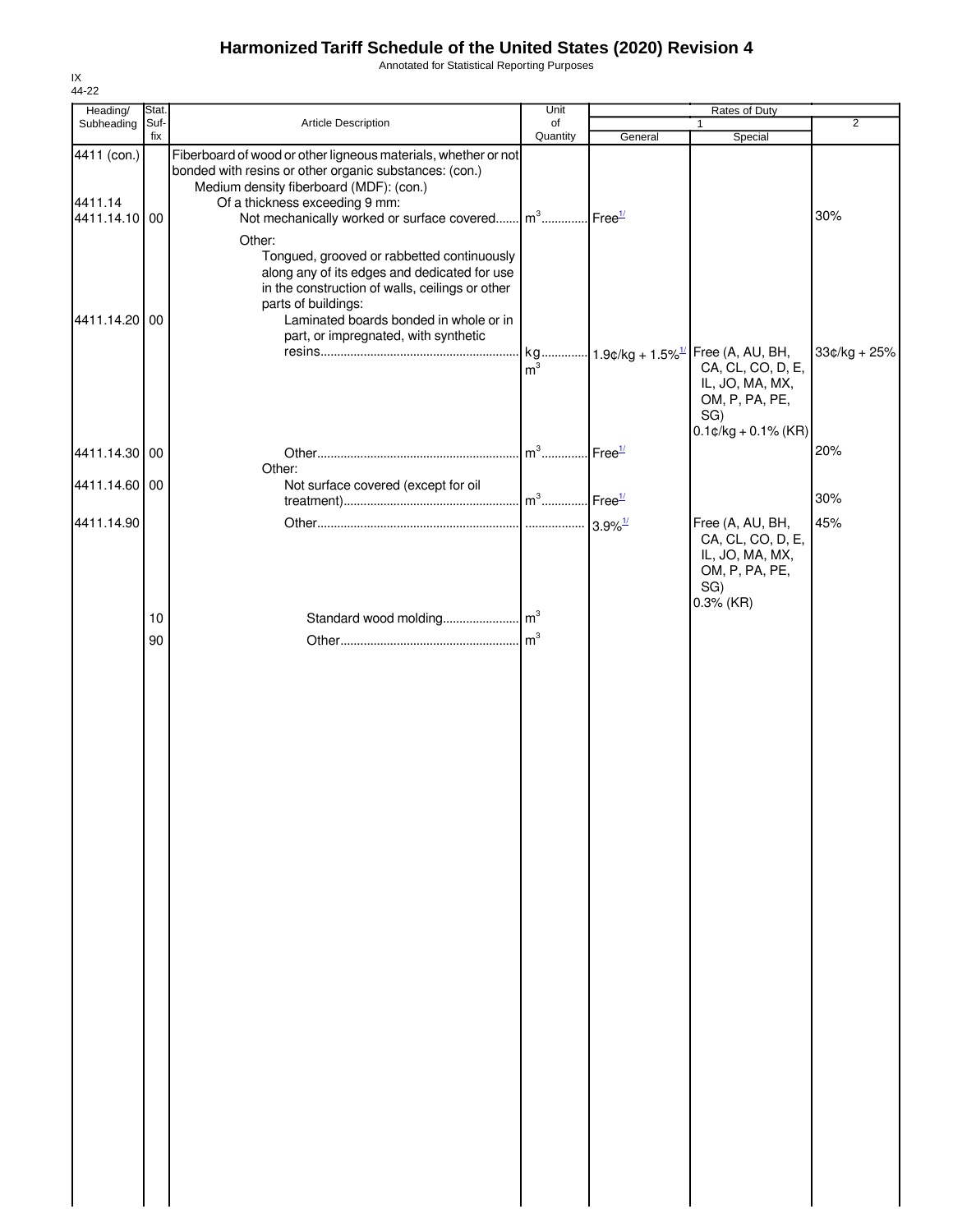# Harmonized Tariff Schedule of the United States (2020) Revision 4

Annotated for Statistical Reporting Purposes

IX
44-22

| Heading/ Subheading | Stat. Suf- fix | Article Description | Unit of Quantity | Rates of Duty 1 General | Special | 2 |
|---|---|---|---|---|---|---|
| 4411 (con.) | | Fiberboard of wood or other ligneous materials, whether or not bonded with resins or other organic substances: (con.) | | | | |
| | | Medium density fiberboard (MDF): (con.) | | | | |
| 4411.14 | | Of a thickness exceeding 9 mm: | | | | |
| 4411.14.10 | 00 | Not mechanically worked or surface covered | $m^3$ | Free[1/] | | 30% |
| | | Other: | | | | |
| | | Tongued, grooved or rabbetted continuously along any of its edges and dedicated for use in the construction of walls, ceilings or other parts of buildings: | | | | |
| 4411.14.20 | 00 | Laminated boards bonded in whole or in part, or impregnated, with synthetic resins | kg $m^3$ | 1.9¢/kg + 1.5%[1/] | Free (A, AU, BH, CA, CL, CO, D, E, IL, JO, MA, MX, OM, P, PA, PE, SG) 0.1¢/kg + 0.1% (KR) | 33¢/kg + 25% |
| 4411.14.30 | 00 | Other | $m^3$ | Free[1/] | | 20% |
| | | Other: | | | | |
| 4411.14.60 | 00 | Not surface covered (except for oil treatment) | $m^3$ | Free[1/] | | 30% |
| 4411.14.90 | | Other | | 3.9%[1/] | Free (A, AU, BH, CA, CL, CO, D, E, IL, JO, MA, MX, OM, P, PA, PE, SG) 0.3% (KR) | 45% |
| | 10 | Standard wood molding | $m^3$ | | | |
| | 90 | Other | $m^3$ | | | |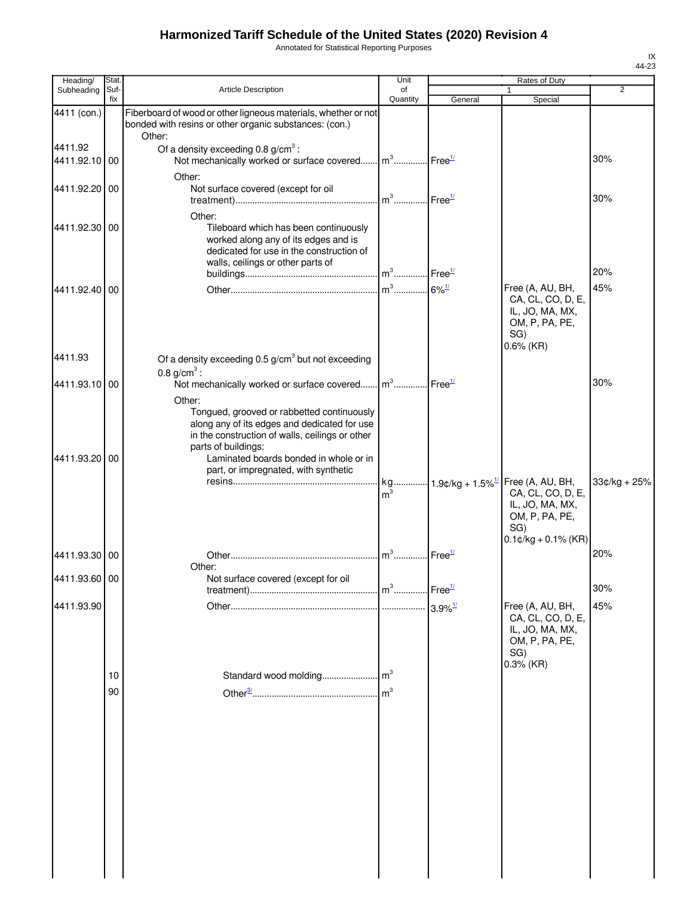# Harmonized Tariff Schedule of the United States (2020) Revision 4

Annotated for Statistical Reporting Purposes

| Heading/ Subheading | Stat. Suf- fix | Article Description | Unit of Quantity | Rates of Duty 1 General | Special | 2 |
|---|---|---|---|---|---|---|
| 4411 (con.) | | Fiberboard of wood or other ligneous materials, whether or not bonded with resins or other organic substances: (con.) | | | | |
| | | Other: | | | | |
| 4411.92 | | Of a density exceeding 0.8 g/cm$^3$ : | | | | |
| 4411.92.10 | 00 | Not mechanically worked or surface covered | m$^3$ | Free[1/] | | 30% |
| | | Other: | | | | |
| 4411.92.20 | 00 | Not surface covered (except for oil treatment) | m$^3$ | Free[1/] | | 30% |
| | | Other: | | | | |
| 4411.92.30 | 00 | Tileboard which has been continuously worked along any of its edges and is dedicated for use in the construction of walls, ceilings or other parts of buildings | m$^3$ | Free[1/] | | 20% |
| 4411.92.40 | 00 | Other | m$^3$ | 6%[1/] | Free (A, AU, BH, CA, CL, CO, D, E, IL, JO, MA, MX, OM, P, PA, PE, SG) 0.6% (KR) | 45% |
| 4411.93 | | Of a density exceeding 0.5 g/cm$^3$ but not exceeding 0.8 g/cm$^3$ : | | | | |
| 4411.93.10 | 00 | Not mechanically worked or surface covered | m$^3$ | Free[1/] | | 30% |
| | | Other: | | | | |
| | | Tongued, grooved or rabbetted continuously along any of its edges and dedicated for use in the construction of walls, ceilings or other parts of buildings: | | | | |
| 4411.93.20 | 00 | Laminated boards bonded in whole or in part, or impregnated, with synthetic resins | kg m$^3$ | 1.9¢/kg + 1.5%[1/] | Free (A, AU, BH, CA, CL, CO, D, E, IL, JO, MA, MX, OM, P, PA, PE, SG) 0.1¢/kg + 0.1% (KR) | 33¢/kg + 25% |
| 4411.93.30 | 00 | Other | m$^3$ | Free[1/] | | 20% |
| | | Other: | | | | |
| 4411.93.60 | 00 | Not surface covered (except for oil treatment) | m$^3$ | Free[1/] | | 30% |
| 4411.93.90 | | Other | | 3.9%[1/] | Free (A, AU, BH, CA, CL, CO, D, E, IL, JO, MA, MX, OM, P, PA, PE, SG) 0.3% (KR) | 45% |
| | 10 | Standard wood molding | m$^3$ | | | |
| | 90 | Other[3/] | m$^3$ | | | |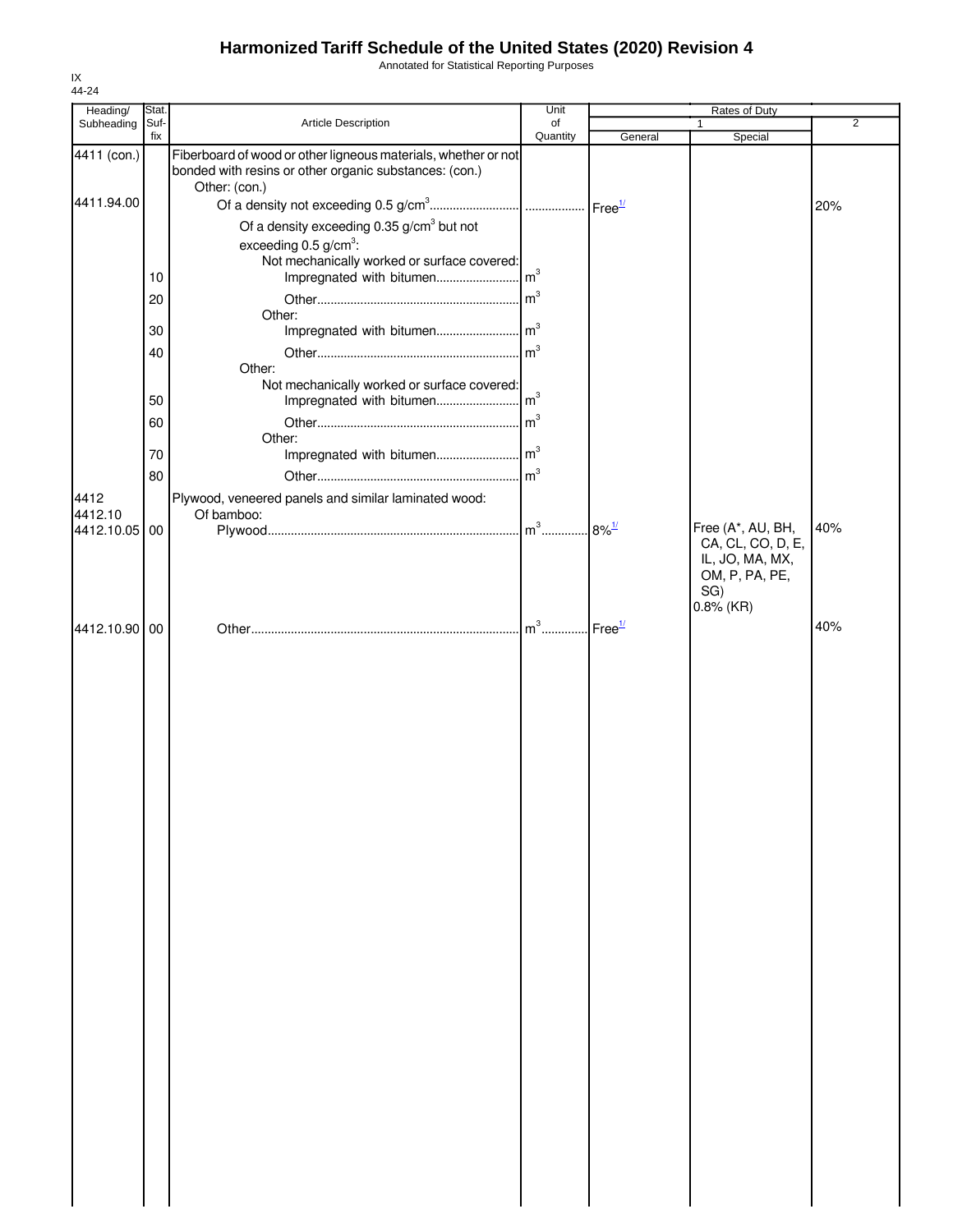# Harmonized Tariff Schedule of the United States (2020) Revision 4

Annotated for Statistical Reporting Purposes

IX
44-24

| Heading/ Subheading | Stat. Suf- fix | Article Description | Unit of Quantity | Rates of Duty 1 General | Special | 2 |
|---|---|---|---|---|---|---|
| 4411 (con.) | | Fiberboard of wood or other ligneous materials, whether or not bonded with resins or other organic substances: (con.) | | | | |
| | | Other: (con.) | | | | |
| 4411.94.00 | | Of a density not exceeding 0.5 g/cm$^3$ | | Free[1/] | | 20% |
| | | Of a density exceeding 0.35 g/cm$^3$ but not exceeding 0.5 g/cm$^3$: | | | | |
| | | Not mechanically worked or surface covered: | | | | |
| | 10 | Impregnated with bitumen | m$^3$ | | | |
| | 20 | Other | m$^3$ | | | |
| | | Other: | | | | |
| | 30 | Impregnated with bitumen | m$^3$ | | | |
| | 40 | Other | m$^3$ | | | |
| | | Other: | | | | |
| | | Not mechanically worked or surface covered: | | | | |
| | 50 | Impregnated with bitumen | m$^3$ | | | |
| | 60 | Other | m$^3$ | | | |
| | | Other: | | | | |
| | 70 | Impregnated with bitumen | m$^3$ | | | |
| | 80 | Other | m$^3$ | | | |
| 4412 | | Plywood, veneered panels and similar laminated wood: | | | | |
| 4412.10 | | Of bamboo: | | | | |
| 4412.10.05 | 00 | Plywood | m$^3$ | 8%[1/] | Free (A*, AU, BH, CA, CL, CO, D, E, IL, JO, MA, MX, OM, P, PA, PE, SG) 0.8% (KR) | 40% |
| 4412.10.90 | 00 | Other | m$^3$ | Free[1/] | | 40% |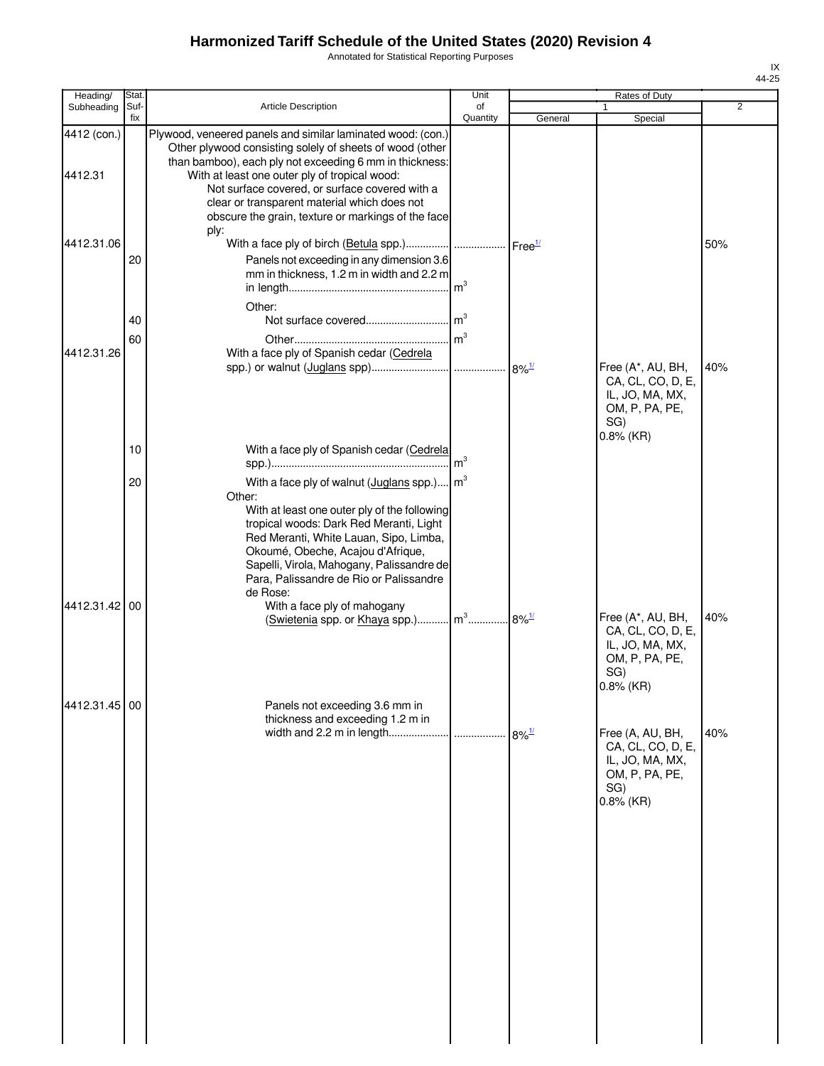# Harmonized Tariff Schedule of the United States (2020) Revision 4

Annotated for Statistical Reporting Purposes

IX
44-25

| Heading/ Subheading | Stat. Suf- fix | Article Description | Unit of Quantity | Rates of Duty 1 General | Rates of Duty 1 Special | Rates of Duty 2 |
|---|---|---|---|---|---|---|
| 4412 (con.) | | Plywood, veneered panels and similar laminated wood: (con.) | | | | |
| | | Other plywood consisting solely of sheets of wood (other than bamboo), each ply not exceeding 6 mm in thickness: | | | | |
| 4412.31 | | With at least one outer ply of tropical wood: | | | | |
| | | Not surface covered, or surface covered with a clear or transparent material which does not obscure the grain, texture or markings of the face ply: | | | | |
| 4412.31.06 | | With a face ply of birch (Betula spp.) | | Free[1/] | | 50% |
| | 20 | Panels not exceeding in any dimension 3.6 mm in thickness, 1.2 m in width and 2.2 m in length | $m^3$ | | | |
| | | Other: | | | | |
| | 40 | Not surface covered | $m^3$ | | | |
| | 60 | Other | $m^3$ | | | |
| 4412.31.26 | | With a face ply of Spanish cedar (Cedrela spp.) or walnut (Juglans spp) | | 8%[1/] | Free (A*, AU, BH, CA, CL, CO, D, E, IL, JO, MA, MX, OM, P, PA, PE, SG) 0.8% (KR) | 40% |
| | 10 | With a face ply of Spanish cedar (Cedrela spp.) | $m^3$ | | | |
| | 20 | With a face ply of walnut (Juglans spp.) | $m^3$ | | | |
| | | Other: | | | | |
| | | With at least one outer ply of the following tropical woods: Dark Red Meranti, Light Red Meranti, White Lauan, Sipo, Limba, Okoumé, Obeche, Acajou d'Afrique, Sapelli, Virola, Mahogany, Palissandre de Para, Palissandre de Rio or Palissandre de Rose: | | | | |
| 4412.31.42 | 00 | With a face ply of mahogany (Swietenia spp. or Khaya spp.) | $m^3$ | 8%[1/] | Free (A*, AU, BH, CA, CL, CO, D, E, IL, JO, MA, MX, OM, P, PA, PE, SG) 0.8% (KR) | 40% |
| 4412.31.45 | 00 | Panels not exceeding 3.6 mm in thickness and exceeding 1.2 m in width and 2.2 m in length | | 8%[1/] | Free (A, AU, BH, CA, CL, CO, D, E, IL, JO, MA, MX, OM, P, PA, PE, SG) 0.8% (KR) | 40% |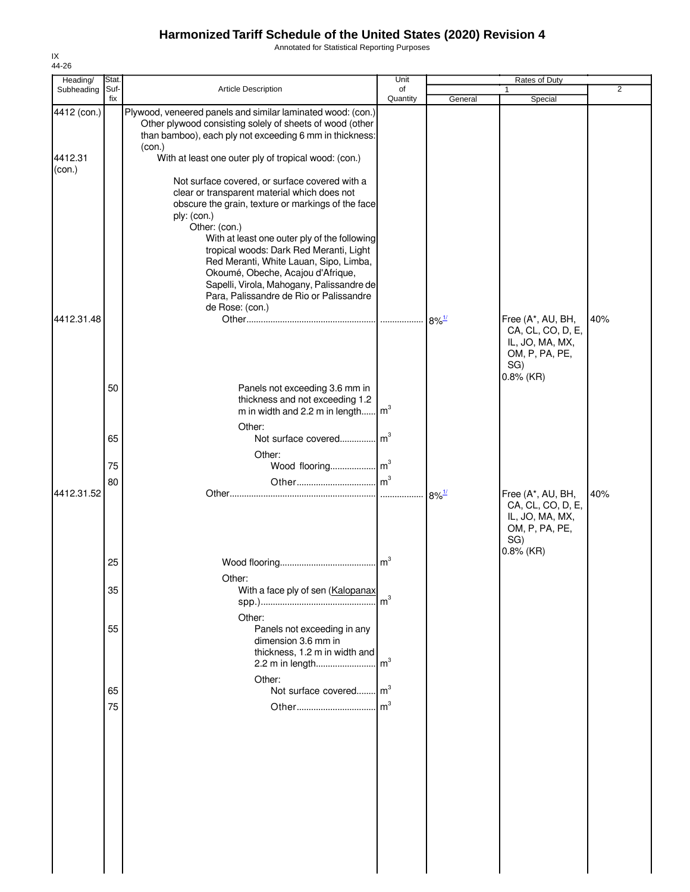# Harmonized Tariff Schedule of the United States (2020) Revision 4

Annotated for Statistical Reporting Purposes

IX
44-26

| Heading/ Subheading | Stat. Suf- fix | Article Description | Unit of Quantity | Rates of Duty 1 General | Special | 2 |
|---|---|---|---|---|---|---|
| 4412 (con.) | | Plywood, veneered panels and similar laminated wood: (con.) | | | | |
| | | Other plywood consisting solely of sheets of wood (other than bamboo), each ply not exceeding 6 mm in thickness: (con.) | | | | |
| 4412.31 (con.) | | With at least one outer ply of tropical wood: (con.) | | | | |
| | | Not surface covered, or surface covered with a clear or transparent material which does not obscure the grain, texture or markings of the face ply: (con.) | | | | |
| | | Other: (con.) | | | | |
| | | With at least one outer ply of the following tropical woods: Dark Red Meranti, Light Red Meranti, White Lauan, Sipo, Limba, Okoumé, Obeche, Acajou d'Afrique, Sapelli, Virola, Mahogany, Palissandre de Para, Palissandre de Rio or Palissandre de Rose: (con.) | | | | |
| 4412.31.48 | | Other | | 8%[1/] | Free (A*, AU, BH, CA, CL, CO, D, E, IL, JO, MA, MX, OM, P, PA, PE, SG) 0.8% (KR) | 40% |
| | 50 | Panels not exceeding 3.6 mm in thickness and not exceeding 1.2 m in width and 2.2 m in length | $m^3$ | | | |
| | | Other: | | | | |
| | 65 | Not surface covered | $m^3$ | | | |
| | | Other: | | | | |
| | 75 | Wood flooring | $m^3$ | | | |
| | 80 | Other | $m^3$ | | | |
| 4412.31.52 | | Other | | 8%[1/] | Free (A*, AU, BH, CA, CL, CO, D, E, IL, JO, MA, MX, OM, P, PA, PE, SG) 0.8% (KR) | 40% |
| | 25 | Wood flooring | $m^3$ | | | |
| | | Other: | | | | |
| | 35 | With a face ply of sen (Kalopanax spp.) | $m^3$ | | | |
| | | Other: | | | | |
| | 55 | Panels not exceeding in any dimension 3.6 mm in thickness, 1.2 m in width and 2.2 m in length | $m^3$ | | | |
| | | Other: | | | | |
| | 65 | Not surface covered | $m^3$ | | | |
| | 75 | Other | $m^3$ | | | |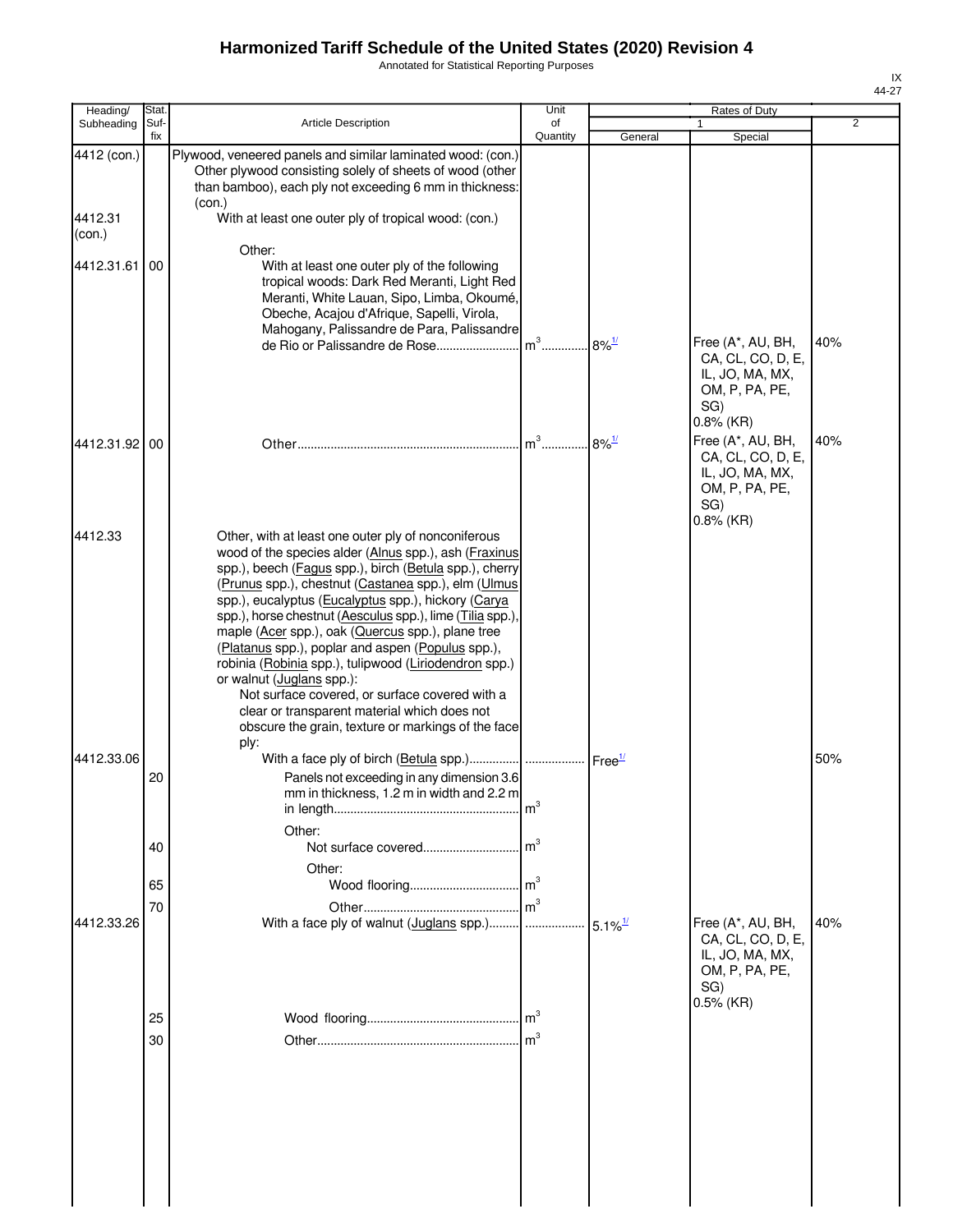# Harmonized Tariff Schedule of the United States (2020) Revision 4

Annotated for Statistical Reporting Purposes

| Heading/ Subheading | Stat. Suf- fix | Article Description | Unit of Quantity | Rates of Duty 1 General | Special | 2 |
|---|---|---|---|---|---|---|
| 4412 (con.) | | Plywood, veneered panels and similar laminated wood: (con.) | | | | |
| | | Other plywood consisting solely of sheets of wood (other than bamboo), each ply not exceeding 6 mm in thickness: (con.) | | | | |
| 4412.31 (con.) | | With at least one outer ply of tropical wood: (con.) | | | | |
| | | Other: | | | | |
| 4412.31.61 | 00 | With at least one outer ply of the following tropical woods: Dark Red Meranti, Light Red Meranti, White Lauan, Sipo, Limba, Okoumé, Obeche, Acajou d'Afrique, Sapelli, Virola, Mahogany, Palissandre de Para, Palissandre de Rio or Palissandre de Rose | $m^3$ | 8%[1/] | Free (A*, AU, BH, CA, CL, CO, D, E, IL, JO, MA, MX, OM, P, PA, PE, SG) 0.8% (KR) | 40% |
| 4412.31.92 | 00 | Other | $m^3$ | 8%[1/] | Free (A*, AU, BH, CA, CL, CO, D, E, IL, JO, MA, MX, OM, P, PA, PE, SG) 0.8% (KR) | 40% |
| 4412.33 | | Other, with at least one outer ply of nonconiferous wood of the species alder (Alnus spp.), ash (Fraxinus spp.), beech (Fagus spp.), birch (Betula spp.), cherry (Prunus spp.), chestnut (Castanea spp.), elm (Ulmus spp.), eucalyptus (Eucalyptus spp.), hickory (Carya spp.), horse chestnut (Aesculus spp.), lime (Tilia spp.), maple (Acer spp.), oak (Quercus spp.), plane tree (Platanus spp.), poplar and aspen (Populus spp.), robinia (Robinia spp.), tulipwood (Liriodendron spp.) or walnut (Juglans spp.): | | | | |
| | | Not surface covered, or surface covered with a clear or transparent material which does not obscure the grain, texture or markings of the face ply: | | | | |
| 4412.33.06 | | With a face ply of birch (Betula spp.) | | Free[1/] | | 50% |
| | 20 | Panels not exceeding in any dimension 3.6 mm in thickness, 1.2 m in width and 2.2 m in length | $m^3$ | | | |
| | | Other: | | | | |
| | 40 | Not surface covered | $m^3$ | | | |
| | | Other: | | | | |
| | 65 | Wood flooring | $m^3$ | | | |
| | 70 | Other | $m^3$ | | | |
| 4412.33.26 | | With a face ply of walnut (Juglans spp.) | | 5.1%[1/] | Free (A*, AU, BH, CA, CL, CO, D, E, IL, JO, MA, MX, OM, P, PA, PE, SG) 0.5% (KR) | 40% |
| | 25 | Wood flooring | $m^3$ | | | |
| | 30 | Other | $m^3$ | | | |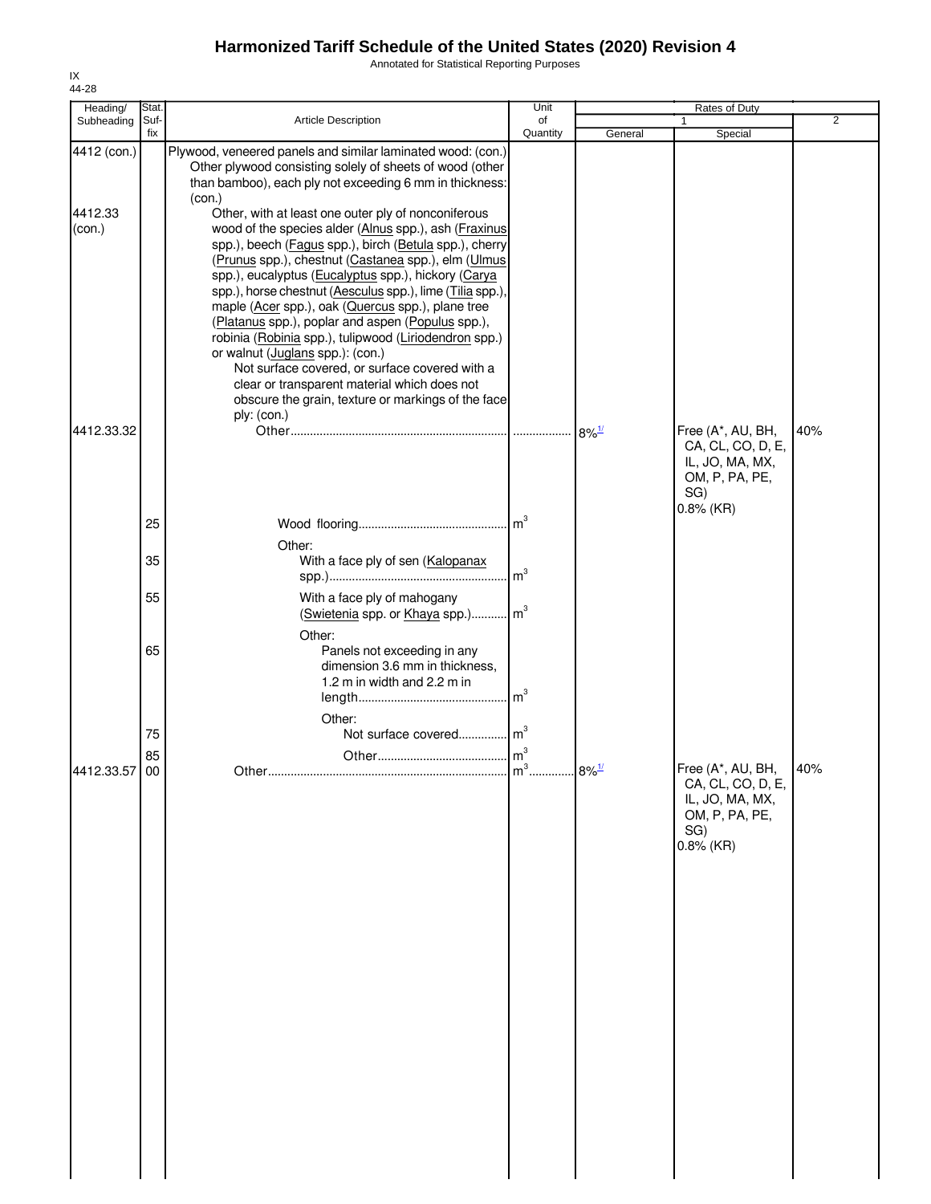# Harmonized Tariff Schedule of the United States (2020) Revision 4

Annotated for Statistical Reporting Purposes

IX
44-28

| Heading/ Subheading | Stat. Suf- fix | Article Description | Unit of Quantity | Rates of Duty 1 General | Rates of Duty 1 Special | Rates of Duty 2 |
|---|---|---|---|---|---|---|
| 4412 (con.) | | Plywood, veneered panels and similar laminated wood: (con.) | | | | |
| | | Other plywood consisting solely of sheets of wood (other than bamboo), each ply not exceeding 6 mm in thickness: (con.) | | | | |
| 4412.33 (con.) | | Other, with at least one outer ply of nonconiferous wood of the species alder (Alnus spp.), ash (Fraxinus spp.), beech (Fagus spp.), birch (Betula spp.), cherry (Prunus spp.), chestnut (Castanea spp.), elm (Ulmus spp.), eucalyptus (Eucalyptus spp.), hickory (Carya spp.), horse chestnut (Aesculus spp.), lime (Tilia spp.), maple (Acer spp.), oak (Quercus spp.), plane tree (Platanus spp.), poplar and aspen (Populus spp.), robinia (Robinia spp.), tulipwood (Liriodendron spp.) or walnut (Juglans spp.): (con.) | | | | |
| | | Not surface covered, or surface covered with a clear or transparent material which does not obscure the grain, texture or markings of the face ply: (con.) | | | | |
| 4412.33.32 | | Other | | 8%[1/] | Free (A*, AU, BH, CA, CL, CO, D, E, IL, JO, MA, MX, OM, P, PA, PE, SG) 0.8% (KR) | 40% |
| | 25 | Wood flooring | $m^3$ | | | |
| | | Other: | | | | |
| | 35 | With a face ply of sen (Kalopanax spp.) | $m^3$ | | | |
| | 55 | With a face ply of mahogany (Swietenia spp. or Khaya spp.) | $m^3$ | | | |
| | | Other: | | | | |
| | 65 | Panels not exceeding in any dimension 3.6 mm in thickness, 1.2 m in width and 2.2 m in length | $m^3$ | | | |
| | | Other: | | | | |
| | 75 | Not surface covered | $m^3$ | | | |
| | 85 | Other | $m^3$ | | | |
| 4412.33.57 | 00 | Other | $m^3$ | 8%[1/] | Free (A*, AU, BH, CA, CL, CO, D, E, IL, JO, MA, MX, OM, P, PA, PE, SG) 0.8% (KR) | 40% |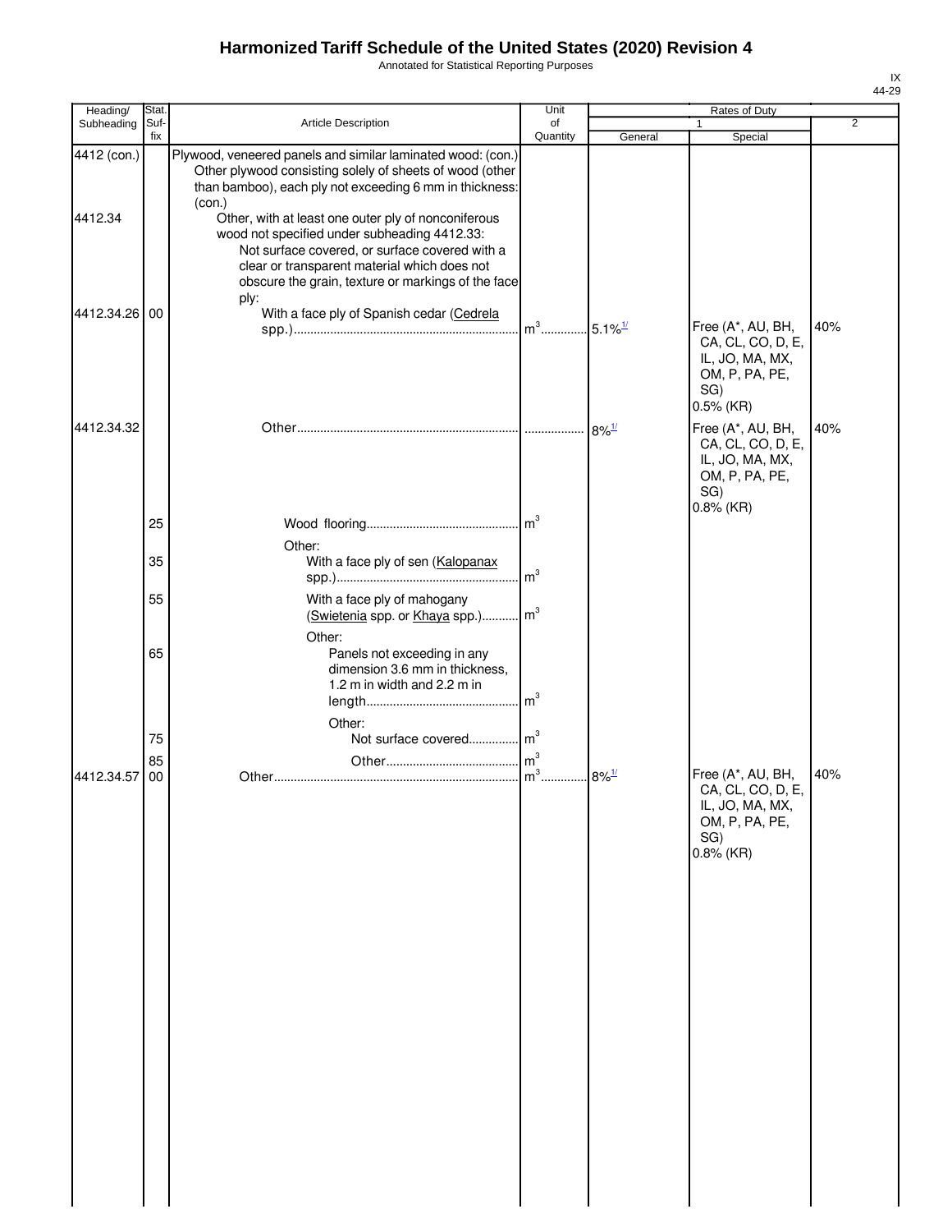# Harmonized Tariff Schedule of the United States (2020) Revision 4

Annotated for Statistical Reporting Purposes

IX
44-29

| Heading/ Subheading | Stat. Suf- fix | Article Description | Unit of Quantity | Rates of Duty 1 General | Rates of Duty 1 Special | Rates of Duty 2 |
|---|---|---|---|---|---|---|
| 4412 (con.) | | Plywood, veneered panels and similar laminated wood: (con.) Other plywood consisting solely of sheets of wood (other than bamboo), each ply not exceeding 6 mm in thickness: (con.) | | | | |
| 4412.34 | | Other, with at least one outer ply of nonconiferous wood not specified under subheading 4412.33: Not surface covered, or surface covered with a clear or transparent material which does not obscure the grain, texture or markings of the face ply: | | | | |
| 4412.34.26 | 00 | With a face ply of Spanish cedar (_Cedrela_ spp.) | $m^3$ | 5.1%[1/] | Free (A*, AU, BH, CA, CL, CO, D, E, IL, JO, MA, MX, OM, P, PA, PE, SG) 0.5% (KR) | 40% |
| 4412.34.32 | | Other | | 8%[1/] | Free (A*, AU, BH, CA, CL, CO, D, E, IL, JO, MA, MX, OM, P, PA, PE, SG) 0.8% (KR) | 40% |
| | 25 | Wood flooring | $m^3$ | | | |
| | | Other: | | | | |
| | 35 | With a face ply of sen (_Kalopanax_ spp.) | $m^3$ | | | |
| | 55 | With a face ply of mahogany (_Swietenia_ spp. or _Khaya_ spp.) | $m^3$ | | | |
| | | Other: | | | | |
| | 65 | Panels not exceeding in any dimension 3.6 mm in thickness, 1.2 m in width and 2.2 m in length | $m^3$ | | | |
| | | Other: | | | | |
| | 75 | Not surface covered | $m^3$ | | | |
| | 85 | Other | $m^3$ | | | |
| 4412.34.57 | 00 | Other | $m^3$ | 8%[1/] | Free (A*, AU, BH, CA, CL, CO, D, E, IL, JO, MA, MX, OM, P, PA, PE, SG) 0.8% (KR) | 40% |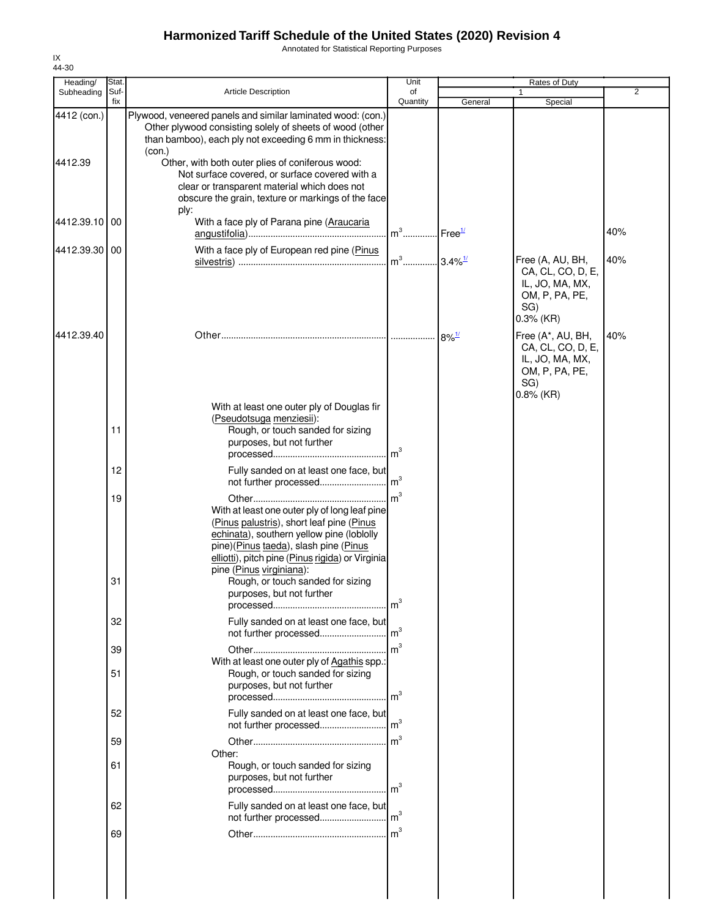# Harmonized Tariff Schedule of the United States (2020) Revision 4

Annotated for Statistical Reporting Purposes

IX
44-30

| Heading/ Subheading | Stat. Suf-fix | Article Description | Unit of Quantity | Rates of Duty 1 General | Rates of Duty 1 Special | Rates of Duty 2 |
|---|---|---|---|---|---|---|
| 4412 (con.) | | Plywood, veneered panels and similar laminated wood: (con.) Other plywood consisting solely of sheets of wood (other than bamboo), each ply not exceeding 6 mm in thickness: (con.) | | | | |
| 4412.39 | | Other, with both outer plies of coniferous wood: Not surface covered, or surface covered with a clear or transparent material which does not obscure the grain, texture or markings of the face ply: | | | | |
| 4412.39.10 | 00 | With a face ply of Parana pine (Araucaria angustifolia) | $m^3$ | Free[1/] | | 40% |
| 4412.39.30 | 00 | With a face ply of European red pine (Pinus silvestris) | $m^3$ | 3.4%[1/] | Free (A, AU, BH, CA, CL, CO, D, E, IL, JO, MA, MX, OM, P, PA, PE, SG) 0.3% (KR) | 40% |
| 4412.39.40 | | Other | | 8%[1/] | Free (A*, AU, BH, CA, CL, CO, D, E, IL, JO, MA, MX, OM, P, PA, PE, SG) 0.8% (KR) | 40% |
| | | With at least one outer ply of Douglas fir (Pseudotsuga menziesii): | | | | |
| | 11 | Rough, or touch sanded for sizing purposes, but not further processed | $m^3$ | | | |
| | 12 | Fully sanded on at least one face, but not further processed | $m^3$ | | | |
| | 19 | Other | $m^3$ | | | |
| | | With at least one outer ply of long leaf pine (Pinus palustris), short leaf pine (Pinus echinata), southern yellow pine (loblolly pine)(Pinus taeda), slash pine (Pinus elliotti), pitch pine (Pinus rigida) or Virginia pine (Pinus virginiana): | | | | |
| | 31 | Rough, or touch sanded for sizing purposes, but not further processed | $m^3$ | | | |
| | 32 | Fully sanded on at least one face, but not further processed | $m^3$ | | | |
| | 39 | Other | $m^3$ | | | |
| | | With at least one outer ply of Agathis spp.: | | | | |
| | 51 | Rough, or touch sanded for sizing purposes, but not further processed | $m^3$ | | | |
| | 52 | Fully sanded on at least one face, but not further processed | $m^3$ | | | |
| | 59 | Other | $m^3$ | | | |
| | | Other: | | | | |
| | 61 | Rough, or touch sanded for sizing purposes, but not further processed | $m^3$ | | | |
| | 62 | Fully sanded on at least one face, but not further processed | $m^3$ | | | |
| | 69 | Other | $m^3$ | | | |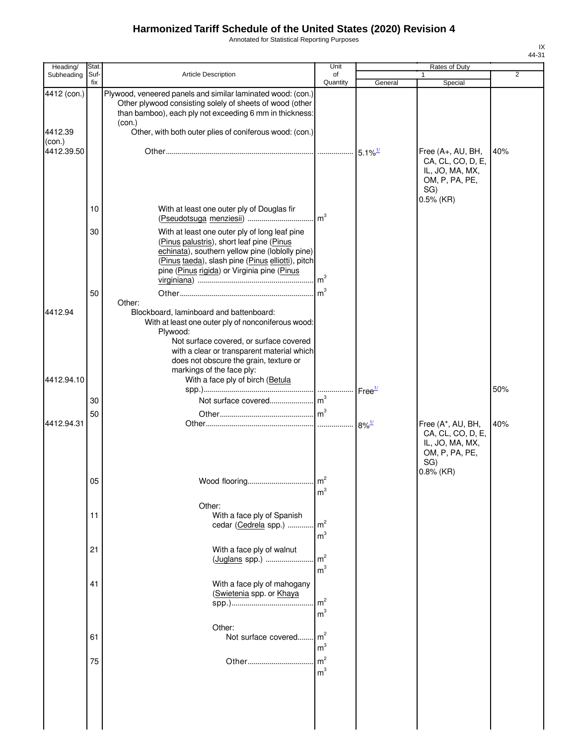# Harmonized Tariff Schedule of the United States (2020) Revision 4

Annotated for Statistical Reporting Purposes

IX
44-31

| Heading/ Subheading | Stat. Suf-fix | Article Description | Unit of Quantity | Rates of Duty 1 General | Rates of Duty 1 Special | Rates of Duty 2 |
|---|---|---|---|---|---|---|
| 4412 (con.) | | Plywood, veneered panels and similar laminated wood: (con.) Other plywood consisting solely of sheets of wood (other than bamboo), each ply not exceeding 6 mm in thickness: (con.) | | | | |
| 4412.39 (con.) | | Other, with both outer plies of coniferous wood: (con.) | | | | |
| 4412.39.50 | | Other | | 5.1%[1/] | Free (A+, AU, BH, CA, CL, CO, D, E, IL, JO, MA, MX, OM, P, PA, PE, SG) 0.5% (KR) | 40% |
| | 10 | With at least one outer ply of Douglas fir (Pseudotsuga menziesii) | $m^3$ | | | |
| | 30 | With at least one outer ply of long leaf pine (Pinus palustris), short leaf pine (Pinus echinata), southern yellow pine (loblolly pine) (Pinus taeda), slash pine (Pinus elliotti), pitch pine (Pinus rigida) or Virginia pine (Pinus virginiana) | $m^3$ | | | |
| | 50 | Other | $m^3$ | | | |
| | | Other: | | | | |
| 4412.94 | | Blockboard, laminboard and battenboard: | | | | |
| | | With at least one outer ply of nonconiferous wood: | | | | |
| | | Plywood: | | | | |
| | | Not surface covered, or surface covered with a clear or transparent material which does not obscure the grain, texture or markings of the face ply: | | | | |
| 4412.94.10 | | With a face ply of birch (Betula spp.) | | Free[1/] | | 50% |
| | 30 | Not surface covered | $m^3$ | | | |
| | 50 | Other | $m^3$ | | | |
| 4412.94.31 | | Other | | 8%[1/] | Free (A*, AU, BH, CA, CL, CO, D, E, IL, JO, MA, MX, OM, P, PA, PE, SG) 0.8% (KR) | 40% |
| | 05 | Wood flooring | $m^2$ $m^3$ | | | |
| | | Other: | | | | |
| | 11 | With a face ply of Spanish cedar (Cedrela spp.) | $m^2$ $m^3$ | | | |
| | 21 | With a face ply of walnut (Juglans spp.) | $m^2$ $m^3$ | | | |
| | 41 | With a face ply of mahogany (Swietenia spp. or Khaya spp.) | $m^2$ $m^3$ | | | |
| | | Other: | | | | |
| | 61 | Not surface covered | $m^2$ $m^3$ | | | |
| | 75 | Other | $m^2$ $m^3$ | | | |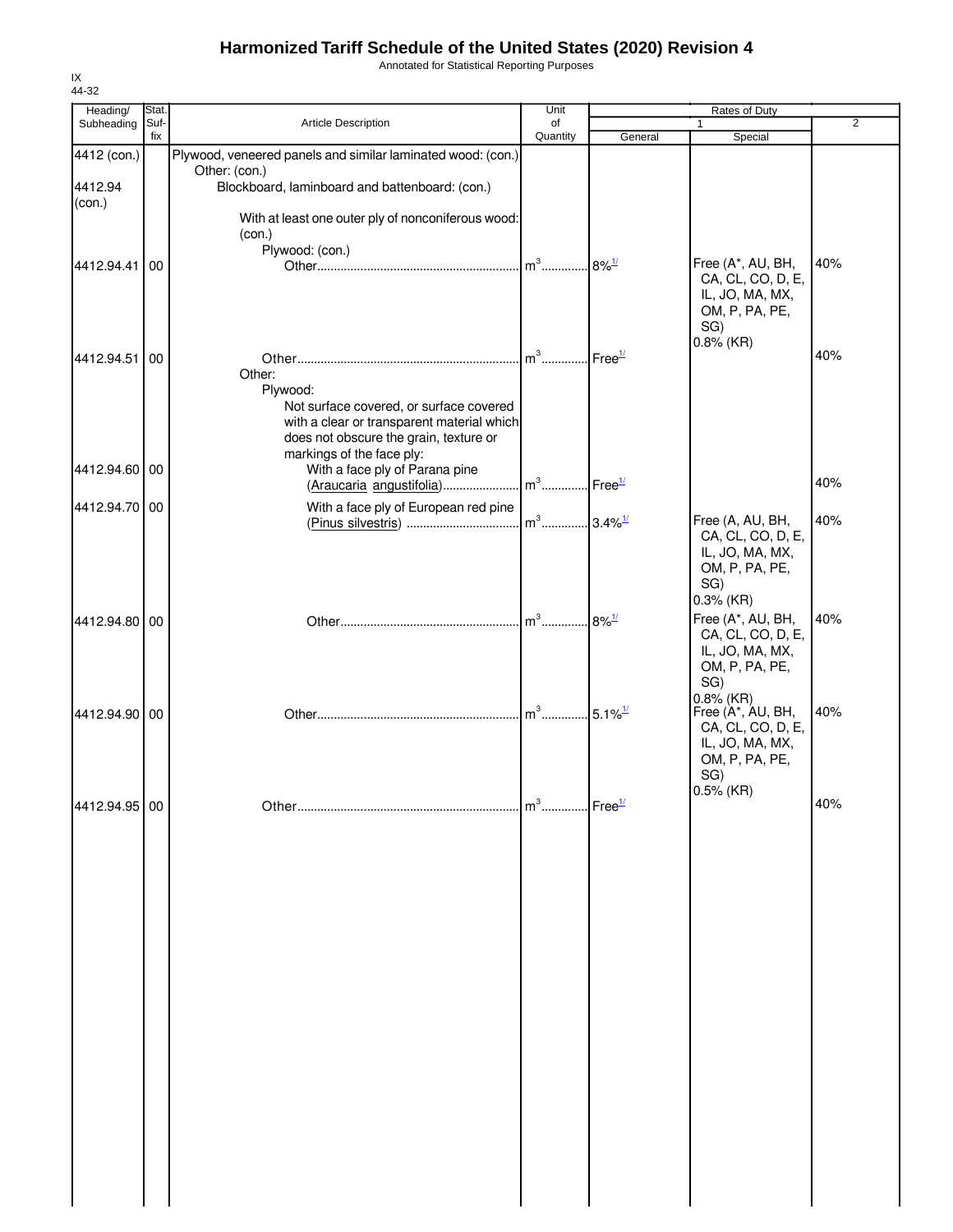# Harmonized Tariff Schedule of the United States (2020) Revision 4

Annotated for Statistical Reporting Purposes

IX
44-32

| Heading/ Subheading | Stat. Suf- fix | Article Description | Unit of Quantity | Rates of Duty 1 General | Rates of Duty 1 Special | Rates of Duty 2 |
|---|---|---|---|---|---|---|
| 4412 (con.) | | Plywood, veneered panels and similar laminated wood: (con.) | | | | |
| | | Other: (con.) | | | | |
| 4412.94 (con.) | | Blockboard, laminboard and battenboard: (con.) | | | | |
| | | With at least one outer ply of nonconiferous wood: (con.) | | | | |
| | | Plywood: (con.) | | | | |
| 4412.94.41 | 00 | Other | m³ | 8%[1/] | Free (A*, AU, BH, CA, CL, CO, D, E, IL, JO, MA, MX, OM, P, PA, PE, SG) 0.8% (KR) | 40% |
| 4412.94.51 | 00 | Other | m³ | Free[1/] | | 40% |
| | | Other: | | | | |
| | | Plywood: | | | | |
| | | Not surface covered, or surface covered with a clear or transparent material which does not obscure the grain, texture or markings of the face ply: | | | | |
| 4412.94.60 | 00 | With a face ply of Parana pine (Araucaria angustifolia) | m³ | Free[1/] | | 40% |
| 4412.94.70 | 00 | With a face ply of European red pine (Pinus silvestris) | m³ | 3.4%[1/] | Free (A, AU, BH, CA, CL, CO, D, E, IL, JO, MA, MX, OM, P, PA, PE, SG) 0.3% (KR) | 40% |
| 4412.94.80 | 00 | Other | m³ | 8%[1/] | Free (A*, AU, BH, CA, CL, CO, D, E, IL, JO, MA, MX, OM, P, PA, PE, SG) 0.8% (KR) | 40% |
| 4412.94.90 | 00 | Other | m³ | 5.1%[1/] | Free (A*, AU, BH, CA, CL, CO, D, E, IL, JO, MA, MX, OM, P, PA, PE, SG) 0.5% (KR) | 40% |
| 4412.94.95 | 00 | Other | m³ | Free[1/] | | 40% |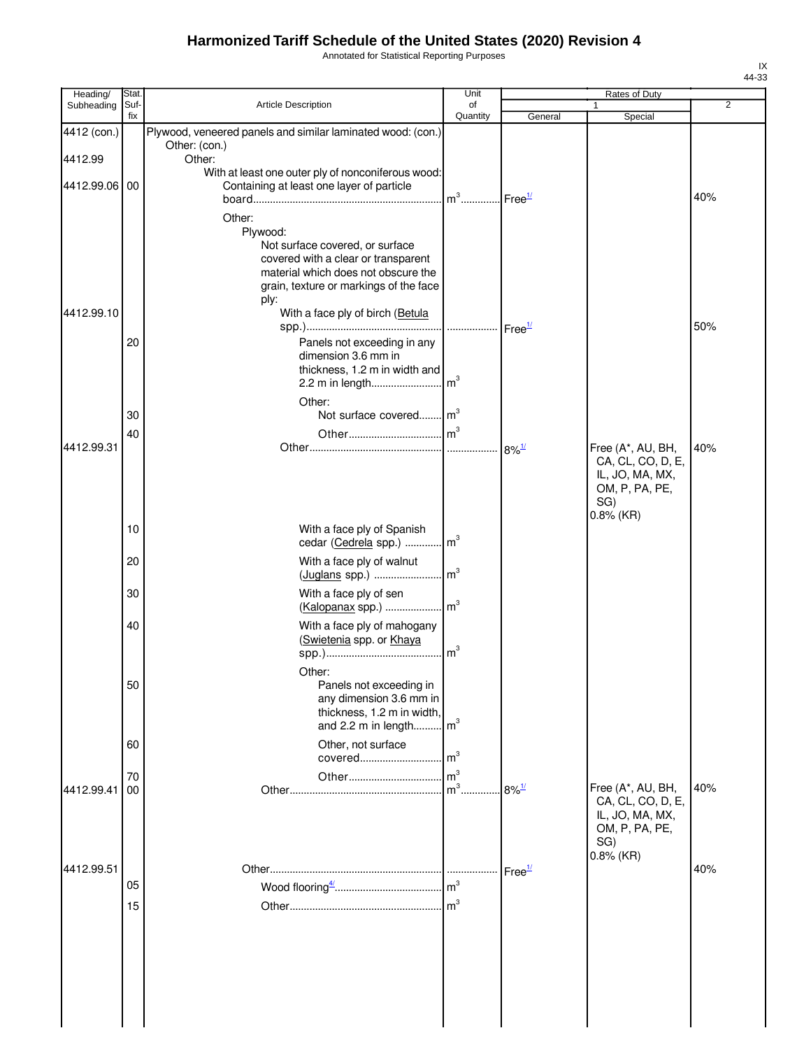# Harmonized Tariff Schedule of the United States (2020) Revision 4

Annotated for Statistical Reporting Purposes

IX
44-33

| Heading/ Subheading | Stat. Suf- fix | Article Description | Unit of Quantity | Rates of Duty 1 General | Rates of Duty 1 Special | Rates of Duty 2 |
|---|---|---|---|---|---|---|
| 4412 (con.) | | Plywood, veneered panels and similar laminated wood: (con.) | | | | |
| | | Other: (con.) | | | | |
| 4412.99 | | Other: | | | | |
| | | With at least one outer ply of nonconiferous wood: | | | | |
| 4412.99.06 | 00 | Containing at least one layer of particle board | m3 | Free[1/] | | 40% |
| | | Other: | | | | |
| | | Plywood: | | | | |
| | | Not surface covered, or surface covered with a clear or transparent material which does not obscure the grain, texture or markings of the face ply: | | | | |
| 4412.99.10 | | With a face ply of birch (Betula spp.) | | Free[1/] | | 50% |
| | 20 | Panels not exceeding in any dimension 3.6 mm in thickness, 1.2 m in width and 2.2 m in length | m3 | | | |
| | | Other: | | | | |
| | 30 | Not surface covered | m3 | | | |
| | 40 | Other | m3 | | | |
| 4412.99.31 | | Other | | 8%[1/] | Free (A*, AU, BH, CA, CL, CO, D, E, IL, JO, MA, MX, OM, P, PA, PE, SG) 0.8% (KR) | 40% |
| | 10 | With a face ply of Spanish cedar (Cedrela spp.) | m3 | | | |
| | 20 | With a face ply of walnut (Juglans spp.) | m3 | | | |
| | 30 | With a face ply of sen (Kalopanax spp.) | m3 | | | |
| | 40 | With a face ply of mahogany (Swietenia spp. or Khaya spp.) | m3 | | | |
| | | Other: | | | | |
| | 50 | Panels not exceeding in any dimension 3.6 mm in thickness, 1.2 m in width, and 2.2 m in length | m3 | | | |
| | 60 | Other, not surface covered | m3 | | | |
| | 70 | Other | m3 | | | |
| 4412.99.41 | 00 | Other | m3 | 8%[1/] | Free (A*, AU, BH, CA, CL, CO, D, E, IL, JO, MA, MX, OM, P, PA, PE, SG) 0.8% (KR) | 40% |
| 4412.99.51 | | Other | | Free[1/] | | 40% |
| | 05 | Wood flooring[4/] | m3 | | | |
| | 15 | Other | m3 | | | |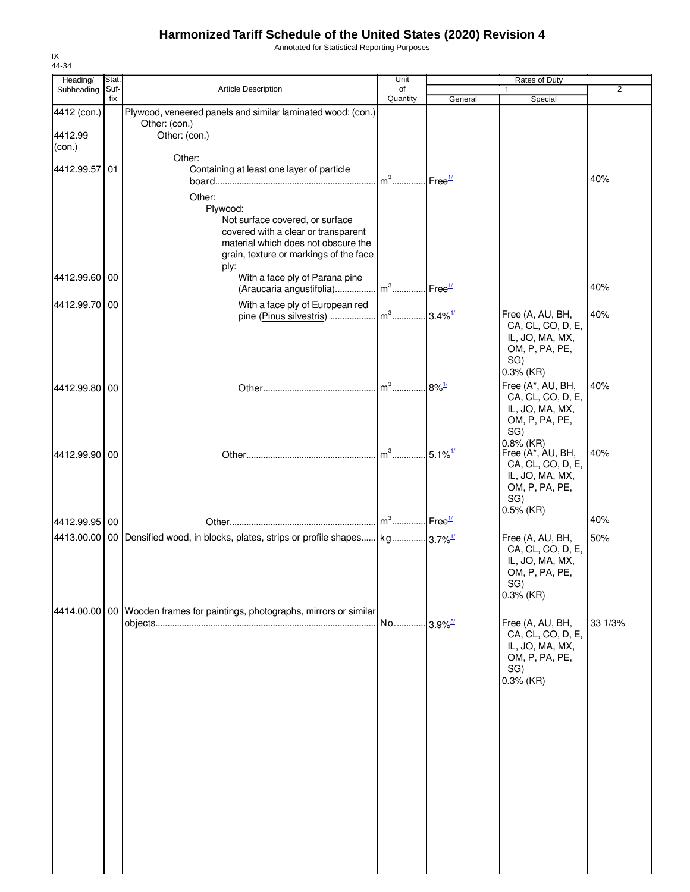# Harmonized Tariff Schedule of the United States (2020) Revision 4

Annotated for Statistical Reporting Purposes

IX
44-34

| Heading/ Subheading | Stat. Suf-fix | Article Description | Unit of Quantity | Rates of Duty 1 General | Special | 2 |
|---|---|---|---|---|---|---|
| 4412 (con.) | | Plywood, veneered panels and similar laminated wood: (con.) | | | | |
| | | Other: (con.) | | | | |
| 4412.99 (con.) | | Other: (con.) | | | | |
| | | Other: | | | | |
| 4412.99.57 | 01 | Containing at least one layer of particle board | m³ | Free[1/] | | 40% |
| | | Other: | | | | |
| | | Plywood: | | | | |
| | | Not surface covered, or surface covered with a clear or transparent material which does not obscure the grain, texture or markings of the face ply: | | | | |
| 4412.99.60 | 00 | With a face ply of Parana pine (Araucaria angustifolia) | m³ | Free[1/] | | 40% |
| 4412.99.70 | 00 | With a face ply of European red pine (Pinus silvestris) | m³ | 3.4%[1/] | Free (A, AU, BH, CA, CL, CO, D, E, IL, JO, MA, MX, OM, P, PA, PE, SG) 0.3% (KR) | 40% |
| 4412.99.80 | 00 | Other | m³ | 8%[1/] | Free (A*, AU, BH, CA, CL, CO, D, E, IL, JO, MA, MX, OM, P, PA, PE, SG) 0.8% (KR) | 40% |
| 4412.99.90 | 00 | Other | m³ | 5.1%[1/] | Free (A*, AU, BH, CA, CL, CO, D, E, IL, JO, MA, MX, OM, P, PA, PE, SG) 0.5% (KR) | 40% |
| 4412.99.95 | 00 | Other | m³ | Free[1/] | | 40% |
| 4413.00.00 | 00 | Densified wood, in blocks, plates, strips or profile shapes | kg | 3.7%[1/] | Free (A, AU, BH, CA, CL, CO, D, E, IL, JO, MA, MX, OM, P, PA, PE, SG) 0.3% (KR) | 50% |
| 4414.00.00 | 00 | Wooden frames for paintings, photographs, mirrors or similar objects | No. | 3.9%[5/] | Free (A, AU, BH, CA, CL, CO, D, E, IL, JO, MA, MX, OM, P, PA, PE, SG) 0.3% (KR) | 33 1/3% |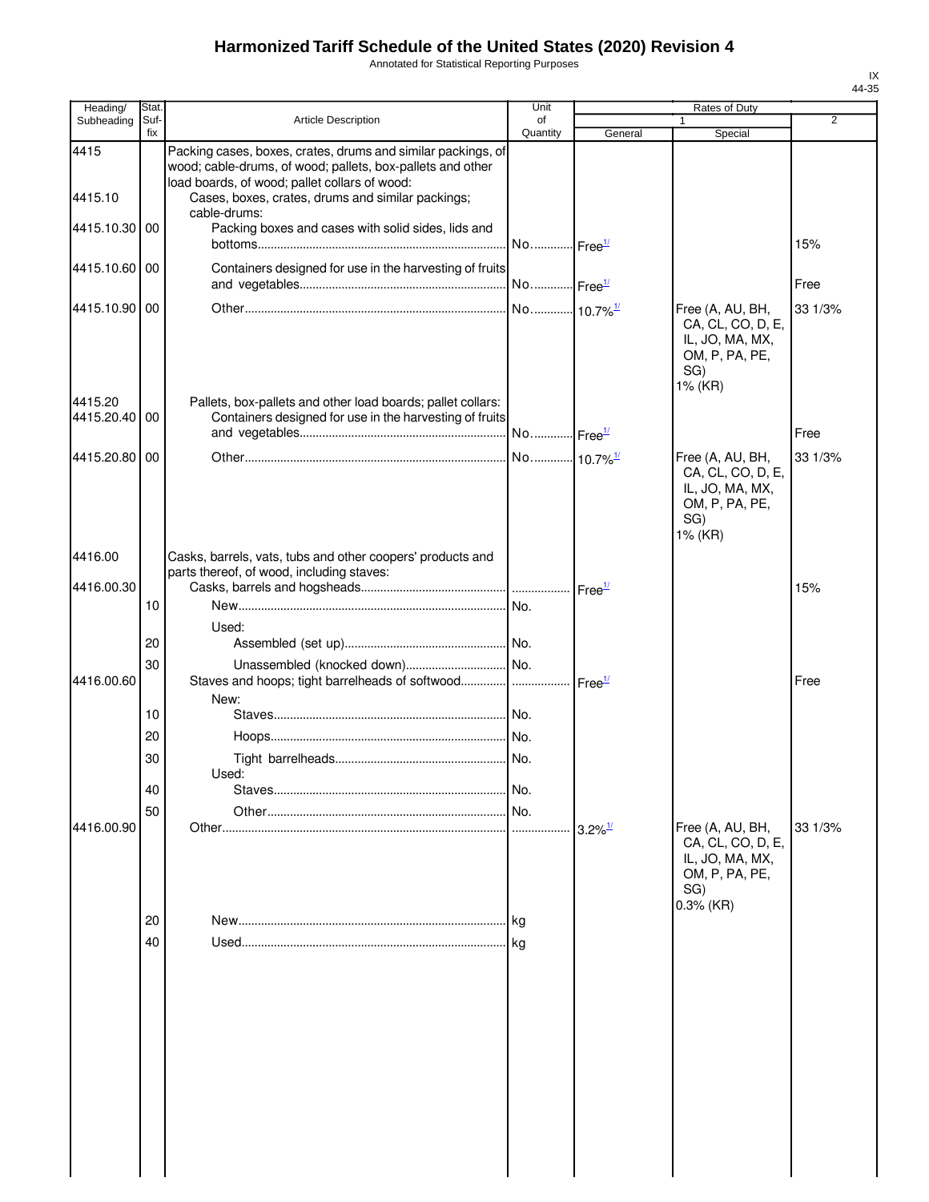# Harmonized Tariff Schedule of the United States (2020) Revision 4

Annotated for Statistical Reporting Purposes

IX
44-35

| Heading/ Subheading | Stat. Suf- fix | Article Description | Unit of Quantity | Rates of Duty 1 General | Rates of Duty 1 Special | Rates of Duty 2 |
|---|---|---|---|---|---|---|
| 4415 | | Packing cases, boxes, crates, drums and similar packings, of wood; cable-drums, of wood; pallets, box-pallets and other load boards, of wood; pallet collars of wood: | | | | |
| 4415.10 | | Cases, boxes, crates, drums and similar packings; cable-drums: | | | | |
| 4415.10.30 | 00 | Packing boxes and cases with solid sides, lids and bottoms | No. | Free[1/] | | 15% |
| 4415.10.60 | 00 | Containers designed for use in the harvesting of fruits and vegetables | No. | Free[1/] | | Free |
| 4415.10.90 | 00 | Other | No. | 10.7%[1/] | Free (A, AU, BH, CA, CL, CO, D, E, IL, JO, MA, MX, OM, P, PA, PE, SG) 1% (KR) | 33 1/3% |
| 4415.20 | | Pallets, box-pallets and other load boards; pallet collars: | | | | |
| 4415.20.40 | 00 | Containers designed for use in the harvesting of fruits and vegetables | No. | Free[1/] | | Free |
| 4415.20.80 | 00 | Other | No. | 10.7%[1/] | Free (A, AU, BH, CA, CL, CO, D, E, IL, JO, MA, MX, OM, P, PA, PE, SG) 1% (KR) | 33 1/3% |
| 4416.00 | | Casks, barrels, vats, tubs and other coopers' products and parts thereof, of wood, including staves: | | | | |
| 4416.00.30 | | Casks, barrels and hogsheads | | Free[1/] | | 15% |
| | 10 | New | No. | | | |
| | | Used: | | | | |
| | 20 | Assembled (set up) | No. | | | |
| | 30 | Unassembled (knocked down) | No. | | | |
| 4416.00.60 | | Staves and hoops; tight barrelheads of softwood | | Free[1/] | | Free |
| | | New: | | | | |
| | 10 | Staves | No. | | | |
| | 20 | Hoops | No. | | | |
| | 30 | Tight barrelheads | No. | | | |
| | | Used: | | | | |
| | 40 | Staves | No. | | | |
| | 50 | Other | No. | | | |
| 4416.00.90 | | Other | | 3.2%[1/] | Free (A, AU, BH, CA, CL, CO, D, E, IL, JO, MA, MX, OM, P, PA, PE, SG) 0.3% (KR) | 33 1/3% |
| | 20 | New | kg | | | |
| | 40 | Used | kg | | | |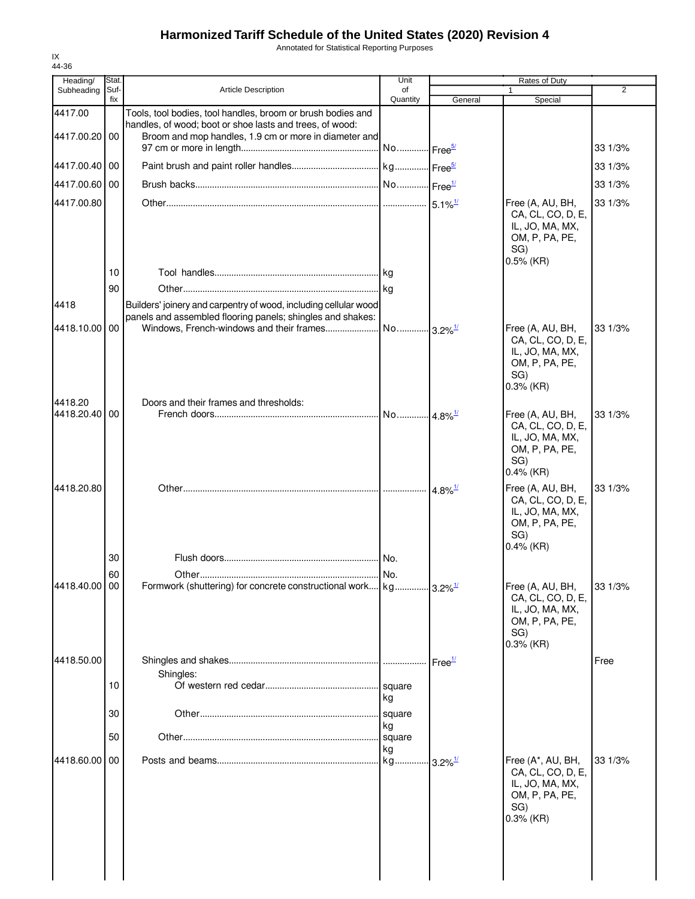# Harmonized Tariff Schedule of the United States (2020) Revision 4

Annotated for Statistical Reporting Purposes

IX
44-36

| Heading/ Subheading | Stat. Suf- fix | Article Description | Unit of Quantity | Rates of Duty 1 General | Special | 2 |
|---|---|---|---|---|---|---|
| 4417.00 | | Tools, tool bodies, tool handles, broom or brush bodies and handles, of wood; boot or shoe lasts and trees, of wood: | | | | |
| 4417.00.20 | 00 | Broom and mop handles, 1.9 cm or more in diameter and 97 cm or more in length | No. | Free[5/] | | 33 1/3% |
| 4417.00.40 | 00 | Paint brush and paint roller handles | kg | Free[5/] | | 33 1/3% |
| 4417.00.60 | 00 | Brush backs | No. | Free[1/] | | 33 1/3% |
| 4417.00.80 | | Other | | 5.1%[1/] | Free (A, AU, BH, CA, CL, CO, D, E, IL, JO, MA, MX, OM, P, PA, PE, SG) 0.5% (KR) | 33 1/3% |
| | 10 | Tool handles | kg | | | |
| | 90 | Other | kg | | | |
| 4418 | | Builders' joinery and carpentry of wood, including cellular wood panels and assembled flooring panels; shingles and shakes: | | | | |
| 4418.10.00 | 00 | Windows, French-windows and their frames | No. | 3.2%[1/] | Free (A, AU, BH, CA, CL, CO, D, E, IL, JO, MA, MX, OM, P, PA, PE, SG) 0.3% (KR) | 33 1/3% |
| 4418.20 | | Doors and their frames and thresholds: | | | | |
| 4418.20.40 | 00 | French doors | No. | 4.8%[1/] | Free (A, AU, BH, CA, CL, CO, D, E, IL, JO, MA, MX, OM, P, PA, PE, SG) 0.4% (KR) | 33 1/3% |
| 4418.20.80 | | Other | | 4.8%[1/] | Free (A, AU, BH, CA, CL, CO, D, E, IL, JO, MA, MX, OM, P, PA, PE, SG) 0.4% (KR) | 33 1/3% |
| | 30 | Flush doors | No. | | | |
| | 60 | Other | No. | | | |
| 4418.40.00 | 00 | Formwork (shuttering) for concrete constructional work | kg | 3.2%[1/] | Free (A, AU, BH, CA, CL, CO, D, E, IL, JO, MA, MX, OM, P, PA, PE, SG) 0.3% (KR) | 33 1/3% |
| 4418.50.00 | | Shingles and shakes | | Free[1/] | | Free |
| | | Shingles: | | | | |
| | 10 | Of western red cedar | square kg | | | |
| | 30 | Other | square kg | | | |
| | 50 | Other | square kg | | | |
| 4418.60.00 | 00 | Posts and beams | kg | 3.2%[1/] | Free (A*, AU, BH, CA, CL, CO, D, E, IL, JO, MA, MX, OM, P, PA, PE, SG) 0.3% (KR) | 33 1/3% |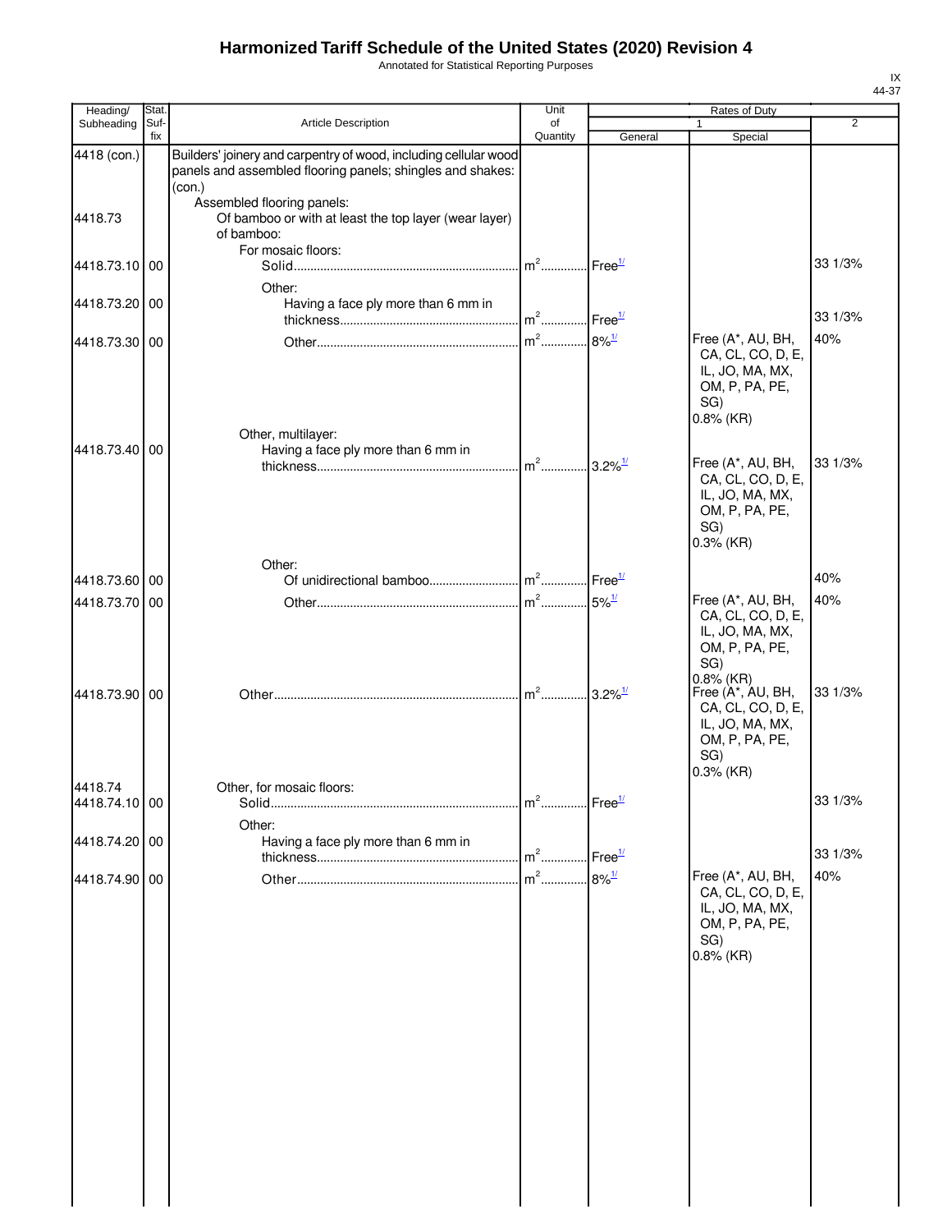# Harmonized Tariff Schedule of the United States (2020) Revision 4

Annotated for Statistical Reporting Purposes

| Heading/ Subheading | Stat. Suf- fix | Article Description | Unit of Quantity | Rates of Duty 1 General | Special | 2 |
|---|---|---|---|---|---|---|
| 4418 (con.) | | Builders' joinery and carpentry of wood, including cellular wood panels and assembled flooring panels; shingles and shakes: (con.) | | | | |
| | | Assembled flooring panels: | | | | |
| 4418.73 | | Of bamboo or with at least the top layer (wear layer) of bamboo: | | | | |
| | | For mosaic floors: | | | | |
| 4418.73.10 | 00 | Solid | $m^2$ | Free[1/] | | 33 1/3% |
| | | Other: | | | | |
| 4418.73.20 | 00 | Having a face ply more than 6 mm in thickness | $m^2$ | Free[1/] | | 33 1/3% |
| 4418.73.30 | 00 | Other | $m^2$ | 8%[1/] | Free (A*, AU, BH, CA, CL, CO, D, E, IL, JO, MA, MX, OM, P, PA, PE, SG) 0.8% (KR) | 40% |
| | | Other, multilayer: | | | | |
| 4418.73.40 | 00 | Having a face ply more than 6 mm in thickness | $m^2$ | 3.2%[1/] | Free (A*, AU, BH, CA, CL, CO, D, E, IL, JO, MA, MX, OM, P, PA, PE, SG) 0.3% (KR) | 33 1/3% |
| | | Other: | | | | |
| 4418.73.60 | 00 | Of unidirectional bamboo | $m^2$ | Free[1/] | | 40% |
| 4418.73.70 | 00 | Other | $m^2$ | 5%[1/] | Free (A*, AU, BH, CA, CL, CO, D, E, IL, JO, MA, MX, OM, P, PA, PE, SG) 0.8% (KR) | 40% |
| 4418.73.90 | 00 | Other | $m^2$ | 3.2%[1/] | Free (A*, AU, BH, CA, CL, CO, D, E, IL, JO, MA, MX, OM, P, PA, PE, SG) 0.3% (KR) | 33 1/3% |
| 4418.74 | | Other, for mosaic floors: | | | | |
| 4418.74.10 | 00 | Solid | $m^2$ | Free[1/] | | 33 1/3% |
| | | Other: | | | | |
| 4418.74.20 | 00 | Having a face ply more than 6 mm in thickness | $m^2$ | Free[1/] | | 33 1/3% |
| 4418.74.90 | 00 | Other | $m^2$ | 8%[1/] | Free (A*, AU, BH, CA, CL, CO, D, E, IL, JO, MA, MX, OM, P, PA, PE, SG) 0.8% (KR) | 40% |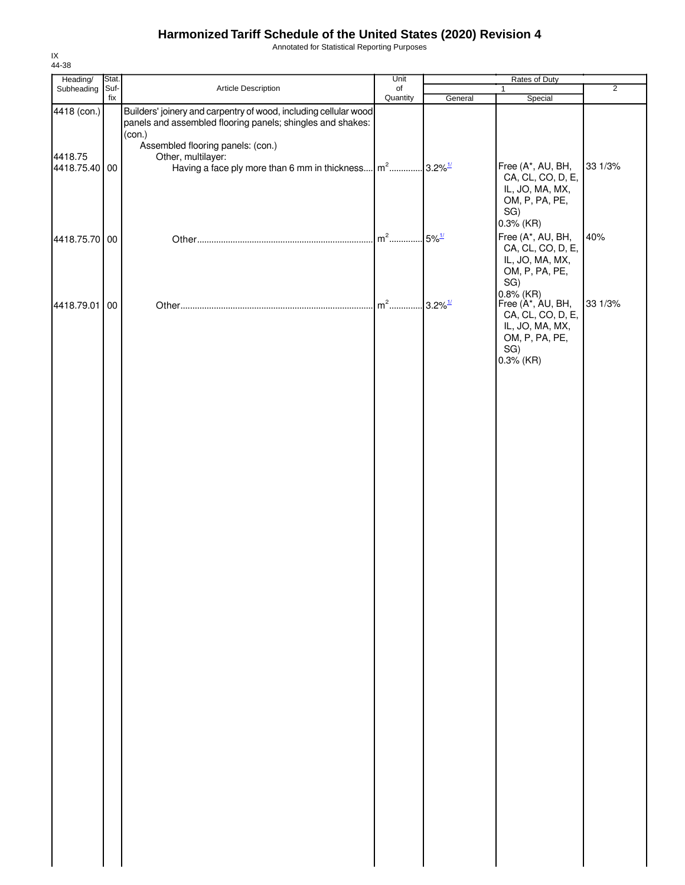# Harmonized Tariff Schedule of the United States (2020) Revision 4

Annotated for Statistical Reporting Purposes

IX
44-38

| Heading/ Subheading | Stat. Suf- fix | Article Description | Unit of Quantity | Rates of Duty 1 General | Special | 2 |
|---|---|---|---|---|---|---|
| 4418 (con.) | | Builders' joinery and carpentry of wood, including cellular wood panels and assembled flooring panels; shingles and shakes: (con.) | | | | |
| | | Assembled flooring panels: (con.) | | | | |
| 4418.75 | | Other, multilayer: | | | | |
| 4418.75.40 | 00 | Having a face ply more than 6 mm in thickness | $m^2$ | 3.2%[1/] | Free (A*, AU, BH, CA, CL, CO, D, E, IL, JO, MA, MX, OM, P, PA, PE, SG) 0.3% (KR) | 33 1/3% |
| 4418.75.70 | 00 | Other | $m^2$ | 5%[1/] | Free (A*, AU, BH, CA, CL, CO, D, E, IL, JO, MA, MX, OM, P, PA, PE, SG) 0.8% (KR) | 40% |
| 4418.79.01 | 00 | Other | $m^2$ | 3.2%[1/] | Free (A*, AU, BH, CA, CL, CO, D, E, IL, JO, MA, MX, OM, P, PA, PE, SG) 0.3% (KR) | 33 1/3% |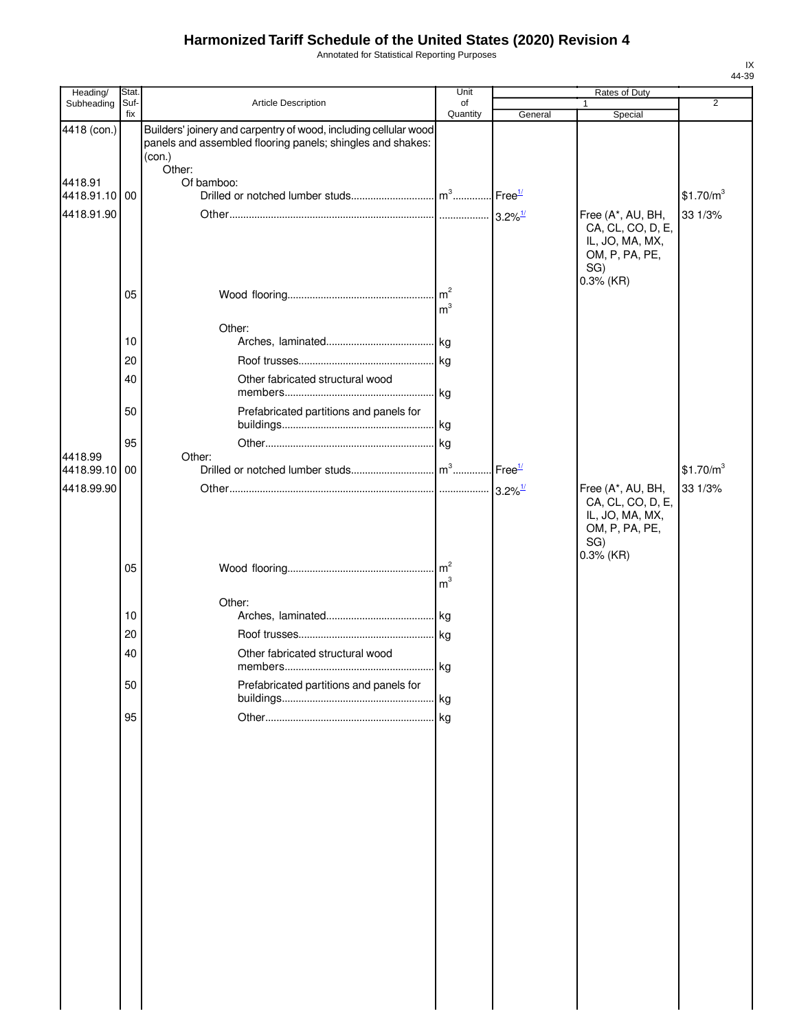# Harmonized Tariff Schedule of the United States (2020) Revision 4

Annotated for Statistical Reporting Purposes

IX
44-39

| Heading/ Subheading | Stat. Suf- fix | Article Description | Unit of Quantity | Rates of Duty 1 General | Rates of Duty 1 Special | Rates of Duty 2 |
|---|---|---|---|---|---|---|
| 4418 (con.) | | Builders' joinery and carpentry of wood, including cellular wood panels and assembled flooring panels; shingles and shakes: (con.) | | | | |
| | | Other: | | | | |
| 4418.91 | | Of bamboo: | | | | |
| 4418.91.10 | 00 | Drilled or notched lumber studs | $m^3$ | Free[1/] | | $1.70/$m^3$ |
| 4418.91.90 | | Other | | 3.2%[1/] | Free (A*, AU, BH, CA, CL, CO, D, E, IL, JO, MA, MX, OM, P, PA, PE, SG) 0.3% (KR) | 33 1/3% |
| | 05 | Wood flooring | $m^2$ $m^3$ | | | |
| | | Other: | | | | |
| | 10 | Arches, laminated | kg | | | |
| | 20 | Roof trusses | kg | | | |
| | 40 | Other fabricated structural wood members | kg | | | |
| | 50 | Prefabricated partitions and panels for buildings | kg | | | |
| | 95 | Other | kg | | | |
| 4418.99 | | Other: | | | | |
| 4418.99.10 | 00 | Drilled or notched lumber studs | $m^3$ | Free[1/] | | $1.70/$m^3$ |
| 4418.99.90 | | Other | | 3.2%[1/] | Free (A*, AU, BH, CA, CL, CO, D, E, IL, JO, MA, MX, OM, P, PA, PE, SG) 0.3% (KR) | 33 1/3% |
| | 05 | Wood flooring | $m^2$ $m^3$ | | | |
| | | Other: | | | | |
| | 10 | Arches, laminated | kg | | | |
| | 20 | Roof trusses | kg | | | |
| | 40 | Other fabricated structural wood members | kg | | | |
| | 50 | Prefabricated partitions and panels for buildings | kg | | | |
| | 95 | Other | kg | | | |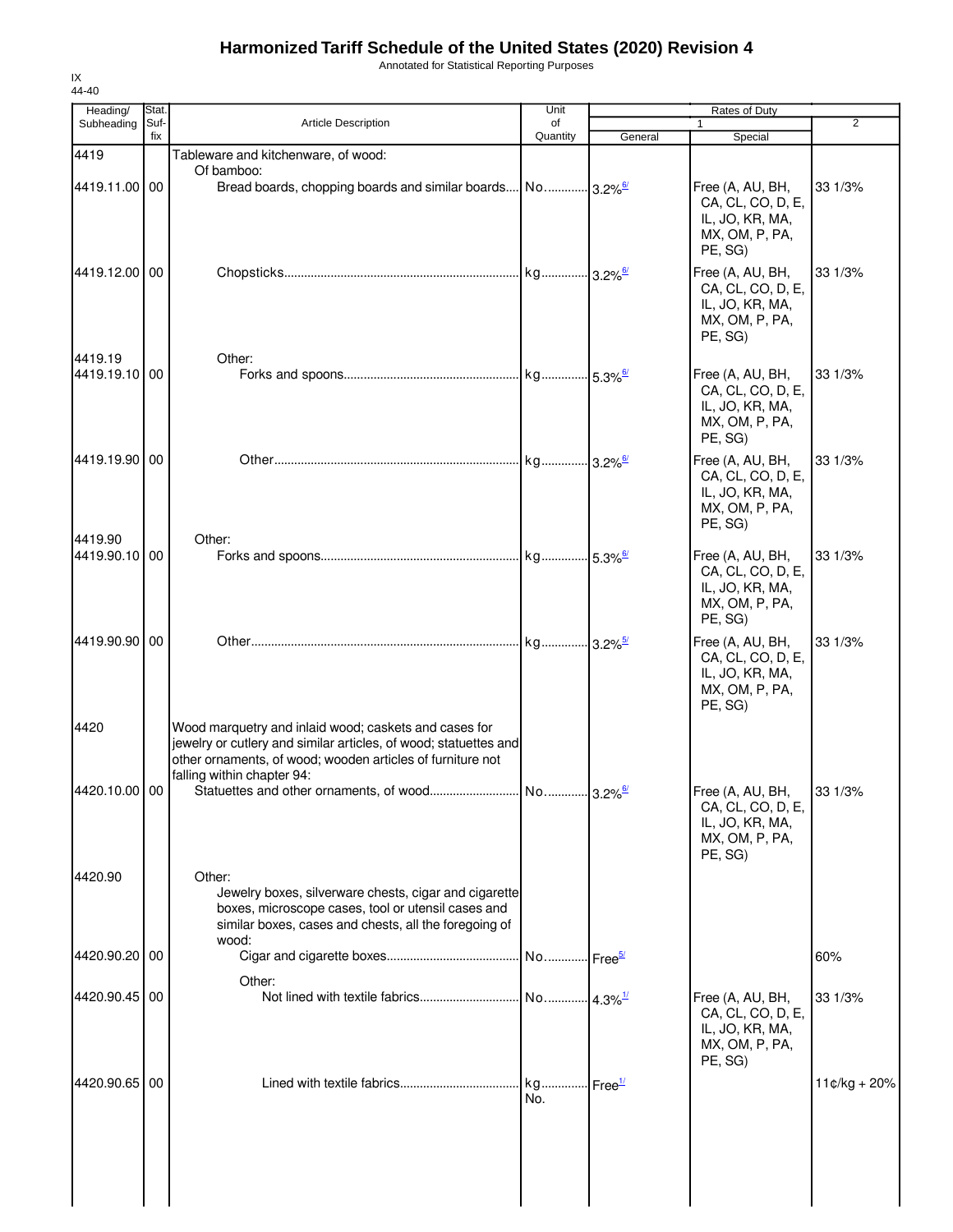# Harmonized Tariff Schedule of the United States (2020) Revision 4

Annotated for Statistical Reporting Purposes

IX
44-40

| Heading/ Subheading | Stat. Suf-fix | Article Description | Unit of Quantity | Rates of Duty | | |
|---|---|---|---|---|---|---|
| | | | | 1 | | 2 |
| | | | | General | Special | |
| 4419 | | Tableware and kitchenware, of wood: | | | | |
| | | Of bamboo: | | | | |
| 4419.11.00 | 00 | Bread boards, chopping boards and similar boards | No. | 3.2%[6/] | Free (A, AU, BH, CA, CL, CO, D, E, IL, JO, KR, MA, MX, OM, P, PA, PE, SG) | 33 1/3% |
| 4419.12.00 | 00 | Chopsticks | kg | 3.2%[6/] | Free (A, AU, BH, CA, CL, CO, D, E, IL, JO, KR, MA, MX, OM, P, PA, PE, SG) | 33 1/3% |
| 4419.19 | | Other: | | | | |
| 4419.19.10 | 00 | Forks and spoons | kg | 5.3%[6/] | Free (A, AU, BH, CA, CL, CO, D, E, IL, JO, KR, MA, MX, OM, P, PA, PE, SG) | 33 1/3% |
| 4419.19.90 | 00 | Other | kg | 3.2%[6/] | Free (A, AU, BH, CA, CL, CO, D, E, IL, JO, KR, MA, MX, OM, P, PA, PE, SG) | 33 1/3% |
| 4419.90 | | Other: | | | | |
| 4419.90.10 | 00 | Forks and spoons | kg | 5.3%[6/] | Free (A, AU, BH, CA, CL, CO, D, E, IL, JO, KR, MA, MX, OM, P, PA, PE, SG) | 33 1/3% |
| 4419.90.90 | 00 | Other | kg | 3.2%[5/] | Free (A, AU, BH, CA, CL, CO, D, E, IL, JO, KR, MA, MX, OM, P, PA, PE, SG) | 33 1/3% |
| 4420 | | Wood marquetry and inlaid wood; caskets and cases for jewelry or cutlery and similar articles, of wood; statuettes and other ornaments, of wood; wooden articles of furniture not falling within chapter 94: | | | | |
| 4420.10.00 | 00 | Statuettes and other ornaments, of wood | No. | 3.2%[6/] | Free (A, AU, BH, CA, CL, CO, D, E, IL, JO, KR, MA, MX, OM, P, PA, PE, SG) | 33 1/3% |
| 4420.90 | | Other: | | | | |
| | | Jewelry boxes, silverware chests, cigar and cigarette boxes, microscope cases, tool or utensil cases and similar boxes, cases and chests, all the foregoing of wood: | | | | |
| 4420.90.20 | 00 | Cigar and cigarette boxes | No. | Free[5/] | | 60% |
| | | Other: | | | | |
| 4420.90.45 | 00 | Not lined with textile fabrics | No. | 4.3%[1/] | Free (A, AU, BH, CA, CL, CO, D, E, IL, JO, KR, MA, MX, OM, P, PA, PE, SG) | 33 1/3% |
| 4420.90.65 | 00 | Lined with textile fabrics | kg No. | Free[1/] | | 11¢/kg + 20% |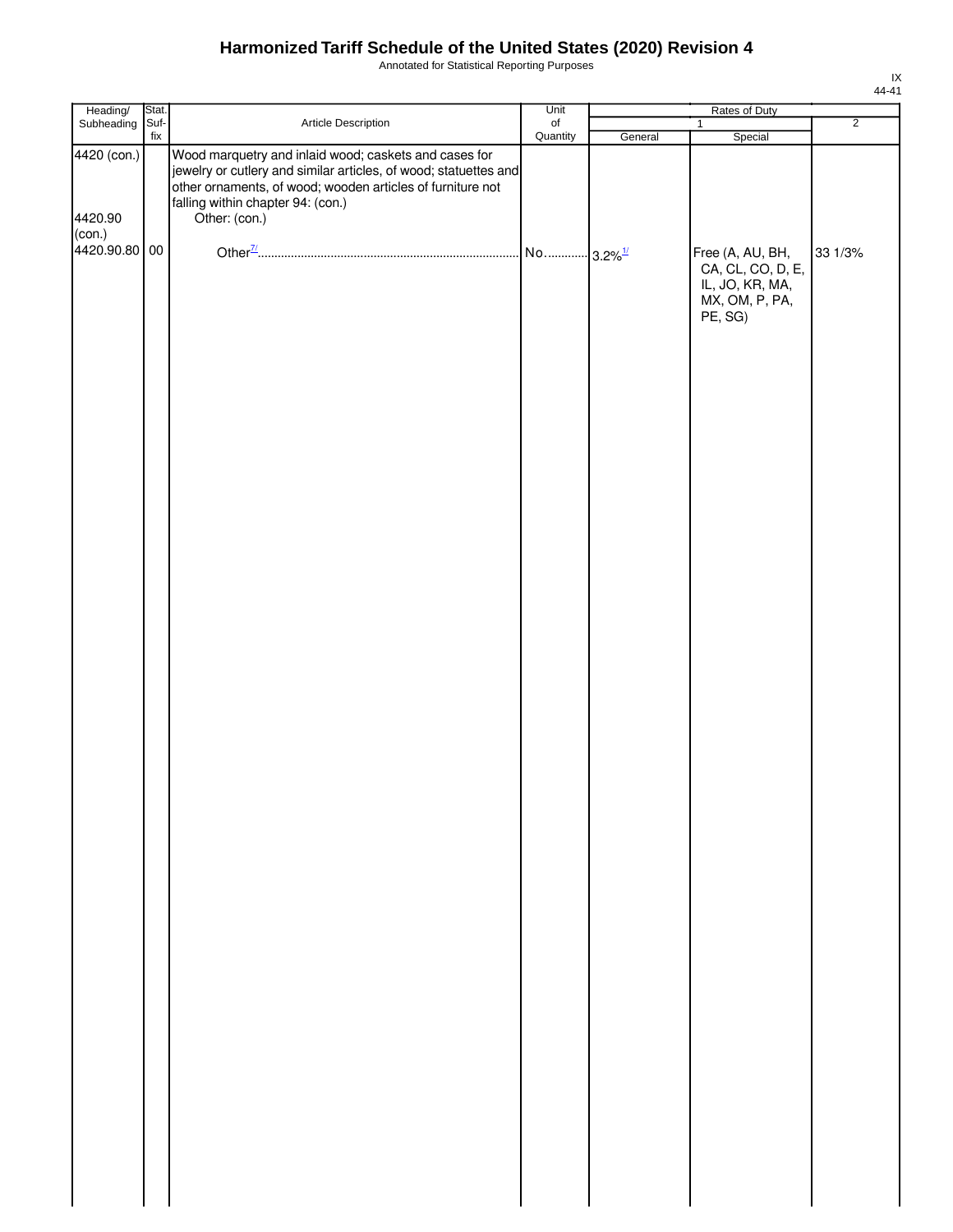# Harmonized Tariff Schedule of the United States (2020) Revision 4

Annotated for Statistical Reporting Purposes

| Heading/ Subheading | Stat. Suf- fix | Article Description | Unit of Quantity | Rates of Duty | | |
|---|---|---|---|---|---|---|
| | | | | 1 | | 2 |
| | | | | General | Special | |
| 4420 (con.) | | Wood marquetry and inlaid wood; caskets and cases for jewelry or cutlery and similar articles, of wood; statuettes and other ornaments, of wood; wooden articles of furniture not falling within chapter 94: (con.) | | | | |
| 4420.90 (con.) | | Other: (con.) | | | | |
| 4420.90.80 | 00 | Other[7/] | No. | 3.2%[1/] | Free (A, AU, BH, CA, CL, CO, D, E, IL, JO, KR, MA, MX, OM, P, PA, PE, SG) | 33 1/3% |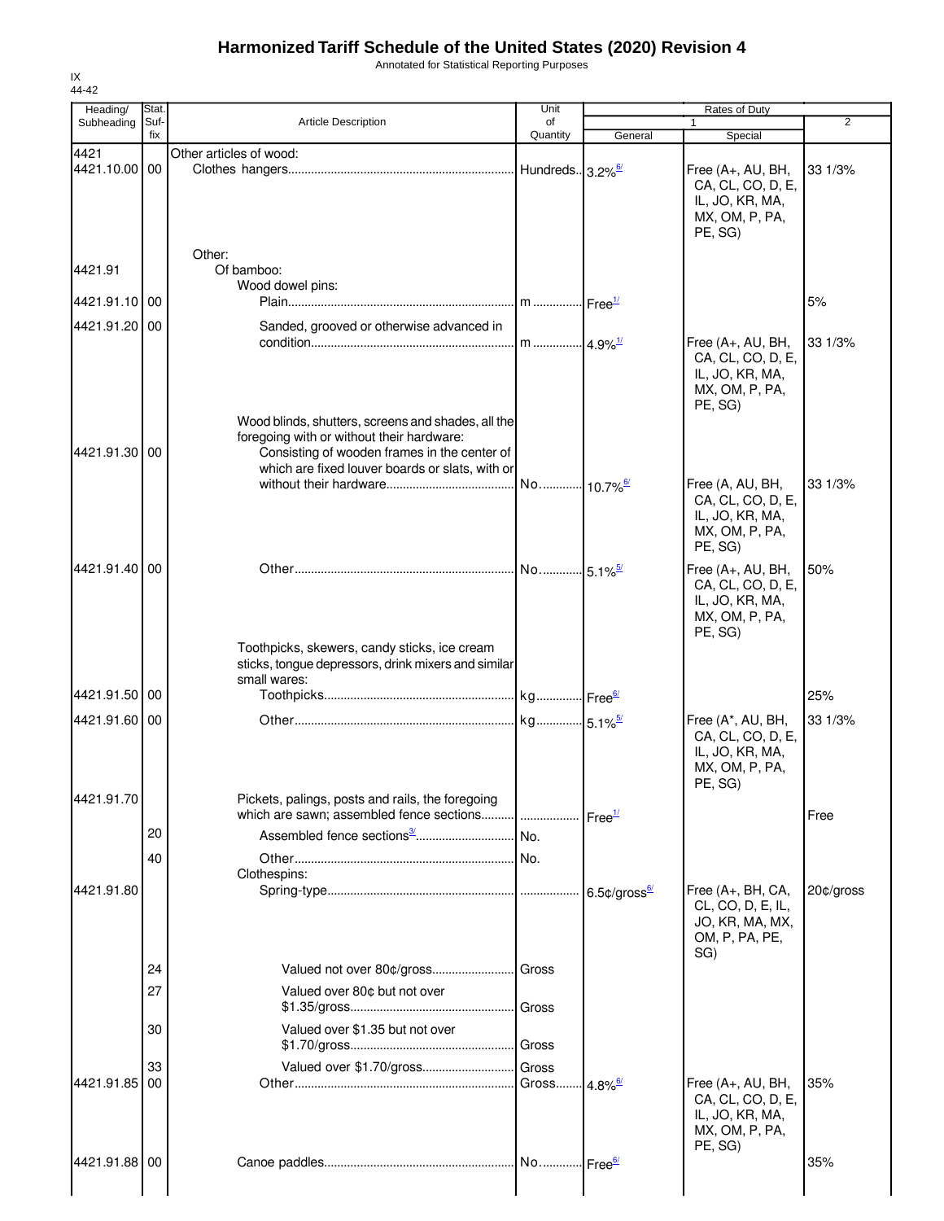# Harmonized Tariff Schedule of the United States (2020) Revision 4

Annotated for Statistical Reporting Purposes

IX
44-42

| Heading/ Subheading | Stat. Suf- fix | Article Description | Unit of Quantity | Rates of Duty 1 General | Special | 2 |
|---|---|---|---|---|---|---|
| 4421 | | Other articles of wood: | | | | |
| 4421.10.00 | 00 | Clothes hangers | Hundreds | 3.2%[6/] | Free (A+, AU, BH, CA, CL, CO, D, E, IL, JO, KR, MA, MX, OM, P, PA, PE, SG) | 33 1/3% |
| | | Other: | | | | |
| 4421.91 | | Of bamboo: | | | | |
| | | Wood dowel pins: | | | | |
| 4421.91.10 | 00 | Plain | m | Free[1/] | | 5% |
| 4421.91.20 | 00 | Sanded, grooved or otherwise advanced in condition | m | 4.9%[1/] | Free (A+, AU, BH, CA, CL, CO, D, E, IL, JO, KR, MA, MX, OM, P, PA, PE, SG) | 33 1/3% |
| | | Wood blinds, shutters, screens and shades, all the foregoing with or without their hardware: | | | | |
| 4421.91.30 | 00 | Consisting of wooden frames in the center of which are fixed louver boards or slats, with or without their hardware | No. | 10.7%[6/] | Free (A, AU, BH, CA, CL, CO, D, E, IL, JO, KR, MA, MX, OM, P, PA, PE, SG) | 33 1/3% |
| 4421.91.40 | 00 | Other | No. | 5.1%[5/] | Free (A+, AU, BH, CA, CL, CO, D, E, IL, JO, KR, MA, MX, OM, P, PA, PE, SG) | 50% |
| | | Toothpicks, skewers, candy sticks, ice cream sticks, tongue depressors, drink mixers and similar small wares: | | | | |
| 4421.91.50 | 00 | Toothpicks | kg | Free[6/] | | 25% |
| 4421.91.60 | 00 | Other | kg | 5.1%[5/] | Free (A*, AU, BH, CA, CL, CO, D, E, IL, JO, KR, MA, MX, OM, P, PA, PE, SG) | 33 1/3% |
| 4421.91.70 | | Pickets, palings, posts and rails, the foregoing which are sawn; assembled fence sections | | Free[1/] | | Free |
| | 20 | Assembled fence sections[3/] | No. | | | |
| | 40 | Other | No. | | | |
| | | Clothespins: | | | | |
| 4421.91.80 | | Spring-type | | 6.5¢/gross[6/] | Free (A+, BH, CA, CL, CO, D, E, IL, JO, KR, MA, MX, OM, P, PA, PE, SG) | 20¢/gross |
| | 24 | Valued not over 80¢/gross | Gross | | | |
| | 27 | Valued over 80¢ but not over $1.35/gross | Gross | | | |
| | 30 | Valued over $1.35 but not over $1.70/gross | Gross | | | |
| | 33 | Valued over $1.70/gross | Gross | | | |
| 4421.91.85 | 00 | Other | Gross | 4.8%[6/] | Free (A+, AU, BH, CA, CL, CO, D, E, IL, JO, KR, MA, MX, OM, P, PA, PE, SG) | 35% |
| 4421.91.88 | 00 | Canoe paddles | No. | Free[6/] | | 35% |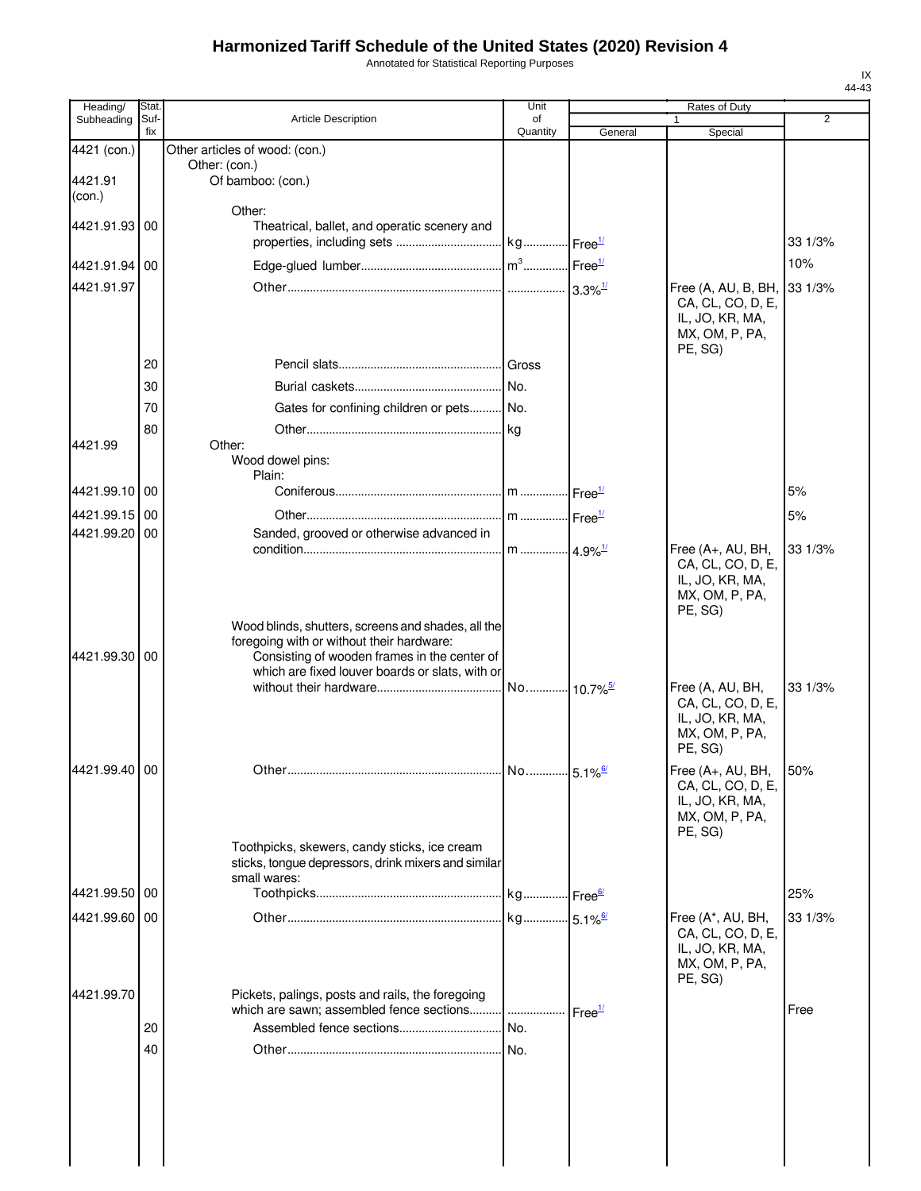# Harmonized Tariff Schedule of the United States (2020) Revision 4

Annotated for Statistical Reporting Purposes

IX
44-43

| Heading/ Subheading | Stat. Suf-fix | Article Description | Unit of Quantity | Rates of Duty 1 General | Rates of Duty 1 Special | Rates of Duty 2 |
|---|---|---|---|---|---|---|
| 4421 (con.) | | Other articles of wood: (con.) | | | | |
| | | Other: (con.) | | | | |
| 4421.91 (con.) | | Of bamboo: (con.) | | | | |
| | | Other: | | | | |
| 4421.91.93 | 00 | Theatrical, ballet, and operatic scenery and properties, including sets | kg | Free[1/] | | 33 1/3% |
| 4421.91.94 | 00 | Edge-glued lumber | $m^3$ | Free[1/] | | 10% |
| 4421.91.97 | | Other | | 3.3%[1/] | Free (A, AU, B, BH, CA, CL, CO, D, E, IL, JO, KR, MA, MX, OM, P, PA, PE, SG) | 33 1/3% |
| | 20 | Pencil slats | Gross | | | |
| | 30 | Burial caskets | No. | | | |
| | 70 | Gates for confining children or pets | No. | | | |
| | 80 | Other | kg | | | |
| 4421.99 | | Other: | | | | |
| | | Wood dowel pins: | | | | |
| | | Plain: | | | | |
| 4421.99.10 | 00 | Coniferous | m | Free[1/] | | 5% |
| 4421.99.15 | 00 | Other | m | Free[1/] | | 5% |
| 4421.99.20 | 00 | Sanded, grooved or otherwise advanced in condition | m | 4.9%[1/] | Free (A+, AU, BH, CA, CL, CO, D, E, IL, JO, KR, MA, MX, OM, P, PA, PE, SG) | 33 1/3% |
| | | Wood blinds, shutters, screens and shades, all the foregoing with or without their hardware: | | | | |
| 4421.99.30 | 00 | Consisting of wooden frames in the center of which are fixed louver boards or slats, with or without their hardware | No. | 10.7%[5/] | Free (A, AU, BH, CA, CL, CO, D, E, IL, JO, KR, MA, MX, OM, P, PA, PE, SG) | 33 1/3% |
| 4421.99.40 | 00 | Other | No. | 5.1%[6/] | Free (A+, AU, BH, CA, CL, CO, D, E, IL, JO, KR, MA, MX, OM, P, PA, PE, SG) | 50% |
| | | Toothpicks, skewers, candy sticks, ice cream sticks, tongue depressors, drink mixers and similar small wares: | | | | |
| 4421.99.50 | 00 | Toothpicks | kg | Free[6/] | | 25% |
| 4421.99.60 | 00 | Other | kg | 5.1%[6/] | Free (A*, AU, BH, CA, CL, CO, D, E, IL, JO, KR, MA, MX, OM, P, PA, PE, SG) | 33 1/3% |
| 4421.99.70 | | Pickets, palings, posts and rails, the foregoing which are sawn; assembled fence sections | | Free[1/] | | Free |
| | 20 | Assembled fence sections | No. | | | |
| | 40 | Other | No. | | | |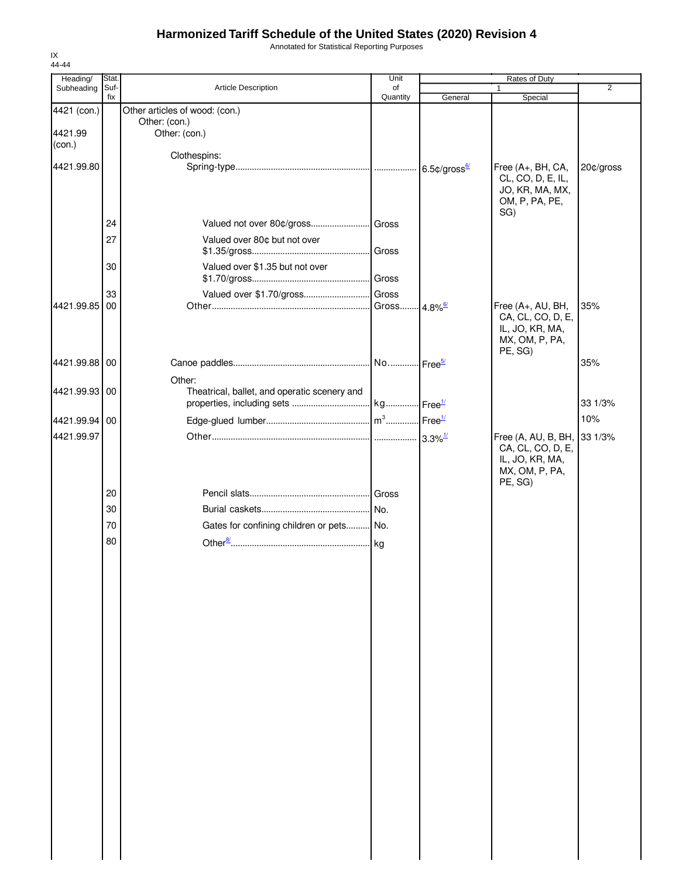# Harmonized Tariff Schedule of the United States (2020) Revision 4

Annotated for Statistical Reporting Purposes

IX
44-44

| Heading/ Subheading | Stat. Suf- fix | Article Description | Unit of Quantity | Rates of Duty 1 General | Rates of Duty 1 Special | Rates of Duty 2 |
|---|---|---|---|---|---|---|
| 4421 (con.) | | Other articles of wood: (con.) | | | | |
| | | Other: (con.) | | | | |
| 4421.99 (con.) | | Other: (con.) | | | | |
| | | Clothespins: | | | | |
| 4421.99.80 | | Spring-type | | 6.5¢/gross[6/] | Free (A+, BH, CA, CL, CO, D, E, IL, JO, KR, MA, MX, OM, P, PA, PE, SG) | 20¢/gross |
| | 24 | Valued not over 80¢/gross | Gross | | | |
| | 27 | Valued over 80¢ but not over $1.35/gross | Gross | | | |
| | 30 | Valued over $1.35 but not over $1.70/gross | Gross | | | |
| | 33 | Valued over $1.70/gross | Gross | | | |
| 4421.99.85 | 00 | Other | Gross | 4.8%[6/] | Free (A+, AU, BH, CA, CL, CO, D, E, IL, JO, KR, MA, MX, OM, P, PA, PE, SG) | 35% |
| 4421.99.88 | 00 | Canoe paddles | No. | Free[5/] | | 35% |
| | | Other: | | | | |
| 4421.99.93 | 00 | Theatrical, ballet, and operatic scenery and properties, including sets | kg | Free[1/] | | 33 1/3% |
| 4421.99.94 | 00 | Edge-glued lumber | $m^3$ | Free[1/] | | 10% |
| 4421.99.97 | | Other | | 3.3%[1/] | Free (A, AU, B, BH, CA, CL, CO, D, E, IL, JO, KR, MA, MX, OM, P, PA, PE, SG) | 33 1/3% |
| | 20 | Pencil slats | Gross | | | |
| | 30 | Burial caskets | No. | | | |
| | 70 | Gates for confining children or pets | No. | | | |
| | 80 | Other[8/] | kg | | | |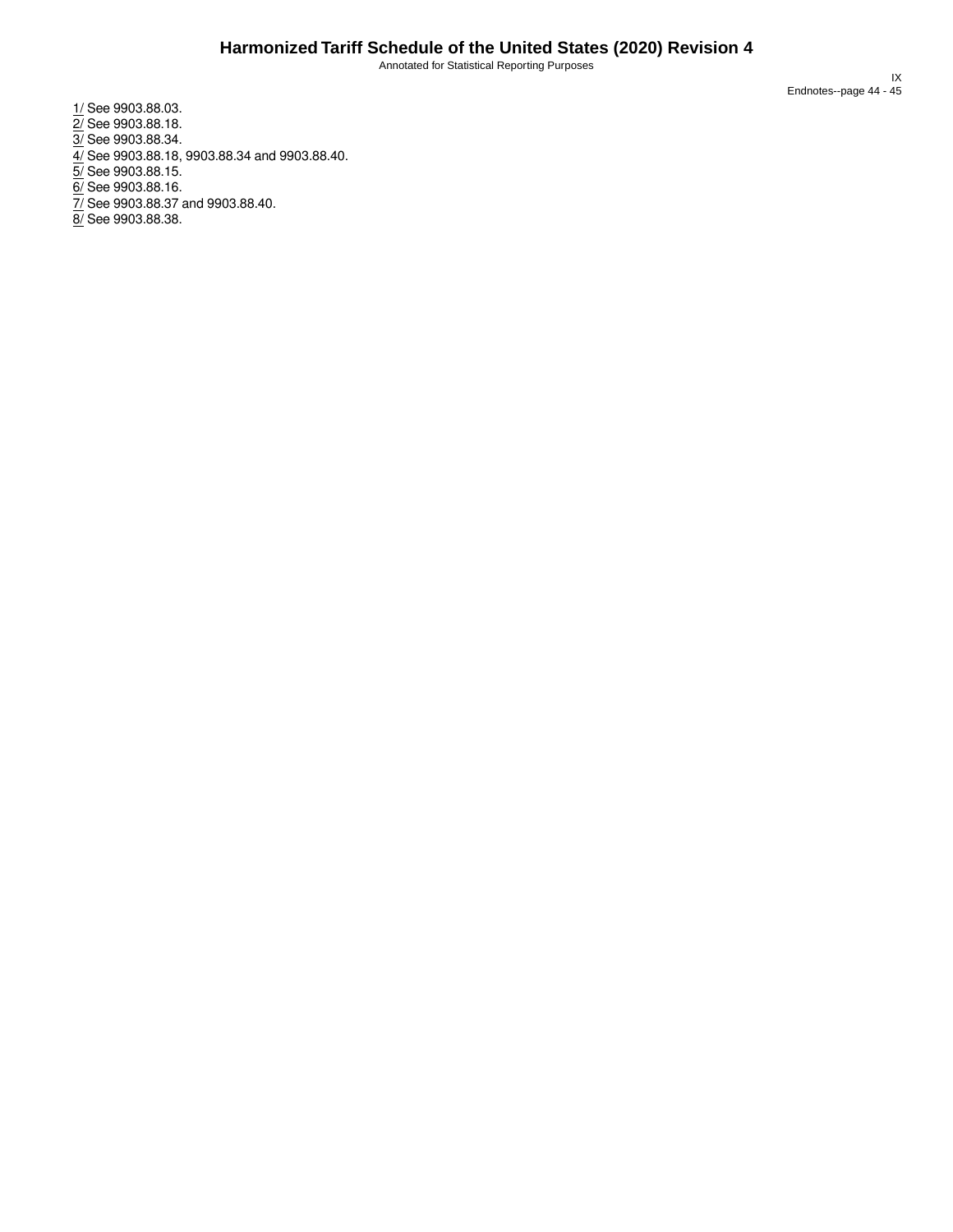1/ See 9903.88.03.
2/ See 9903.88.18.
3/ See 9903.88.34.
4/ See 9903.88.18, 9903.88.34 and 9903.88.40.
5/ See 9903.88.15.
6/ See 9903.88.16.
7/ See 9903.88.37 and 9903.88.40.
8/ See 9903.88.38.